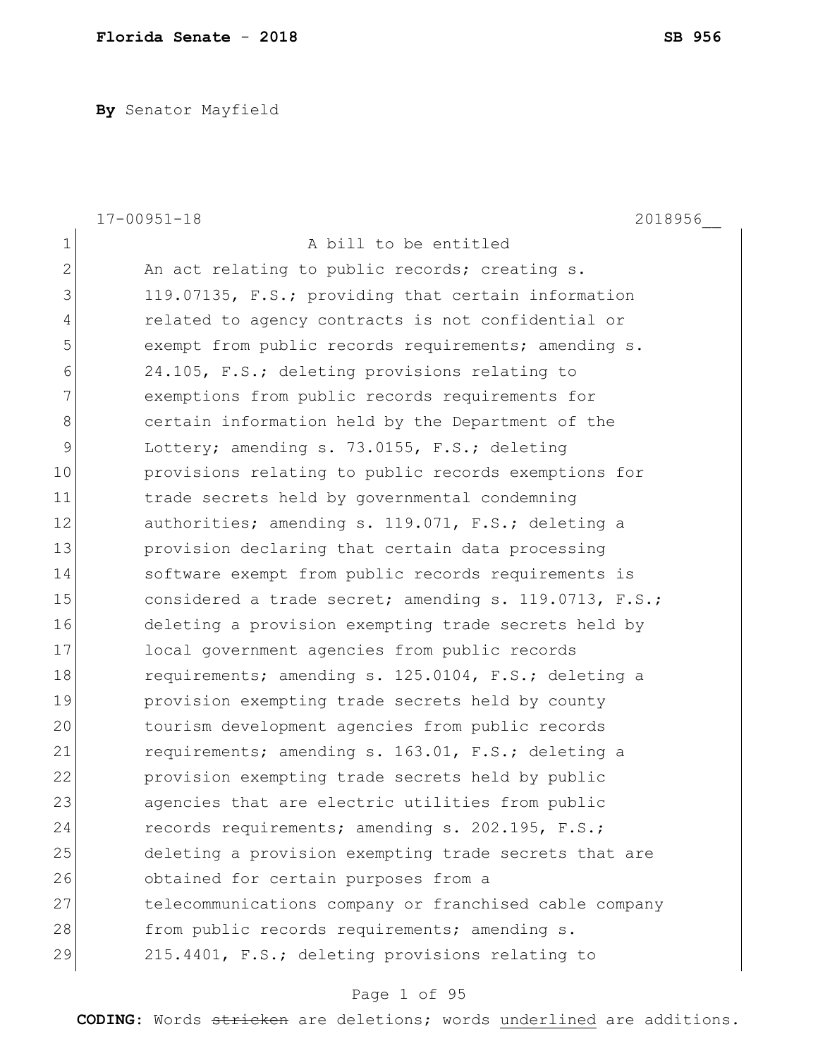**By** Senator Mayfield

17-00951-18 2018956__

A bill to be entitled

An act relating to public records; creating s. 119.07135, F.S.; providing that certain information related to agency contracts is not confidential or exempt from public records requirements; amending s. 24.105, F.S.; deleting provisions relating to exemptions from public records requirements for certain information held by the Department of the Lottery; amending s. 73.0155, F.S.; deleting provisions relating to public records exemptions for trade secrets held by governmental condemning authorities; amending s. 119.071, F.S.; deleting a provision declaring that certain data processing software exempt from public records requirements is considered a trade secret; amending s. 119.0713, F.S.; deleting a provision exempting trade secrets held by local government agencies from public records requirements; amending s. 125.0104, F.S.; deleting a provision exempting trade secrets held by county tourism development agencies from public records requirements; amending s. 163.01, F.S.; deleting a provision exempting trade secrets held by public agencies that are electric utilities from public records requirements; amending s. 202.195, F.S.; deleting a provision exempting trade secrets that are obtained for certain purposes from a telecommunications company or franchised cable company from public records requirements; amending s. 215.4401, F.S.; deleting provisions relating to

**CODING:** Words ~~stricken~~ are deletions; words <u>underlined</u> are additions.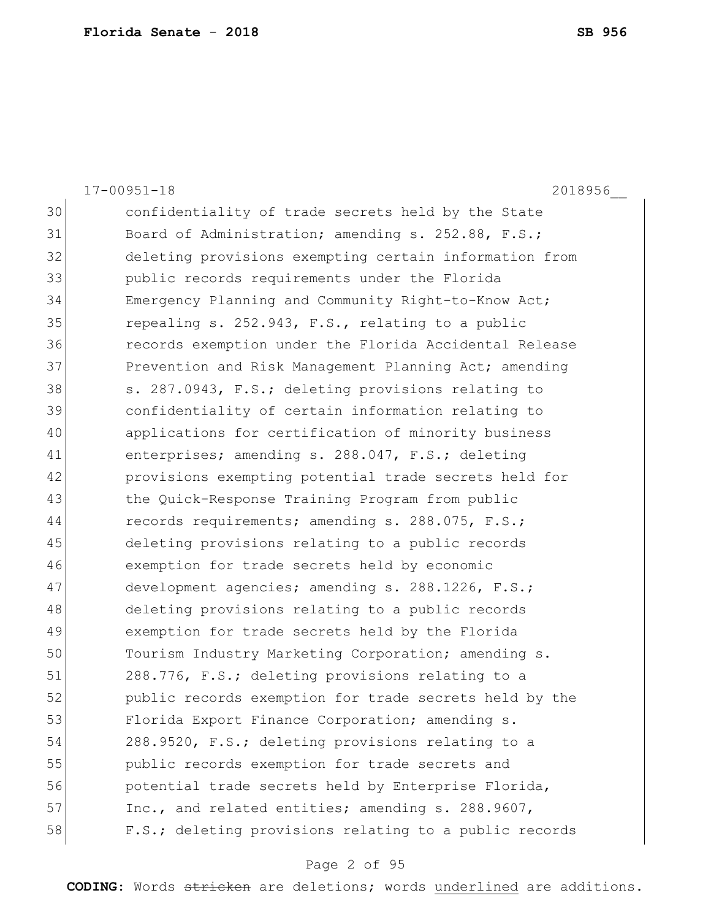confidentiality of trade secrets held by the State Board of Administration; amending s. 252.88, F.S.; deleting provisions exempting certain information from public records requirements under the Florida Emergency Planning and Community Right-to-Know Act; repealing s. 252.943, F.S., relating to a public records exemption under the Florida Accidental Release Prevention and Risk Management Planning Act; amending s. 287.0943, F.S.; deleting provisions relating to confidentiality of certain information relating to applications for certification of minority business enterprises; amending s. 288.047, F.S.; deleting provisions exempting potential trade secrets held for the Quick-Response Training Program from public records requirements; amending s. 288.075, F.S.; deleting provisions relating to a public records exemption for trade secrets held by economic development agencies; amending s. 288.1226, F.S.; deleting provisions relating to a public records exemption for trade secrets held by the Florida Tourism Industry Marketing Corporation; amending s. 288.776, F.S.; deleting provisions relating to a public records exemption for trade secrets held by the Florida Export Finance Corporation; amending s. 288.9520, F.S.; deleting provisions relating to a public records exemption for trade secrets and potential trade secrets held by Enterprise Florida, Inc., and related entities; amending s. 288.9607, F.S.; deleting provisions relating to a public records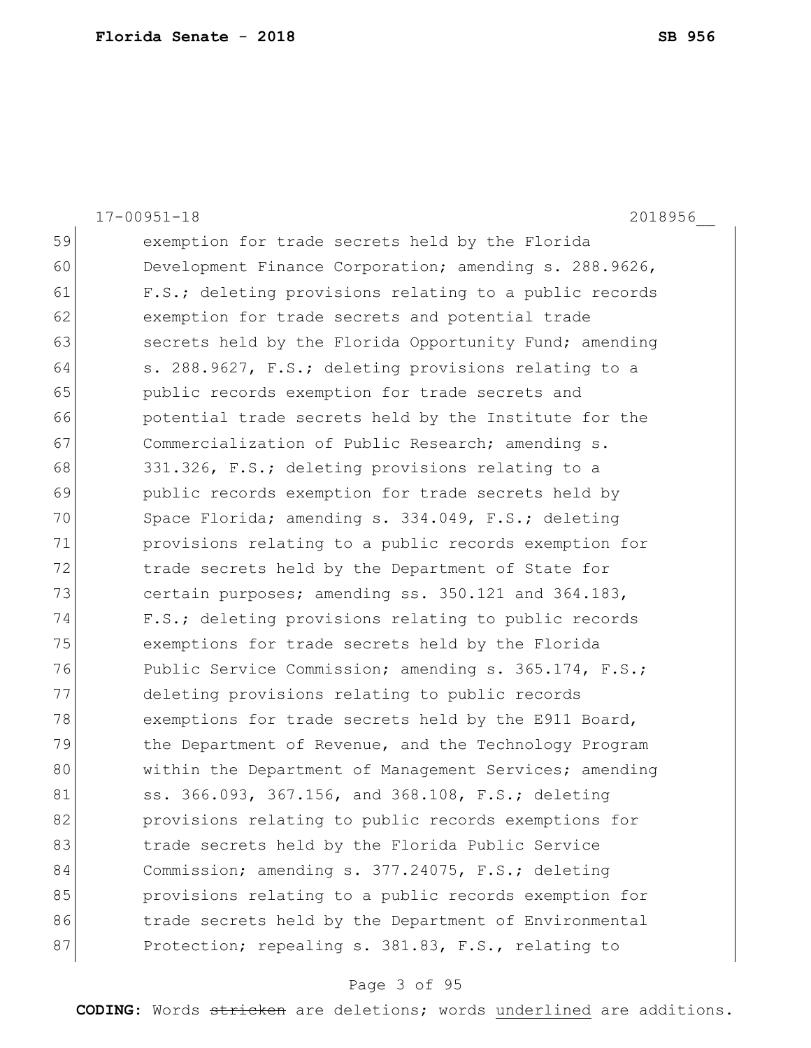17-00951-18 2018956__

59 exemption for trade secrets held by the Florida
60 Development Finance Corporation; amending s. 288.9626,
61 F.S.; deleting provisions relating to a public records
62 exemption for trade secrets and potential trade
63 secrets held by the Florida Opportunity Fund; amending
64 s. 288.9627, F.S.; deleting provisions relating to a
65 public records exemption for trade secrets and
66 potential trade secrets held by the Institute for the
67 Commercialization of Public Research; amending s.
68 331.326, F.S.; deleting provisions relating to a
69 public records exemption for trade secrets held by
70 Space Florida; amending s. 334.049, F.S.; deleting
71 provisions relating to a public records exemption for
72 trade secrets held by the Department of State for
73 certain purposes; amending ss. 350.121 and 364.183,
74 F.S.; deleting provisions relating to public records
75 exemptions for trade secrets held by the Florida
76 Public Service Commission; amending s. 365.174, F.S.;
77 deleting provisions relating to public records
78 exemptions for trade secrets held by the E911 Board,
79 the Department of Revenue, and the Technology Program
80 within the Department of Management Services; amending
81 ss. 366.093, 367.156, and 368.108, F.S.; deleting
82 provisions relating to public records exemptions for
83 trade secrets held by the Florida Public Service
84 Commission; amending s. 377.24075, F.S.; deleting
85 provisions relating to a public records exemption for
86 trade secrets held by the Department of Environmental
87 Protection; repealing s. 381.83, F.S., relating to

**CODING:** Words ~~stricken~~ are deletions; words underlined are additions.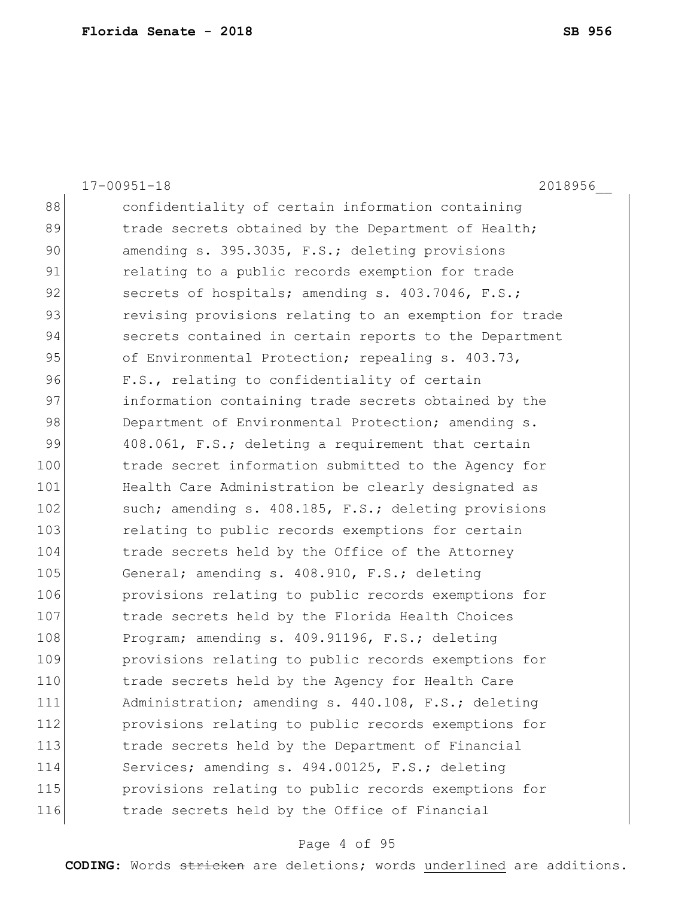17-00951-18 2018956__

88 confidentiality of certain information containing
89 trade secrets obtained by the Department of Health;
90 amending s. 395.3035, F.S.; deleting provisions
91 relating to a public records exemption for trade
92 secrets of hospitals; amending s. 403.7046, F.S.;
93 revising provisions relating to an exemption for trade
94 secrets contained in certain reports to the Department
95 of Environmental Protection; repealing s. 403.73,
96 F.S., relating to confidentiality of certain
97 information containing trade secrets obtained by the
98 Department of Environmental Protection; amending s.
99 408.061, F.S.; deleting a requirement that certain
100 trade secret information submitted to the Agency for
101 Health Care Administration be clearly designated as
102 such; amending s. 408.185, F.S.; deleting provisions
103 relating to public records exemptions for certain
104 trade secrets held by the Office of the Attorney
105 General; amending s. 408.910, F.S.; deleting
106 provisions relating to public records exemptions for
107 trade secrets held by the Florida Health Choices
108 Program; amending s. 409.91196, F.S.; deleting
109 provisions relating to public records exemptions for
110 trade secrets held by the Agency for Health Care
111 Administration; amending s. 440.108, F.S.; deleting
112 provisions relating to public records exemptions for
113 trade secrets held by the Department of Financial
114 Services; amending s. 494.00125, F.S.; deleting
115 provisions relating to public records exemptions for
116 trade secrets held by the Office of Financial

**CODING:** Words ~~stricken~~ are deletions; words underlined are additions.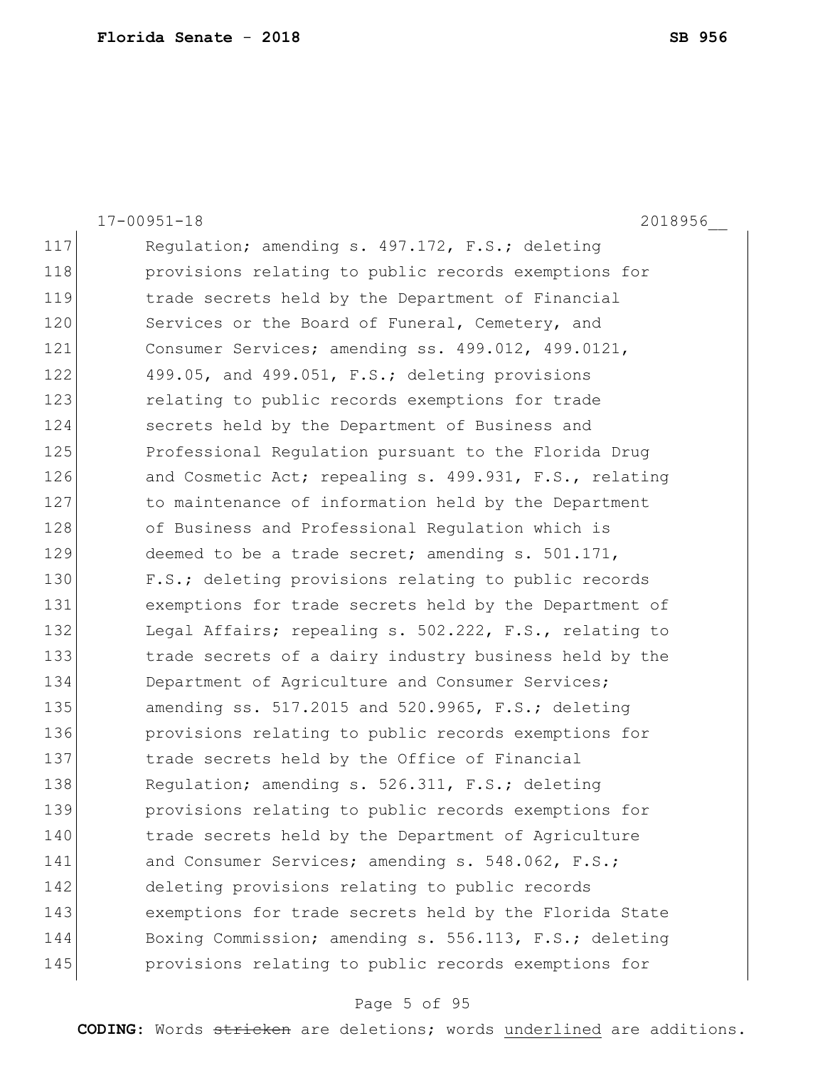17-00951-18 2018956__

117 Regulation; amending s. 497.172, F.S.; deleting
118 provisions relating to public records exemptions for
119 trade secrets held by the Department of Financial
120 Services or the Board of Funeral, Cemetery, and
121 Consumer Services; amending ss. 499.012, 499.0121,
122 499.05, and 499.051, F.S.; deleting provisions
123 relating to public records exemptions for trade
124 secrets held by the Department of Business and
125 Professional Regulation pursuant to the Florida Drug
126 and Cosmetic Act; repealing s. 499.931, F.S., relating
127 to maintenance of information held by the Department
128 of Business and Professional Regulation which is
129 deemed to be a trade secret; amending s. 501.171,
130 F.S.; deleting provisions relating to public records
131 exemptions for trade secrets held by the Department of
132 Legal Affairs; repealing s. 502.222, F.S., relating to
133 trade secrets of a dairy industry business held by the
134 Department of Agriculture and Consumer Services;
135 amending ss. 517.2015 and 520.9965, F.S.; deleting
136 provisions relating to public records exemptions for
137 trade secrets held by the Office of Financial
138 Regulation; amending s. 526.311, F.S.; deleting
139 provisions relating to public records exemptions for
140 trade secrets held by the Department of Agriculture
141 and Consumer Services; amending s. 548.062, F.S.;
142 deleting provisions relating to public records
143 exemptions for trade secrets held by the Florida State
144 Boxing Commission; amending s. 556.113, F.S.; deleting
145 provisions relating to public records exemptions for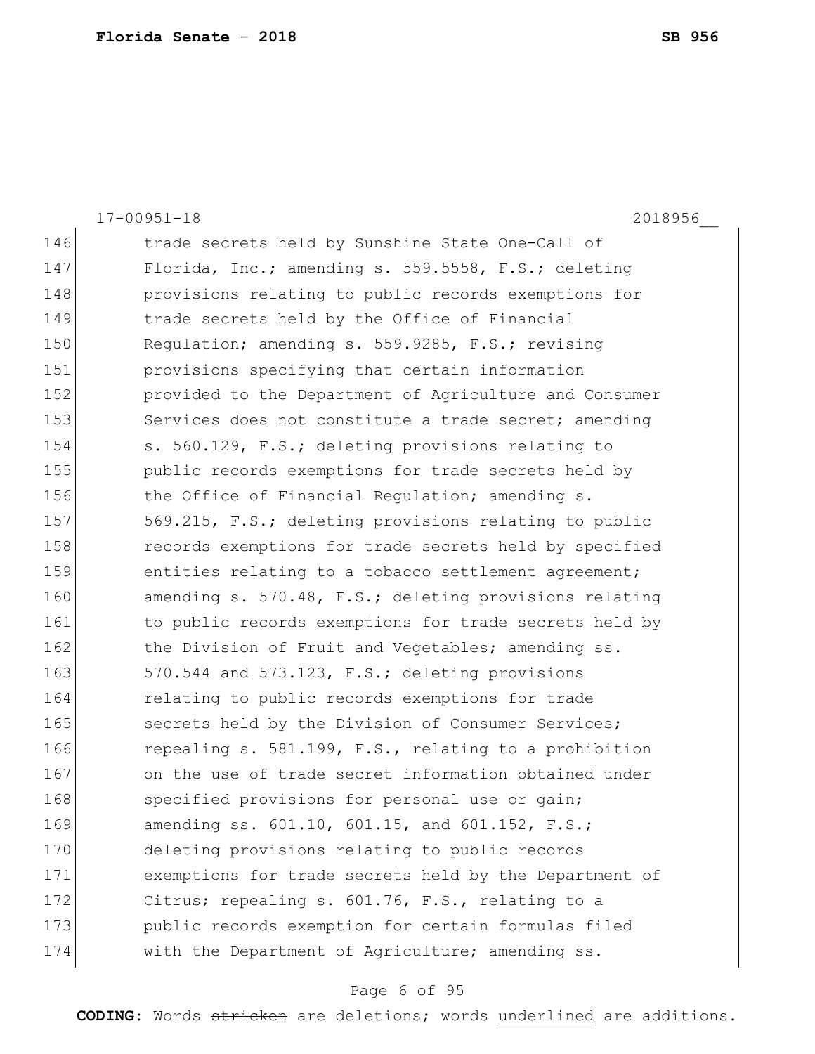17-00951-18 2018956__

146 trade secrets held by Sunshine State One-Call of
147 Florida, Inc.; amending s. 559.5558, F.S.; deleting
148 provisions relating to public records exemptions for
149 trade secrets held by the Office of Financial
150 Regulation; amending s. 559.9285, F.S.; revising
151 provisions specifying that certain information
152 provided to the Department of Agriculture and Consumer
153 Services does not constitute a trade secret; amending
154 s. 560.129, F.S.; deleting provisions relating to
155 public records exemptions for trade secrets held by
156 the Office of Financial Regulation; amending s.
157 569.215, F.S.; deleting provisions relating to public
158 records exemptions for trade secrets held by specified
159 entities relating to a tobacco settlement agreement;
160 amending s. 570.48, F.S.; deleting provisions relating
161 to public records exemptions for trade secrets held by
162 the Division of Fruit and Vegetables; amending ss.
163 570.544 and 573.123, F.S.; deleting provisions
164 relating to public records exemptions for trade
165 secrets held by the Division of Consumer Services;
166 repealing s. 581.199, F.S., relating to a prohibition
167 on the use of trade secret information obtained under
168 specified provisions for personal use or gain;
169 amending ss. 601.10, 601.15, and 601.152, F.S.;
170 deleting provisions relating to public records
171 exemptions for trade secrets held by the Department of
172 Citrus; repealing s. 601.76, F.S., relating to a
173 public records exemption for certain formulas filed
174 with the Department of Agriculture; amending ss.

**CODING:** Words ~~stricken~~ are deletions; words <u>underlined</u> are additions.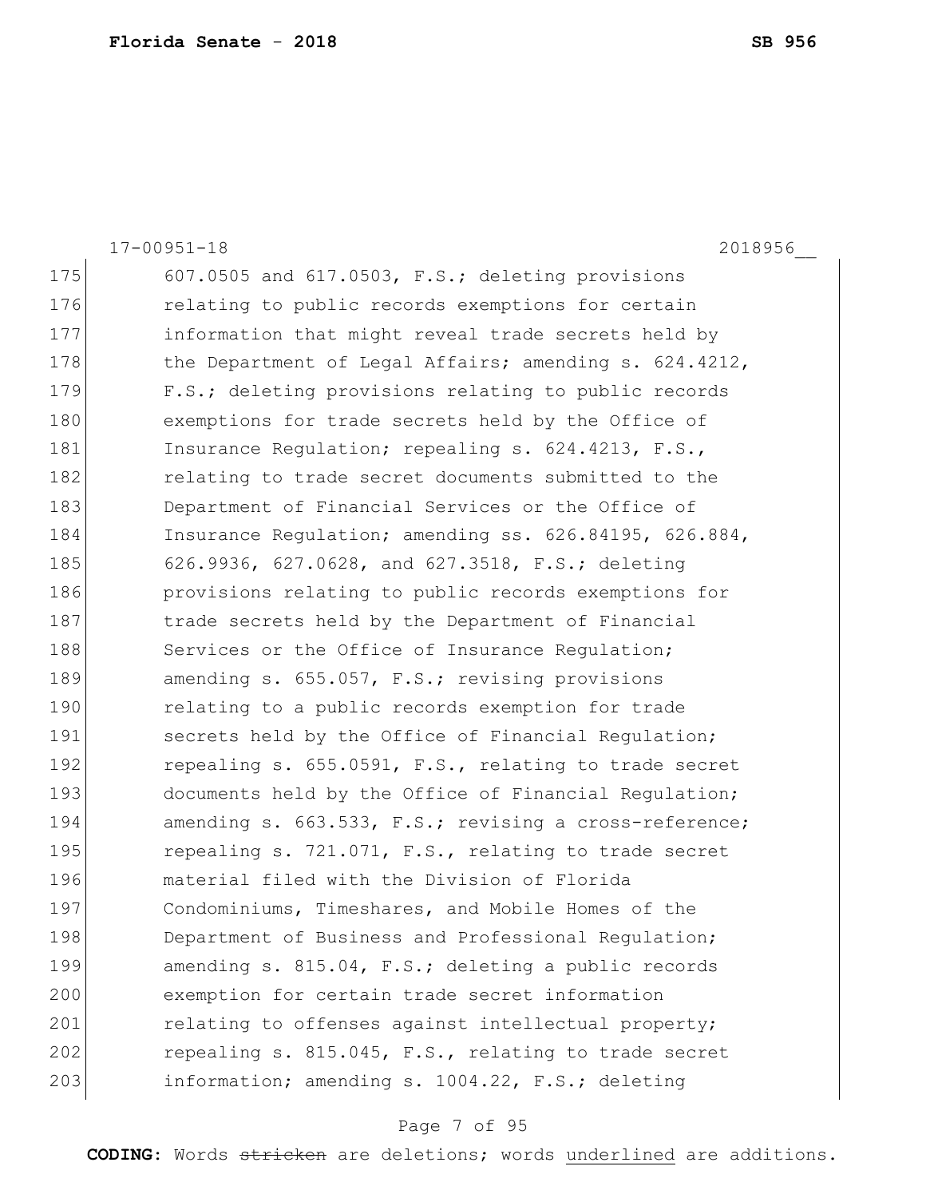17-00951-18 2018956__

175 607.0505 and 617.0503, F.S.; deleting provisions
176 relating to public records exemptions for certain
177 information that might reveal trade secrets held by
178 the Department of Legal Affairs; amending s. 624.4212,
179 F.S.; deleting provisions relating to public records
180 exemptions for trade secrets held by the Office of
181 Insurance Regulation; repealing s. 624.4213, F.S.,
182 relating to trade secret documents submitted to the
183 Department of Financial Services or the Office of
184 Insurance Regulation; amending ss. 626.84195, 626.884,
185 626.9936, 627.0628, and 627.3518, F.S.; deleting
186 provisions relating to public records exemptions for
187 trade secrets held by the Department of Financial
188 Services or the Office of Insurance Regulation;
189 amending s. 655.057, F.S.; revising provisions
190 relating to a public records exemption for trade
191 secrets held by the Office of Financial Regulation;
192 repealing s. 655.0591, F.S., relating to trade secret
193 documents held by the Office of Financial Regulation;
194 amending s. 663.533, F.S.; revising a cross-reference;
195 repealing s. 721.071, F.S., relating to trade secret
196 material filed with the Division of Florida
197 Condominiums, Timeshares, and Mobile Homes of the
198 Department of Business and Professional Regulation;
199 amending s. 815.04, F.S.; deleting a public records
200 exemption for certain trade secret information
201 relating to offenses against intellectual property;
202 repealing s. 815.045, F.S., relating to trade secret
203 information; amending s. 1004.22, F.S.; deleting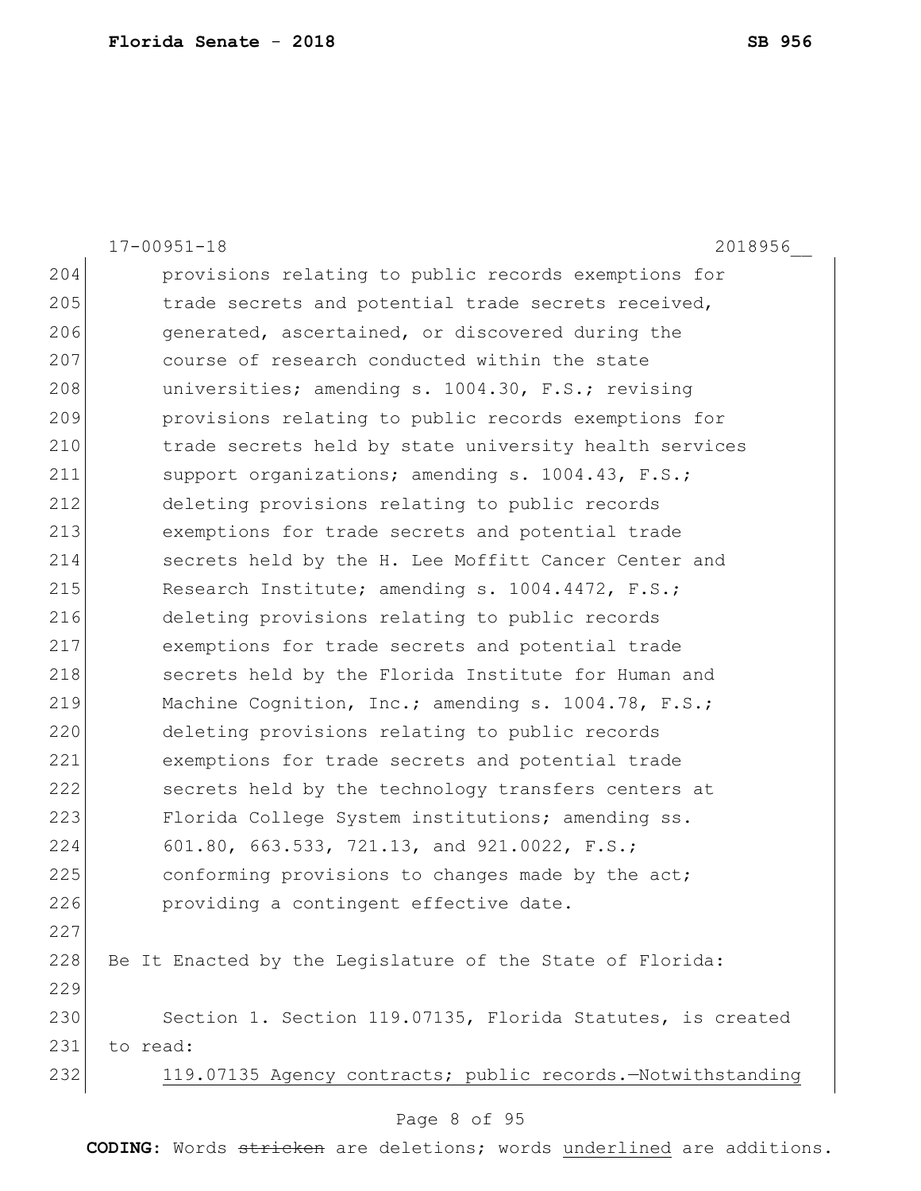provisions relating to public records exemptions for trade secrets and potential trade secrets received, generated, ascertained, or discovered during the course of research conducted within the state universities; amending s. 1004.30, F.S.; revising provisions relating to public records exemptions for trade secrets held by state university health services support organizations; amending s. 1004.43, F.S.; deleting provisions relating to public records exemptions for trade secrets and potential trade secrets held by the H. Lee Moffitt Cancer Center and Research Institute; amending s. 1004.4472, F.S.; deleting provisions relating to public records exemptions for trade secrets and potential trade secrets held by the Florida Institute for Human and Machine Cognition, Inc.; amending s. 1004.78, F.S.; deleting provisions relating to public records exemptions for trade secrets and potential trade secrets held by the technology transfers centers at Florida College System institutions; amending ss. 601.80, 663.533, 721.13, and 921.0022, F.S.; conforming provisions to changes made by the act; providing a contingent effective date.

Be It Enacted by the Legislature of the State of Florida:

Section 1. Section 119.07135, Florida Statutes, is created to read:

<u>119.07135 Agency contracts; public records.—Notwithstanding</u>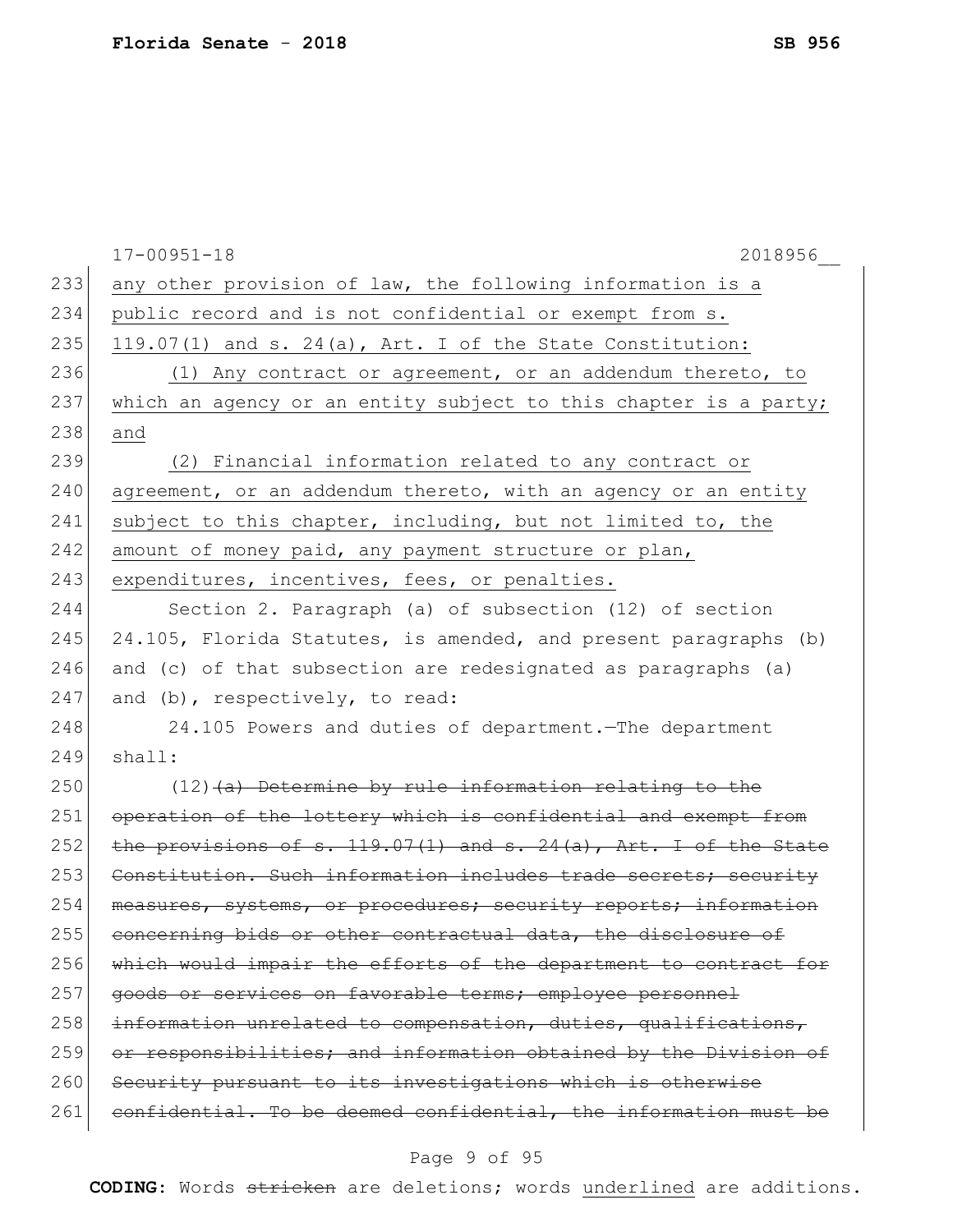any other provision of law, the following information is a public record and is not confidential or exempt from s. 119.07(1) and s. 24(a), Art. I of the State Constitution:

(1) Any contract or agreement, or an addendum thereto, to which an agency or an entity subject to this chapter is a party; and

(2) Financial information related to any contract or agreement, or an addendum thereto, with an agency or an entity subject to this chapter, including, but not limited to, the amount of money paid, any payment structure or plan, expenditures, incentives, fees, or penalties.

Section 2. Paragraph (a) of subsection (12) of section 24.105, Florida Statutes, is amended, and present paragraphs (b) and (c) of that subsection are redesignated as paragraphs (a) and (b), respectively, to read:

24.105 Powers and duties of department.—The department shall:

(12) ~~(a) Determine by rule information relating to the operation of the lottery which is confidential and exempt from the provisions of s. 119.07(1) and s. 24(a), Art. I of the State Constitution. Such information includes trade secrets; security measures, systems, or procedures; security reports; information concerning bids or other contractual data, the disclosure of which would impair the efforts of the department to contract for goods or services on favorable terms; employee personnel information unrelated to compensation, duties, qualifications, or responsibilities; and information obtained by the Division of Security pursuant to its investigations which is otherwise confidential. To be deemed confidential, the information must be~~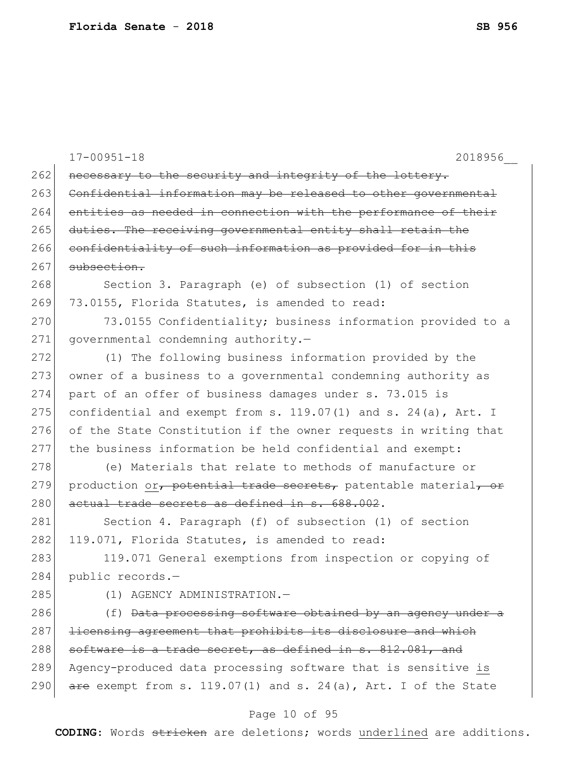~~necessary to the security and integrity of the lottery. Confidential information may be released to other governmental entities as needed in connection with the performance of their duties. The receiving governmental entity shall retain the confidentiality of such information as provided for in this subsection.~~

Section 3. Paragraph (e) of subsection (1) of section 73.0155, Florida Statutes, is amended to read:

73.0155 Confidentiality; business information provided to a governmental condemning authority.—

(1) The following business information provided by the owner of a business to a governmental condemning authority as part of an offer of business damages under s. 73.015 is confidential and exempt from s. 119.07(1) and s. 24(a), Art. I of the State Constitution if the owner requests in writing that the business information be held confidential and exempt:

(e) Materials that relate to methods of manufacture or production <u>or</u>~~, potential trade secrets,~~ patentable material~~, or actual trade secrets as defined in s. 688.002~~.

Section 4. Paragraph (f) of subsection (1) of section 119.071, Florida Statutes, is amended to read:

119.071 General exemptions from inspection or copying of public records.—

(1) AGENCY ADMINISTRATION.—

(f) ~~Data processing software obtained by an agency under a licensing agreement that prohibits its disclosure and which software is a trade secret, as defined in s. 812.081, and~~ Agency-produced data processing software that is sensitive <u>is</u> ~~are~~ exempt from s. 119.07(1) and s. 24(a), Art. I of the State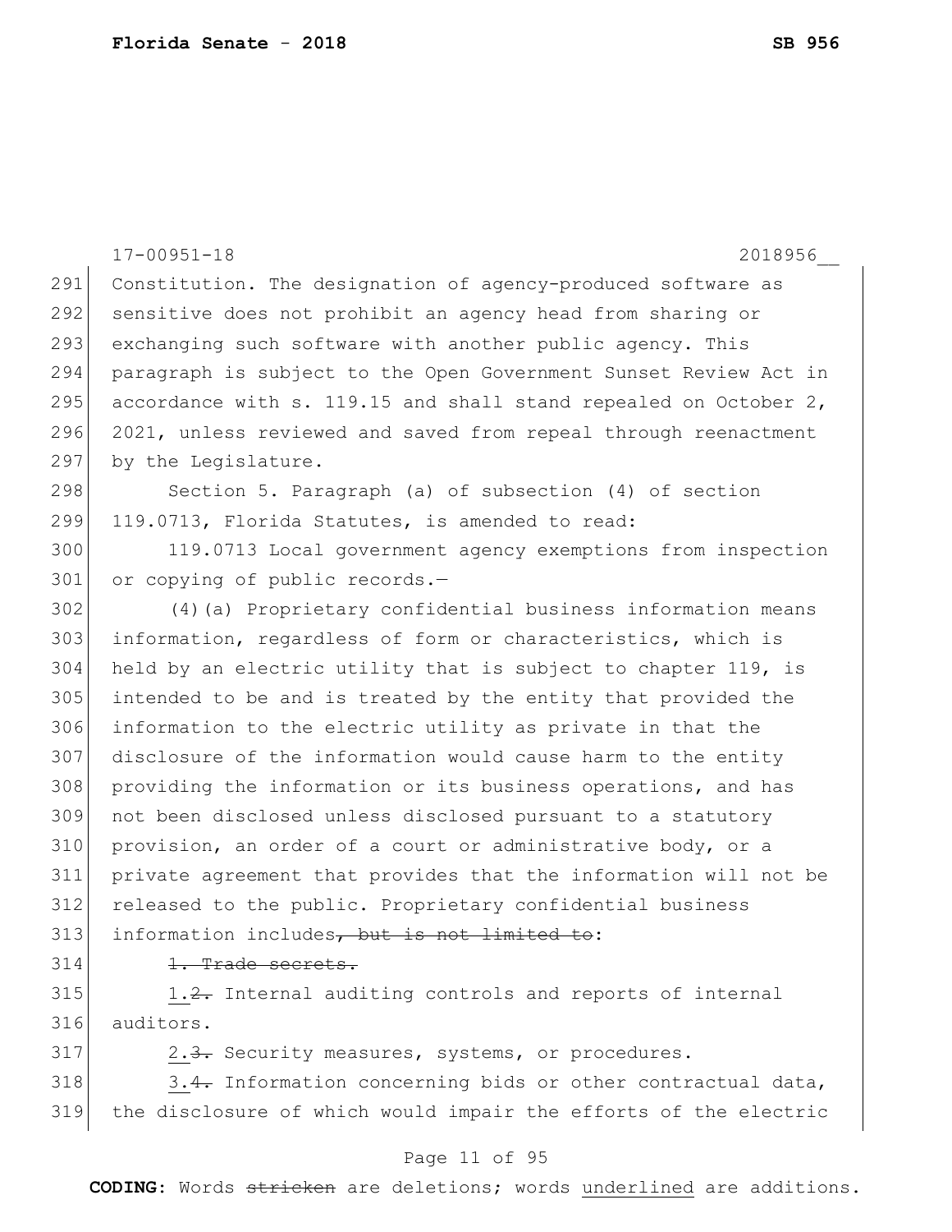17-00951-18 2018956__

291 Constitution. The designation of agency-produced software as
292 sensitive does not prohibit an agency head from sharing or
293 exchanging such software with another public agency. This
294 paragraph is subject to the Open Government Sunset Review Act in
295 accordance with s. 119.15 and shall stand repealed on October 2,
296 2021, unless reviewed and saved from repeal through reenactment
297 by the Legislature.

298 Section 5. Paragraph (a) of subsection (4) of section
299 119.0713, Florida Statutes, is amended to read:

300 119.0713 Local government agency exemptions from inspection
301 or copying of public records.—

302 (4)(a) Proprietary confidential business information means
303 information, regardless of form or characteristics, which is
304 held by an electric utility that is subject to chapter 119, is
305 intended to be and is treated by the entity that provided the
306 information to the electric utility as private in that the
307 disclosure of the information would cause harm to the entity
308 providing the information or its business operations, and has
309 not been disclosed unless disclosed pursuant to a statutory
310 provision, an order of a court or administrative body, or a
311 private agreement that provides that the information will not be
312 released to the public. Proprietary confidential business
313 information includes~~, but is not limited to~~:

314 ~~1. Trade secrets.~~

315 <u>1.</u>~~2.~~ Internal auditing controls and reports of internal
316 auditors.

317 <u>2.</u>~~3.~~ Security measures, systems, or procedures.

318 <u>3.</u>~~4.~~ Information concerning bids or other contractual data,
319 the disclosure of which would impair the efforts of the electric

**CODING:** Words ~~stricken~~ are deletions; words <u>underlined</u> are additions.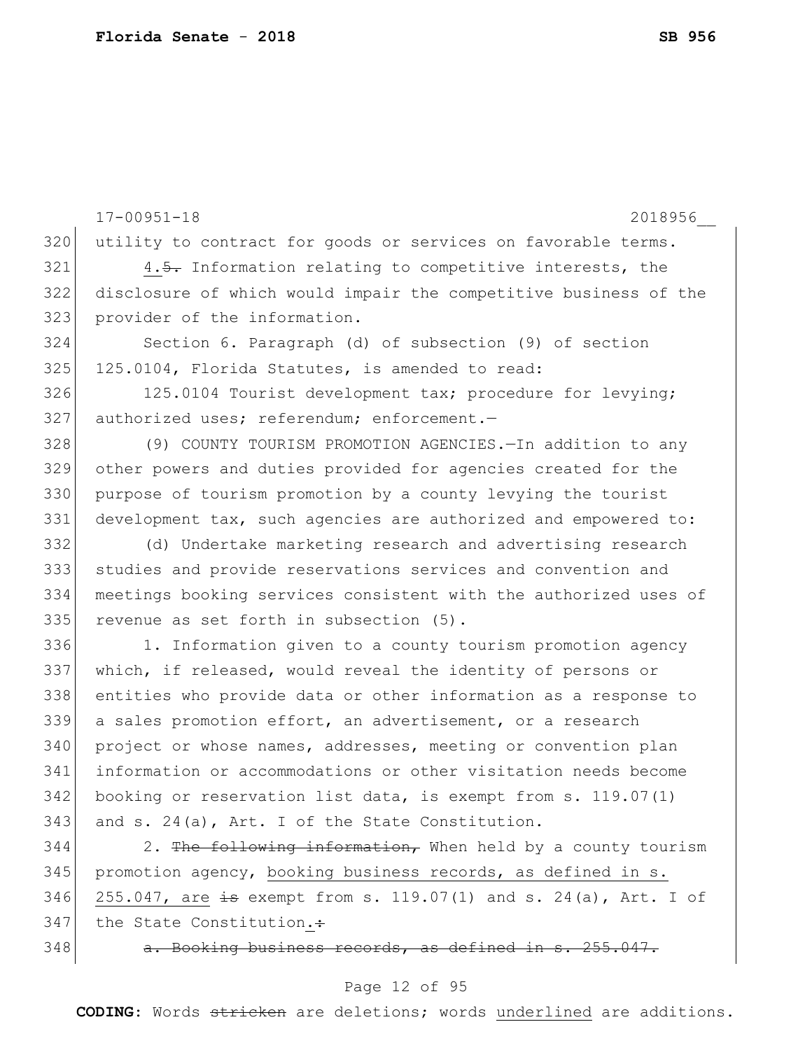utility to contract for goods or services on favorable terms.

4.~~5.~~ Information relating to competitive interests, the disclosure of which would impair the competitive business of the provider of the information.

Section 6. Paragraph (d) of subsection (9) of section 125.0104, Florida Statutes, is amended to read:

125.0104 Tourist development tax; procedure for levying; authorized uses; referendum; enforcement.—

(9) COUNTY TOURISM PROMOTION AGENCIES.—In addition to any other powers and duties provided for agencies created for the purpose of tourism promotion by a county levying the tourist development tax, such agencies are authorized and empowered to:

(d) Undertake marketing research and advertising research studies and provide reservations services and convention and meetings booking services consistent with the authorized uses of revenue as set forth in subsection (5).

1. Information given to a county tourism promotion agency which, if released, would reveal the identity of persons or entities who provide data or other information as a response to a sales promotion effort, an advertisement, or a research project or whose names, addresses, meeting or convention plan information or accommodations or other visitation needs become booking or reservation list data, is exempt from s. 119.07(1) and s. 24(a), Art. I of the State Constitution.

2. ~~The following information,~~ When held by a county tourism promotion agency, <u>booking business records, as defined in s. 255.047, are</u> ~~is~~ exempt from s. 119.07(1) and s. 24(a), Art. I of the State Constitution<u>.</u>~~:~~

~~a. Booking business records, as defined in s. 255.047.~~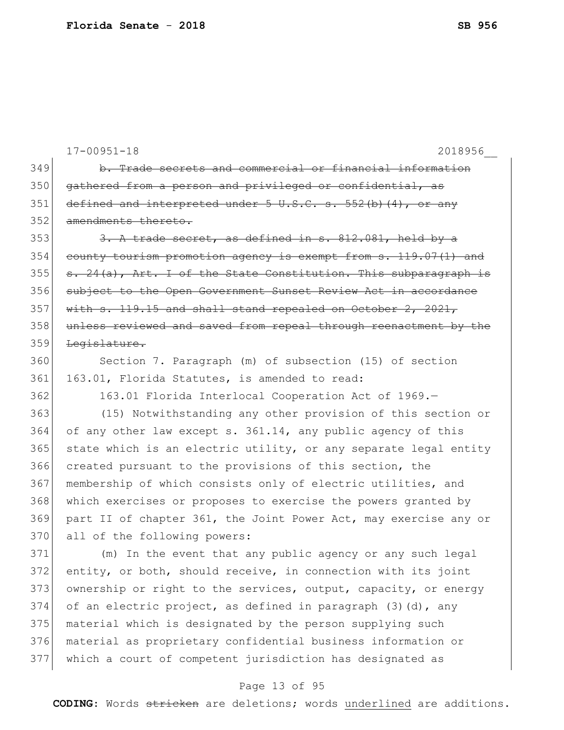17-00951-18 2018956__

~~b. Trade secrets and commercial or financial information gathered from a person and privileged or confidential, as defined and interpreted under 5 U.S.C. s. 552(b)(4), or any amendments thereto.~~

~~3. A trade secret, as defined in s. 812.081, held by a county tourism promotion agency is exempt from s. 119.07(1) and s. 24(a), Art. I of the State Constitution. This subparagraph is subject to the Open Government Sunset Review Act in accordance with s. 119.15 and shall stand repealed on October 2, 2021, unless reviewed and saved from repeal through reenactment by the Legislature.~~

Section 7. Paragraph (m) of subsection (15) of section 163.01, Florida Statutes, is amended to read:

163.01 Florida Interlocal Cooperation Act of 1969.—

(15) Notwithstanding any other provision of this section or of any other law except s. 361.14, any public agency of this state which is an electric utility, or any separate legal entity created pursuant to the provisions of this section, the membership of which consists only of electric utilities, and which exercises or proposes to exercise the powers granted by part II of chapter 361, the Joint Power Act, may exercise any or all of the following powers:

(m) In the event that any public agency or any such legal entity, or both, should receive, in connection with its joint ownership or right to the services, output, capacity, or energy of an electric project, as defined in paragraph (3)(d), any material which is designated by the person supplying such material as proprietary confidential business information or which a court of competent jurisdiction has designated as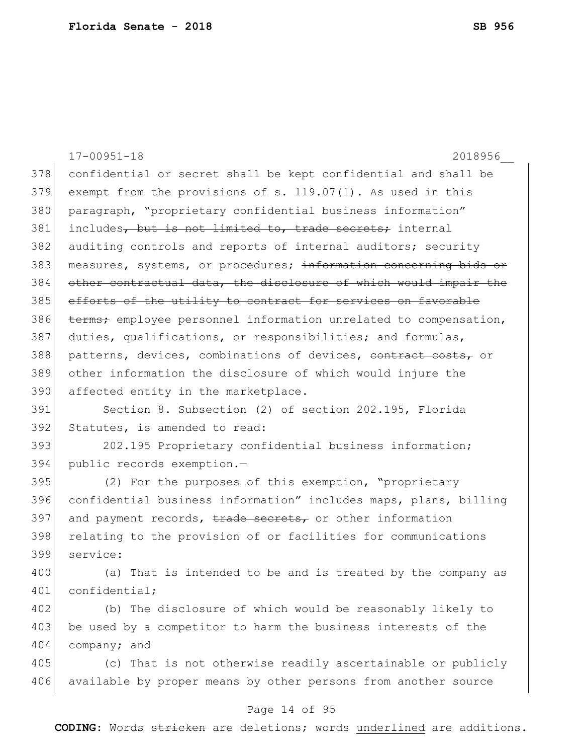confidential or secret shall be kept confidential and shall be exempt from the provisions of s. 119.07(1). As used in this paragraph, "proprietary confidential business information" includes~~, but is not limited to, trade secrets;~~ internal auditing controls and reports of internal auditors; security measures, systems, or procedures; ~~information concerning bids or other contractual data, the disclosure of which would impair the efforts of the utility to contract for services on favorable terms;~~ employee personnel information unrelated to compensation, duties, qualifications, or responsibilities; and formulas, patterns, devices, combinations of devices, ~~contract costs,~~ or other information the disclosure of which would injure the affected entity in the marketplace.

Section 8. Subsection (2) of section 202.195, Florida Statutes, is amended to read:

202.195 Proprietary confidential business information; public records exemption.—

(2) For the purposes of this exemption, "proprietary confidential business information" includes maps, plans, billing and payment records, ~~trade secrets,~~ or other information relating to the provision of or facilities for communications service:

(a) That is intended to be and is treated by the company as confidential;

(b) The disclosure of which would be reasonably likely to be used by a competitor to harm the business interests of the company; and

(c) That is not otherwise readily ascertainable or publicly available by proper means by other persons from another source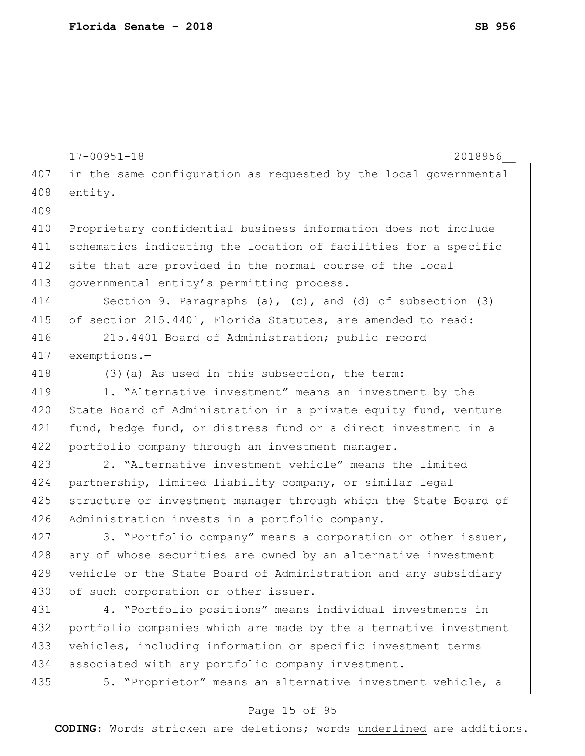in the same configuration as requested by the local governmental entity.

Proprietary confidential business information does not include schematics indicating the location of facilities for a specific site that are provided in the normal course of the local governmental entity's permitting process.

Section 9. Paragraphs (a), (c), and (d) of subsection (3) of section 215.4401, Florida Statutes, are amended to read:

215.4401 Board of Administration; public record exemptions.—

(3)(a) As used in this subsection, the term:

1. "Alternative investment" means an investment by the State Board of Administration in a private equity fund, venture fund, hedge fund, or distress fund or a direct investment in a portfolio company through an investment manager.

2. "Alternative investment vehicle" means the limited partnership, limited liability company, or similar legal structure or investment manager through which the State Board of Administration invests in a portfolio company.

3. "Portfolio company" means a corporation or other issuer, any of whose securities are owned by an alternative investment vehicle or the State Board of Administration and any subsidiary of such corporation or other issuer.

4. "Portfolio positions" means individual investments in portfolio companies which are made by the alternative investment vehicles, including information or specific investment terms associated with any portfolio company investment.

5. "Proprietor" means an alternative investment vehicle, a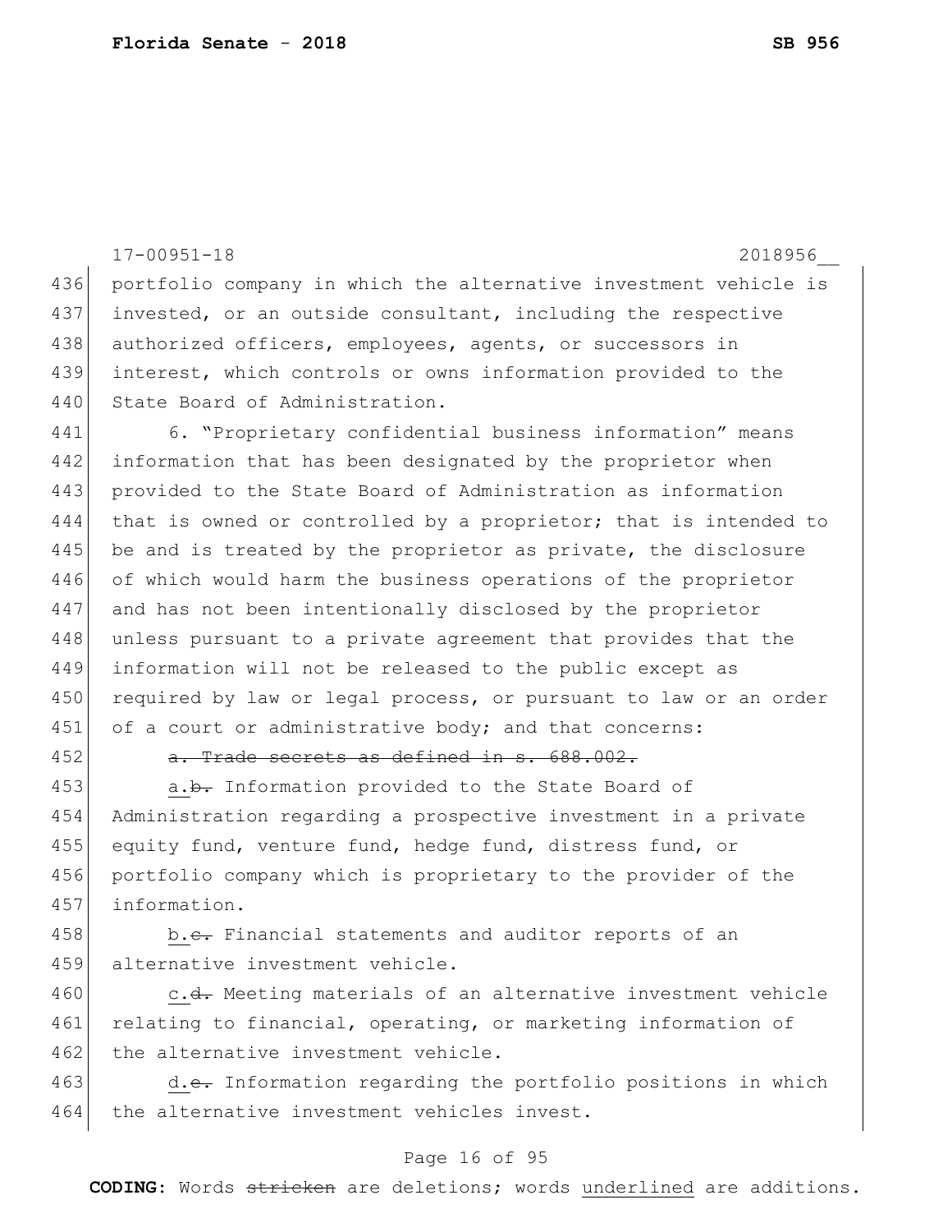17-00951-18 2018956__

436 portfolio company in which the alternative investment vehicle is
437 invested, or an outside consultant, including the respective
438 authorized officers, employees, agents, or successors in
439 interest, which controls or owns information provided to the
440 State Board of Administration.

441 6. "Proprietary confidential business information" means
442 information that has been designated by the proprietor when
443 provided to the State Board of Administration as information
444 that is owned or controlled by a proprietor; that is intended to
445 be and is treated by the proprietor as private, the disclosure
446 of which would harm the business operations of the proprietor
447 and has not been intentionally disclosed by the proprietor
448 unless pursuant to a private agreement that provides that the
449 information will not be released to the public except as
450 required by law or legal process, or pursuant to law or an order
451 of a court or administrative body; and that concerns:

452 ~~a. Trade secrets as defined in s. 688.002.~~

453 <u>a.</u>~~b.~~ Information provided to the State Board of
454 Administration regarding a prospective investment in a private
455 equity fund, venture fund, hedge fund, distress fund, or
456 portfolio company which is proprietary to the provider of the
457 information.

458 <u>b.</u>~~c.~~ Financial statements and auditor reports of an
459 alternative investment vehicle.

460 <u>c.</u>~~d.~~ Meeting materials of an alternative investment vehicle
461 relating to financial, operating, or marketing information of
462 the alternative investment vehicle.

463 <u>d.</u>~~e.~~ Information regarding the portfolio positions in which
464 the alternative investment vehicles invest.

**CODING:** Words ~~stricken~~ are deletions; words <u>underlined</u> are additions.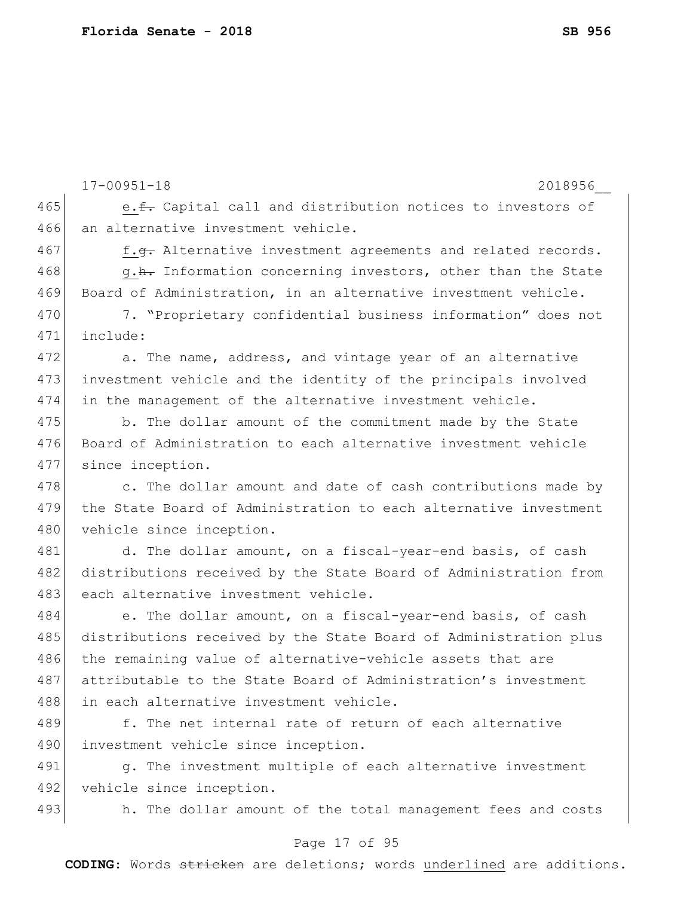e.~~f.~~ Capital call and distribution notices to investors of an alternative investment vehicle.

f.~~g.~~ Alternative investment agreements and related records.

g.~~h.~~ Information concerning investors, other than the State Board of Administration, in an alternative investment vehicle.

7. “Proprietary confidential business information” does not include:

a. The name, address, and vintage year of an alternative investment vehicle and the identity of the principals involved in the management of the alternative investment vehicle.

b. The dollar amount of the commitment made by the State Board of Administration to each alternative investment vehicle since inception.

c. The dollar amount and date of cash contributions made by the State Board of Administration to each alternative investment vehicle since inception.

d. The dollar amount, on a fiscal-year-end basis, of cash distributions received by the State Board of Administration from each alternative investment vehicle.

e. The dollar amount, on a fiscal-year-end basis, of cash distributions received by the State Board of Administration plus the remaining value of alternative-vehicle assets that are attributable to the State Board of Administration’s investment in each alternative investment vehicle.

f. The net internal rate of return of each alternative investment vehicle since inception.

g. The investment multiple of each alternative investment vehicle since inception.

h. The dollar amount of the total management fees and costs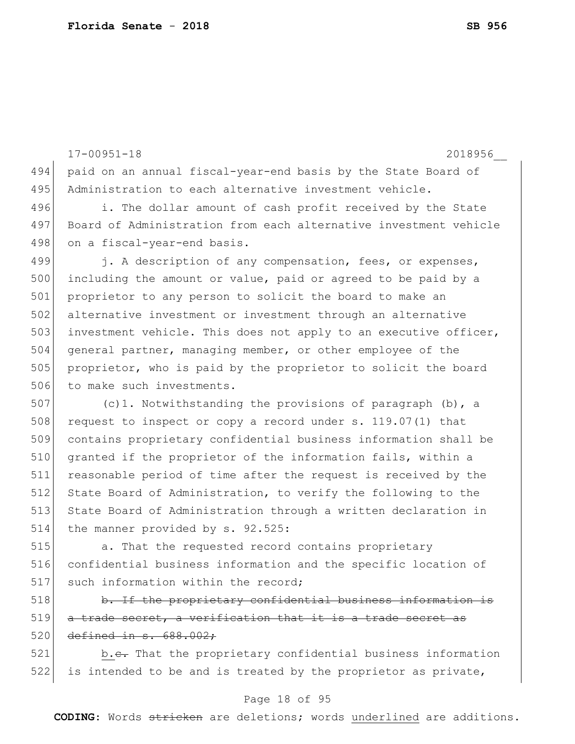17-00951-18 2018956__

paid on an annual fiscal-year-end basis by the State Board of Administration to each alternative investment vehicle.

i. The dollar amount of cash profit received by the State Board of Administration from each alternative investment vehicle on a fiscal-year-end basis.

j. A description of any compensation, fees, or expenses, including the amount or value, paid or agreed to be paid by a proprietor to any person to solicit the board to make an alternative investment or investment through an alternative investment vehicle. This does not apply to an executive officer, general partner, managing member, or other employee of the proprietor, who is paid by the proprietor to solicit the board to make such investments.

(c)1. Notwithstanding the provisions of paragraph (b), a request to inspect or copy a record under s. 119.07(1) that contains proprietary confidential business information shall be granted if the proprietor of the information fails, within a reasonable period of time after the request is received by the State Board of Administration, to verify the following to the State Board of Administration through a written declaration in the manner provided by s. 92.525:

a. That the requested record contains proprietary confidential business information and the specific location of such information within the record;

~~b. If the proprietary confidential business information is a trade secret, a verification that it is a trade secret as defined in s. 688.002;~~

<u>b.</u>~~c.~~ That the proprietary confidential business information is intended to be and is treated by the proprietor as private,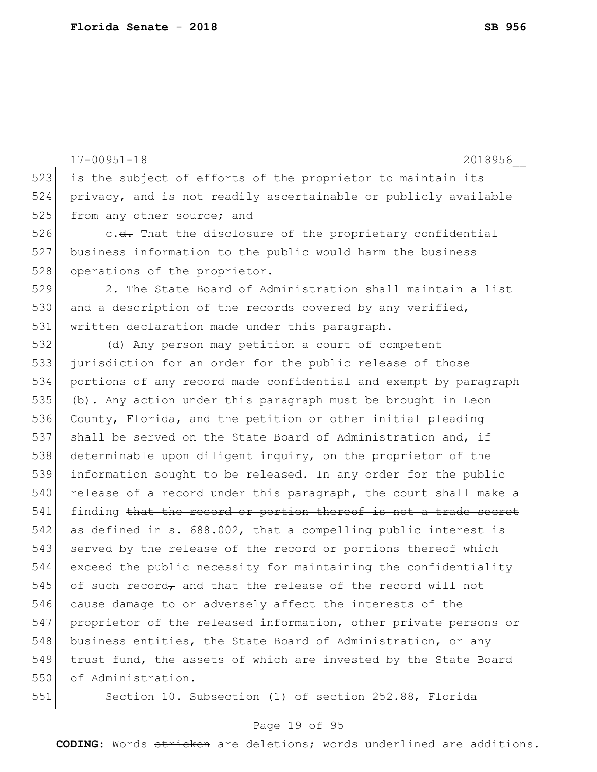is the subject of efforts of the proprietor to maintain its privacy, and is not readily ascertainable or publicly available from any other source; and

<u>c.</u>~~d.~~ That the disclosure of the proprietary confidential business information to the public would harm the business operations of the proprietor.

2. The State Board of Administration shall maintain a list and a description of the records covered by any verified, written declaration made under this paragraph.

(d) Any person may petition a court of competent jurisdiction for an order for the public release of those portions of any record made confidential and exempt by paragraph (b). Any action under this paragraph must be brought in Leon County, Florida, and the petition or other initial pleading shall be served on the State Board of Administration and, if determinable upon diligent inquiry, on the proprietor of the information sought to be released. In any order for the public release of a record under this paragraph, the court shall make a finding ~~that the record or portion thereof is not a trade secret as defined in s. 688.002,~~ that a compelling public interest is served by the release of the record or portions thereof which exceed the public necessity for maintaining the confidentiality of such record~~,~~ and that the release of the record will not cause damage to or adversely affect the interests of the proprietor of the released information, other private persons or business entities, the State Board of Administration, or any trust fund, the assets of which are invested by the State Board of Administration.

Section 10. Subsection (1) of section 252.88, Florida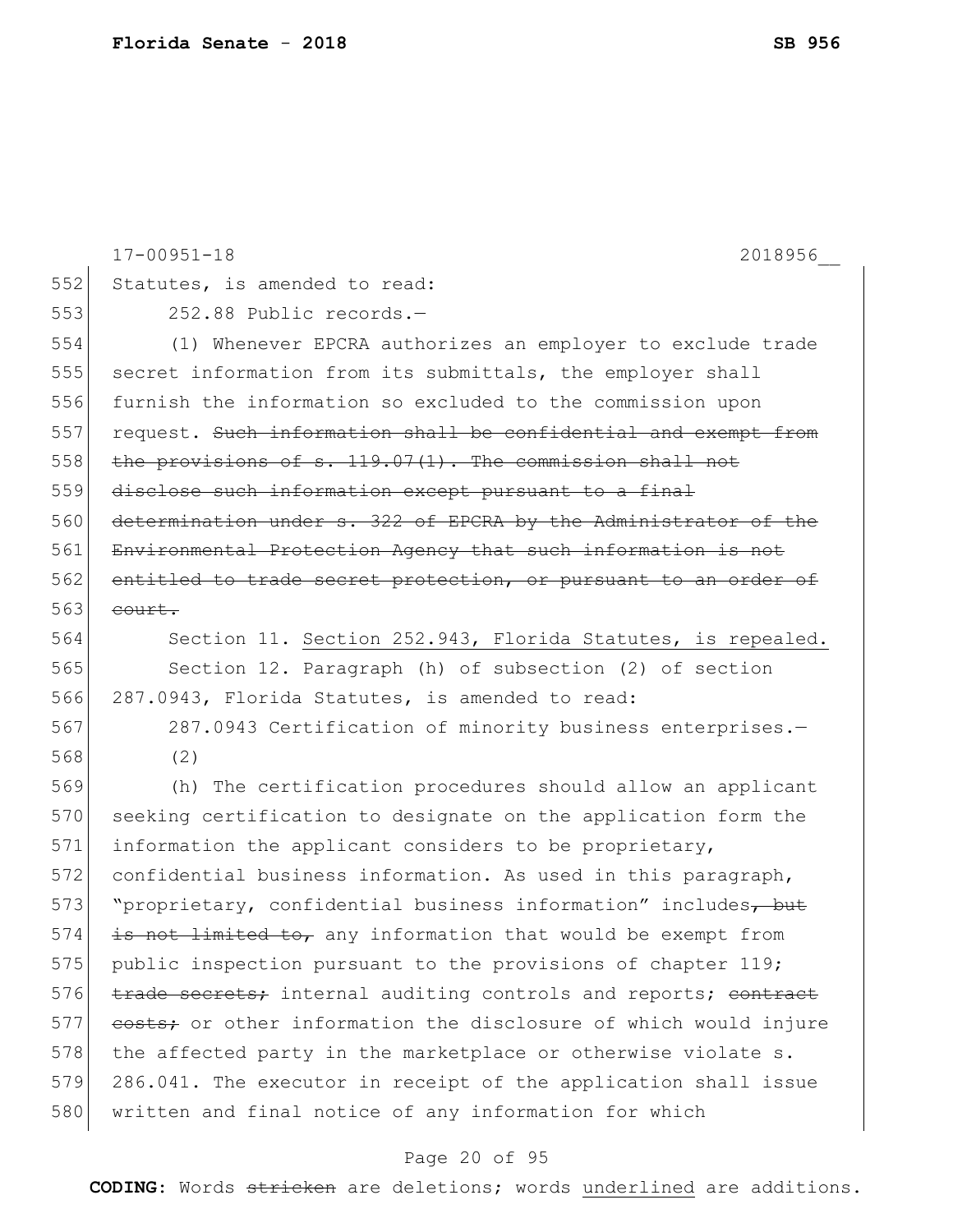Statutes, is amended to read:

252.88 Public records.—

(1) Whenever EPCRA authorizes an employer to exclude trade secret information from its submittals, the employer shall furnish the information so excluded to the commission upon request. ~~Such information shall be confidential and exempt from the provisions of s. 119.07(1). The commission shall not disclose such information except pursuant to a final determination under s. 322 of EPCRA by the Administrator of the Environmental Protection Agency that such information is not entitled to trade secret protection, or pursuant to an order of court.~~

Section 11. <u>Section 252.943, Florida Statutes, is repealed.</u>

Section 12. Paragraph (h) of subsection (2) of section 287.0943, Florida Statutes, is amended to read:

287.0943 Certification of minority business enterprises.—

(2)

(h) The certification procedures should allow an applicant seeking certification to designate on the application form the information the applicant considers to be proprietary, confidential business information. As used in this paragraph, "proprietary, confidential business information" includes~~, but is not limited to,~~ any information that would be exempt from public inspection pursuant to the provisions of chapter 119; ~~trade secrets;~~ internal auditing controls and reports; ~~contract costs;~~ or other information the disclosure of which would injure the affected party in the marketplace or otherwise violate s. 286.041. The executor in receipt of the application shall issue written and final notice of any information for which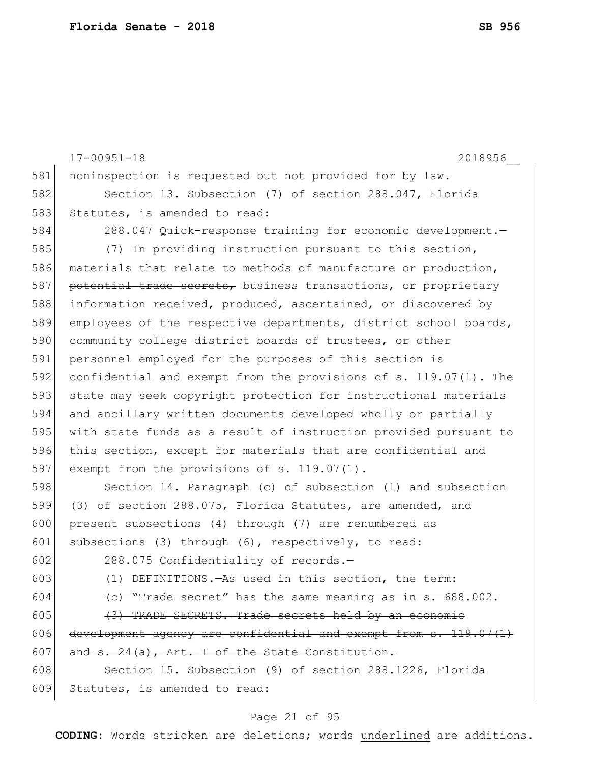noninspection is requested but not provided for by law.

Section 13. Subsection (7) of section 288.047, Florida Statutes, is amended to read:

288.047 Quick-response training for economic development.—

(7) In providing instruction pursuant to this section, materials that relate to methods of manufacture or production, ~~potential trade secrets,~~ business transactions, or proprietary information received, produced, ascertained, or discovered by employees of the respective departments, district school boards, community college district boards of trustees, or other personnel employed for the purposes of this section is confidential and exempt from the provisions of s. 119.07(1). The state may seek copyright protection for instructional materials and ancillary written documents developed wholly or partially with state funds as a result of instruction provided pursuant to this section, except for materials that are confidential and exempt from the provisions of s. 119.07(1).

Section 14. Paragraph (c) of subsection (1) and subsection (3) of section 288.075, Florida Statutes, are amended, and present subsections (4) through (7) are renumbered as subsections (3) through (6), respectively, to read:

288.075 Confidentiality of records.—

(1) DEFINITIONS.—As used in this section, the term:

~~(c) "Trade secret" has the same meaning as in s. 688.002.~~

~~(3) TRADE SECRETS.—Trade secrets held by an economic development agency are confidential and exempt from s. 119.07(1) and s. 24(a), Art. I of the State Constitution.~~

Section 15. Subsection (9) of section 288.1226, Florida Statutes, is amended to read: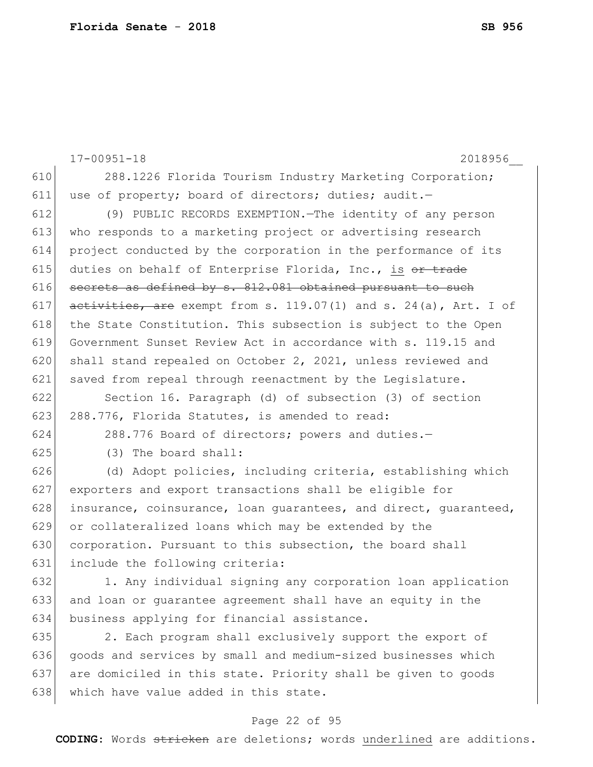288.1226 Florida Tourism Industry Marketing Corporation; use of property; board of directors; duties; audit.—

(9) PUBLIC RECORDS EXEMPTION.—The identity of any person who responds to a marketing project or advertising research project conducted by the corporation in the performance of its duties on behalf of Enterprise Florida, Inc., <u>is</u> ~~or trade secrets as defined by s. 812.081 obtained pursuant to such activities, are~~ exempt from s. 119.07(1) and s. 24(a), Art. I of the State Constitution. This subsection is subject to the Open Government Sunset Review Act in accordance with s. 119.15 and shall stand repealed on October 2, 2021, unless reviewed and saved from repeal through reenactment by the Legislature.

Section 16. Paragraph (d) of subsection (3) of section 288.776, Florida Statutes, is amended to read:

288.776 Board of directors; powers and duties.—

(3) The board shall:

(d) Adopt policies, including criteria, establishing which exporters and export transactions shall be eligible for insurance, coinsurance, loan guarantees, and direct, guaranteed, or collateralized loans which may be extended by the corporation. Pursuant to this subsection, the board shall include the following criteria:

1. Any individual signing any corporation loan application and loan or guarantee agreement shall have an equity in the business applying for financial assistance.

2. Each program shall exclusively support the export of goods and services by small and medium-sized businesses which are domiciled in this state. Priority shall be given to goods which have value added in this state.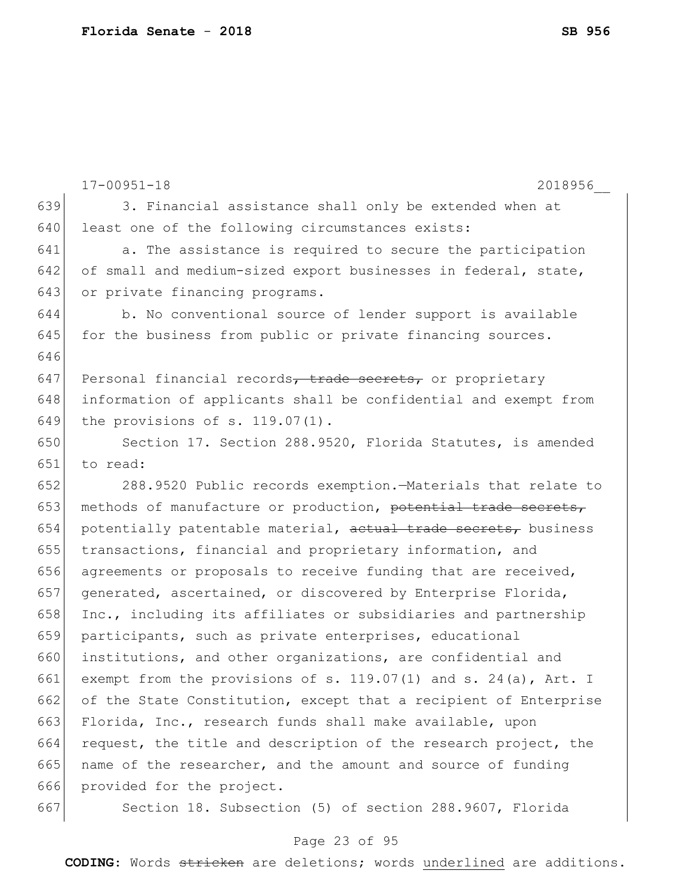3. Financial assistance shall only be extended when at least one of the following circumstances exists:

a. The assistance is required to secure the participation of small and medium-sized export businesses in federal, state, or private financing programs.

b. No conventional source of lender support is available for the business from public or private financing sources.

Personal financial records~~, trade secrets,~~ or proprietary information of applicants shall be confidential and exempt from the provisions of s. 119.07(1).

Section 17. Section 288.9520, Florida Statutes, is amended to read:

288.9520 Public records exemption.—Materials that relate to methods of manufacture or production, ~~potential trade secrets,~~ potentially patentable material, ~~actual trade secrets,~~ business transactions, financial and proprietary information, and agreements or proposals to receive funding that are received, generated, ascertained, or discovered by Enterprise Florida, Inc., including its affiliates or subsidiaries and partnership participants, such as private enterprises, educational institutions, and other organizations, are confidential and exempt from the provisions of s. 119.07(1) and s. 24(a), Art. I of the State Constitution, except that a recipient of Enterprise Florida, Inc., research funds shall make available, upon request, the title and description of the research project, the name of the researcher, and the amount and source of funding provided for the project.

Section 18. Subsection (5) of section 288.9607, Florida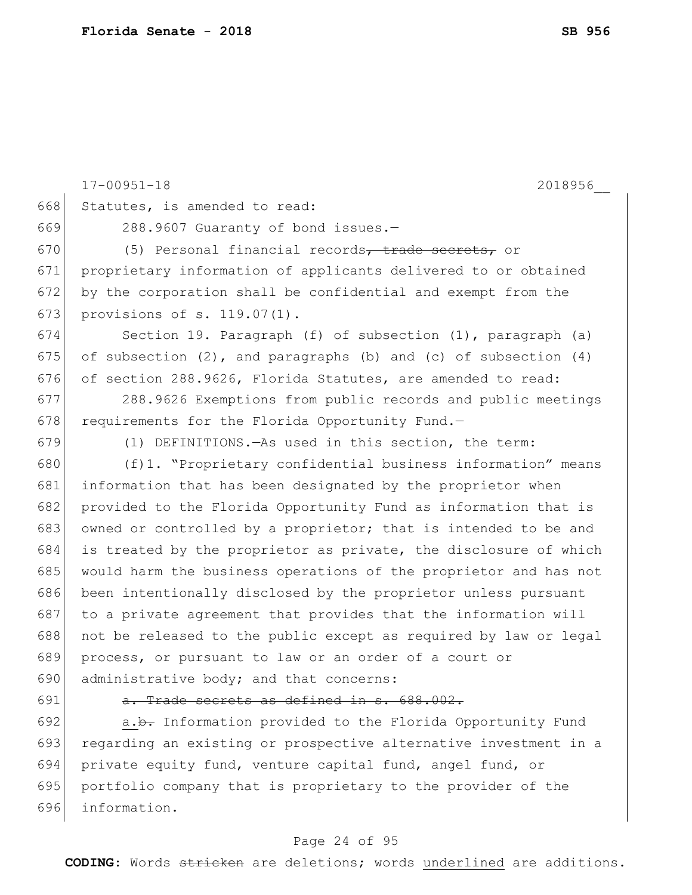Statutes, is amended to read:

288.9607 Guaranty of bond issues.—

(5) Personal financial records~~, trade secrets,~~ or proprietary information of applicants delivered to or obtained by the corporation shall be confidential and exempt from the provisions of s. 119.07(1).

Section 19. Paragraph (f) of subsection (1), paragraph (a) of subsection (2), and paragraphs (b) and (c) of subsection (4) of section 288.9626, Florida Statutes, are amended to read:

288.9626 Exemptions from public records and public meetings requirements for the Florida Opportunity Fund.—

(1) DEFINITIONS.—As used in this section, the term:

(f)1. "Proprietary confidential business information" means information that has been designated by the proprietor when provided to the Florida Opportunity Fund as information that is owned or controlled by a proprietor; that is intended to be and is treated by the proprietor as private, the disclosure of which would harm the business operations of the proprietor and has not been intentionally disclosed by the proprietor unless pursuant to a private agreement that provides that the information will not be released to the public except as required by law or legal process, or pursuant to law or an order of a court or administrative body; and that concerns:

~~a. Trade secrets as defined in s. 688.002.~~

<u>a.</u>~~b.~~ Information provided to the Florida Opportunity Fund regarding an existing or prospective alternative investment in a private equity fund, venture capital fund, angel fund, or portfolio company that is proprietary to the provider of the information.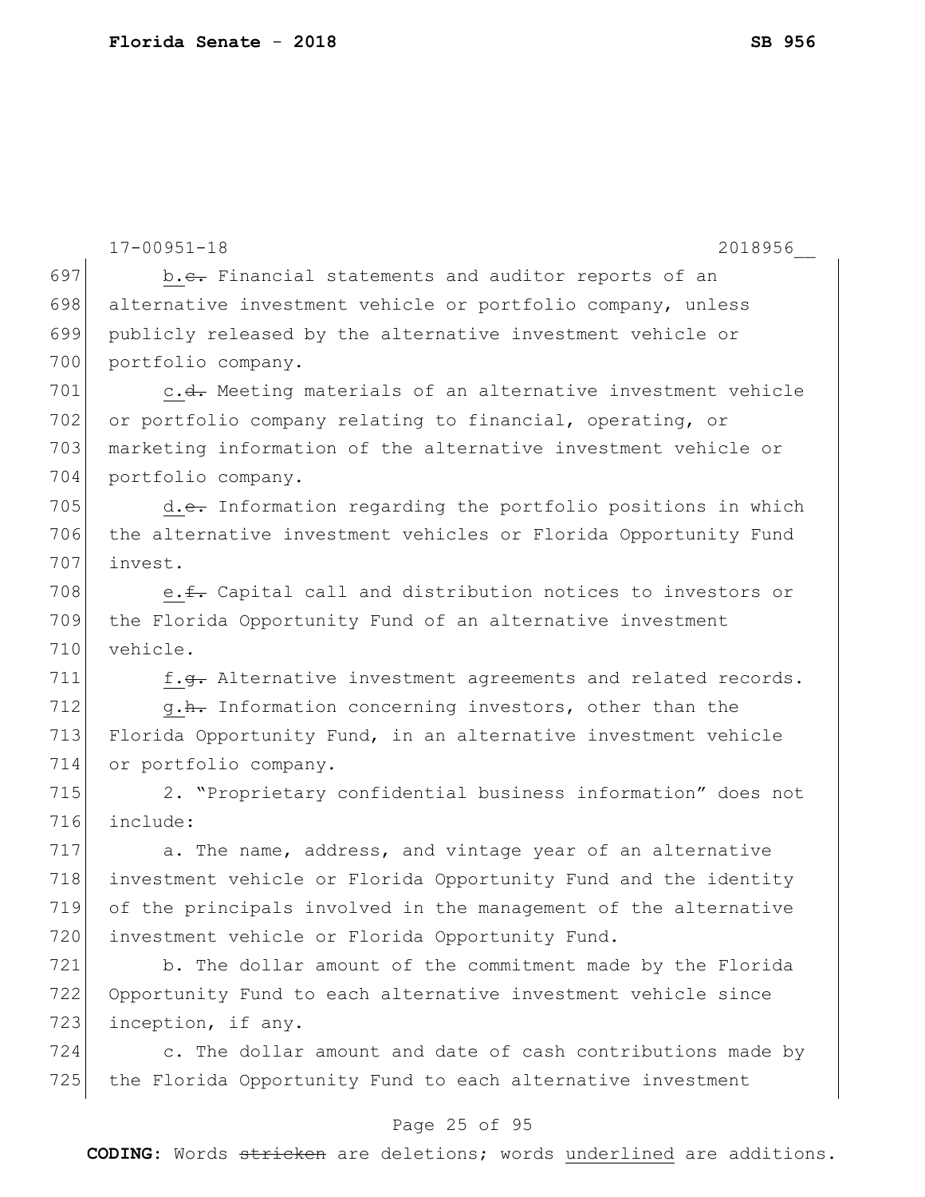697 b.~~c.~~ Financial statements and auditor reports of an
698 alternative investment vehicle or portfolio company, unless
699 publicly released by the alternative investment vehicle or
700 portfolio company.

701 c.~~d.~~ Meeting materials of an alternative investment vehicle
702 or portfolio company relating to financial, operating, or
703 marketing information of the alternative investment vehicle or
704 portfolio company.

705 d.~~e.~~ Information regarding the portfolio positions in which
706 the alternative investment vehicles or Florida Opportunity Fund
707 invest.

708 e.~~f.~~ Capital call and distribution notices to investors or
709 the Florida Opportunity Fund of an alternative investment
710 vehicle.

711 f.~~g.~~ Alternative investment agreements and related records.

712 g.~~h.~~ Information concerning investors, other than the
713 Florida Opportunity Fund, in an alternative investment vehicle
714 or portfolio company.

715 2. "Proprietary confidential business information" does not
716 include:

717 a. The name, address, and vintage year of an alternative
718 investment vehicle or Florida Opportunity Fund and the identity
719 of the principals involved in the management of the alternative
720 investment vehicle or Florida Opportunity Fund.

721 b. The dollar amount of the commitment made by the Florida
722 Opportunity Fund to each alternative investment vehicle since
723 inception, if any.

724 c. The dollar amount and date of cash contributions made by
725 the Florida Opportunity Fund to each alternative investment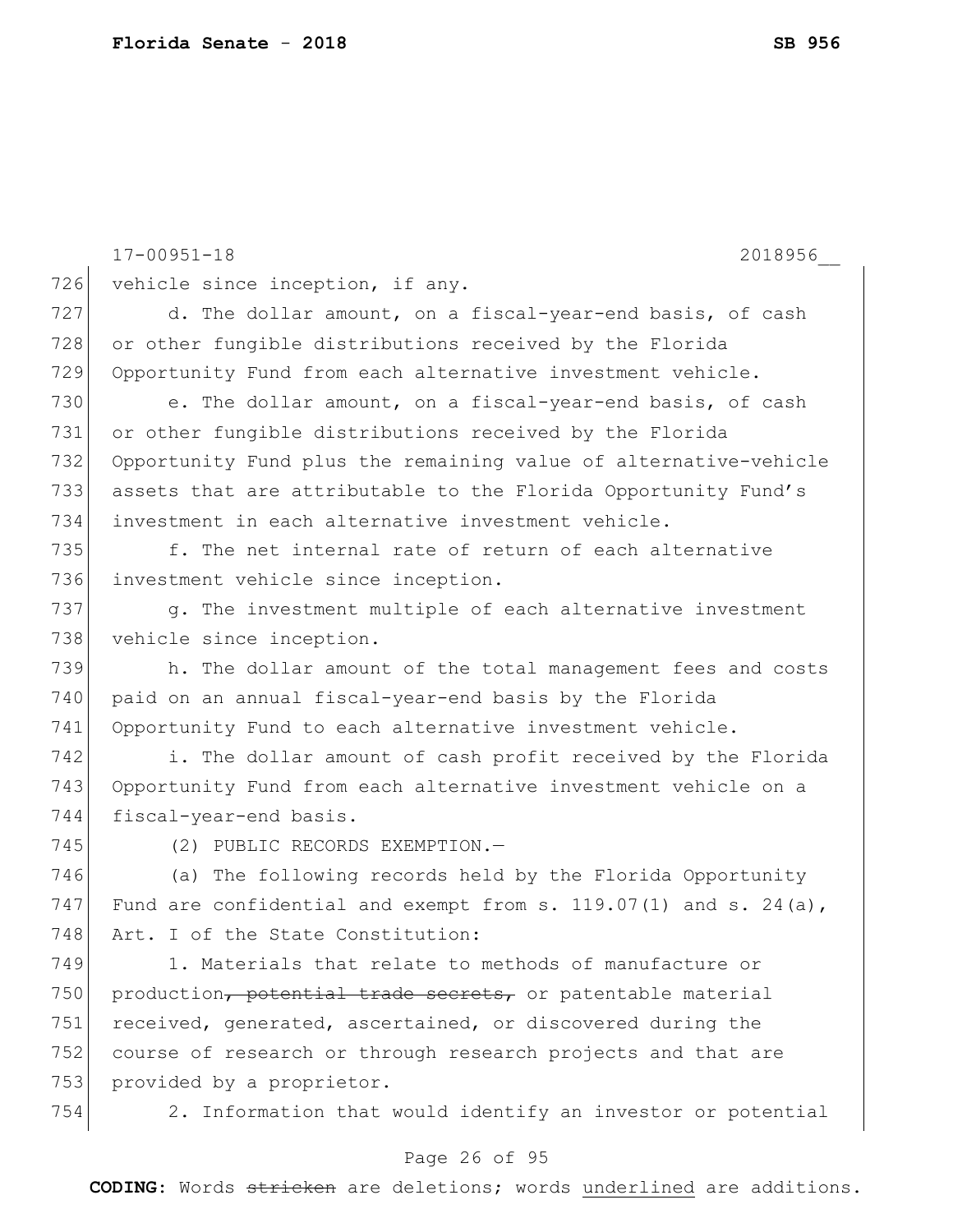vehicle since inception, if any.

d. The dollar amount, on a fiscal-year-end basis, of cash or other fungible distributions received by the Florida Opportunity Fund from each alternative investment vehicle.

e. The dollar amount, on a fiscal-year-end basis, of cash or other fungible distributions received by the Florida Opportunity Fund plus the remaining value of alternative-vehicle assets that are attributable to the Florida Opportunity Fund's investment in each alternative investment vehicle.

f. The net internal rate of return of each alternative investment vehicle since inception.

g. The investment multiple of each alternative investment vehicle since inception.

h. The dollar amount of the total management fees and costs paid on an annual fiscal-year-end basis by the Florida Opportunity Fund to each alternative investment vehicle.

i. The dollar amount of cash profit received by the Florida Opportunity Fund from each alternative investment vehicle on a fiscal-year-end basis.

(2) PUBLIC RECORDS EXEMPTION.—

(a) The following records held by the Florida Opportunity Fund are confidential and exempt from s. 119.07(1) and s. 24(a), Art. I of the State Constitution:

1. Materials that relate to methods of manufacture or production~~, potential trade secrets,~~ or patentable material received, generated, ascertained, or discovered during the course of research or through research projects and that are provided by a proprietor.

2. Information that would identify an investor or potential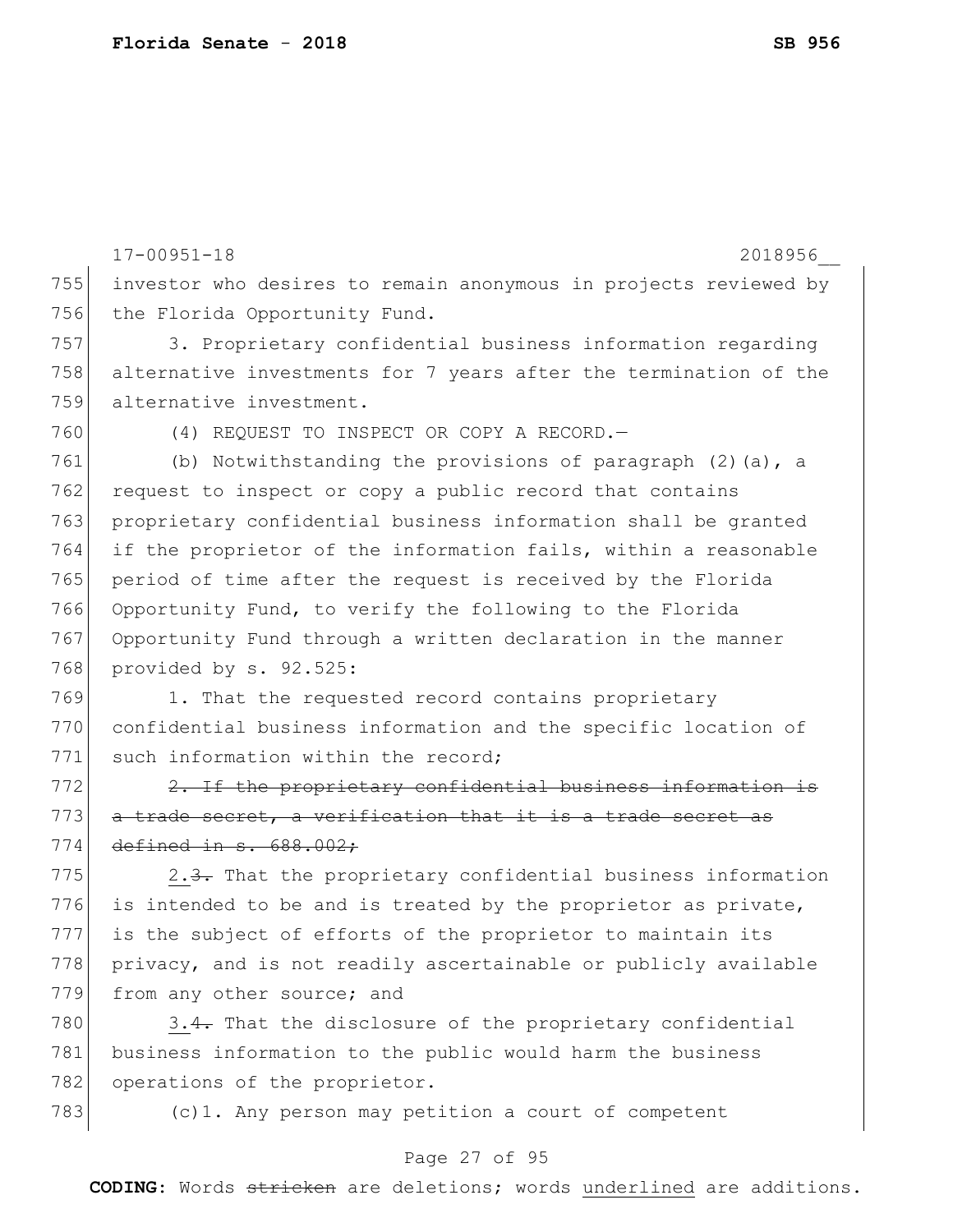investor who desires to remain anonymous in projects reviewed by the Florida Opportunity Fund.

3. Proprietary confidential business information regarding alternative investments for 7 years after the termination of the alternative investment.

(4) REQUEST TO INSPECT OR COPY A RECORD.—

(b) Notwithstanding the provisions of paragraph (2)(a), a request to inspect or copy a public record that contains proprietary confidential business information shall be granted if the proprietor of the information fails, within a reasonable period of time after the request is received by the Florida Opportunity Fund, to verify the following to the Florida Opportunity Fund through a written declaration in the manner provided by s. 92.525:

1. That the requested record contains proprietary confidential business information and the specific location of such information within the record;

~~2. If the proprietary confidential business information is a trade secret, a verification that it is a trade secret as defined in s. 688.002;~~

<u>2.</u>~~3.~~ That the proprietary confidential business information is intended to be and is treated by the proprietor as private, is the subject of efforts of the proprietor to maintain its privacy, and is not readily ascertainable or publicly available from any other source; and

<u>3.</u>~~4.~~ That the disclosure of the proprietary confidential business information to the public would harm the business operations of the proprietor.

(c)1. Any person may petition a court of competent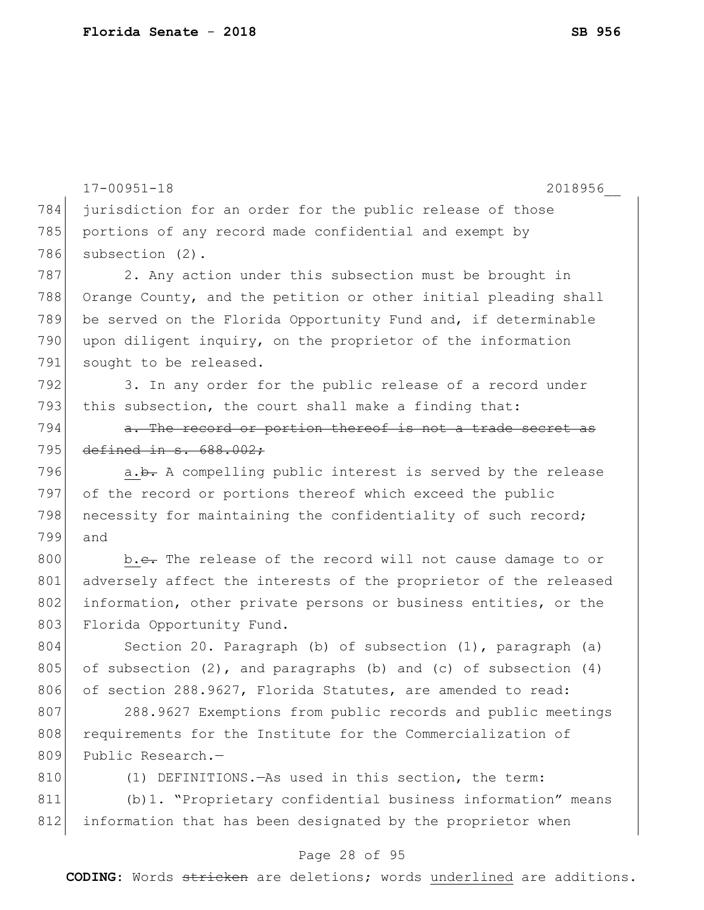jurisdiction for an order for the public release of those portions of any record made confidential and exempt by subsection (2).

2. Any action under this subsection must be brought in Orange County, and the petition or other initial pleading shall be served on the Florida Opportunity Fund and, if determinable upon diligent inquiry, on the proprietor of the information sought to be released.

3. In any order for the public release of a record under this subsection, the court shall make a finding that:

~~a. The record or portion thereof is not a trade secret as defined in s. 688.002;~~

<u>a.</u>~~b.~~ A compelling public interest is served by the release of the record or portions thereof which exceed the public necessity for maintaining the confidentiality of such record; and

<u>b.</u>~~c.~~ The release of the record will not cause damage to or adversely affect the interests of the proprietor of the released information, other private persons or business entities, or the Florida Opportunity Fund.

Section 20. Paragraph (b) of subsection (1), paragraph (a) of subsection (2), and paragraphs (b) and (c) of subsection (4) of section 288.9627, Florida Statutes, are amended to read:

288.9627 Exemptions from public records and public meetings requirements for the Institute for the Commercialization of Public Research.—

(1) DEFINITIONS.—As used in this section, the term:

(b)1. "Proprietary confidential business information" means information that has been designated by the proprietor when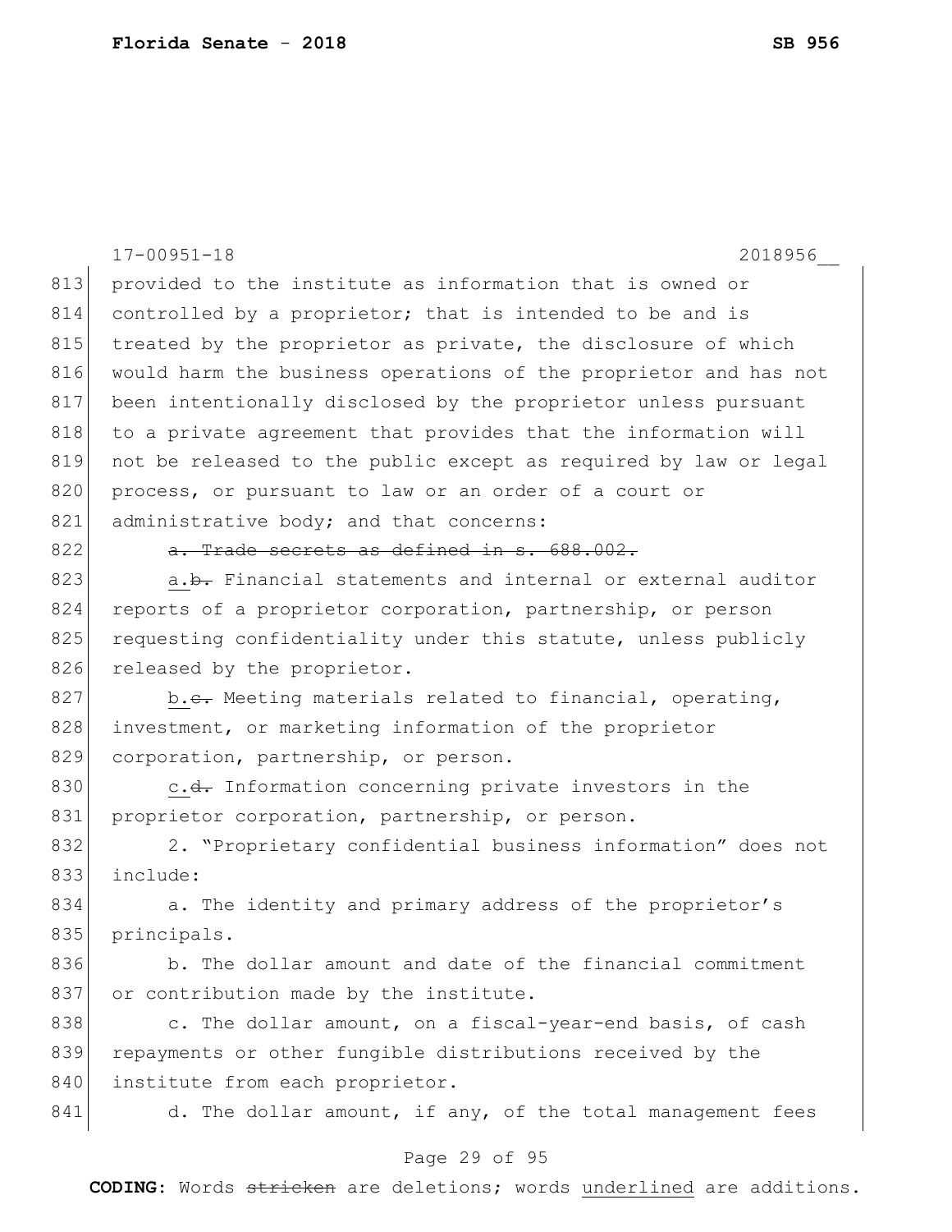provided to the institute as information that is owned or controlled by a proprietor; that is intended to be and is treated by the proprietor as private, the disclosure of which would harm the business operations of the proprietor and has not been intentionally disclosed by the proprietor unless pursuant to a private agreement that provides that the information will not be released to the public except as required by law or legal process, or pursuant to law or an order of a court or administrative body; and that concerns:

~~a. Trade secrets as defined in s. 688.002.~~

<u>a.</u>~~b.~~ Financial statements and internal or external auditor reports of a proprietor corporation, partnership, or person requesting confidentiality under this statute, unless publicly released by the proprietor.

<u>b.</u>~~c.~~ Meeting materials related to financial, operating, investment, or marketing information of the proprietor corporation, partnership, or person.

<u>c.</u>~~d.~~ Information concerning private investors in the proprietor corporation, partnership, or person.

2. "Proprietary confidential business information" does not include:

a. The identity and primary address of the proprietor's principals.

b. The dollar amount and date of the financial commitment or contribution made by the institute.

c. The dollar amount, on a fiscal-year-end basis, of cash repayments or other fungible distributions received by the institute from each proprietor.

d. The dollar amount, if any, of the total management fees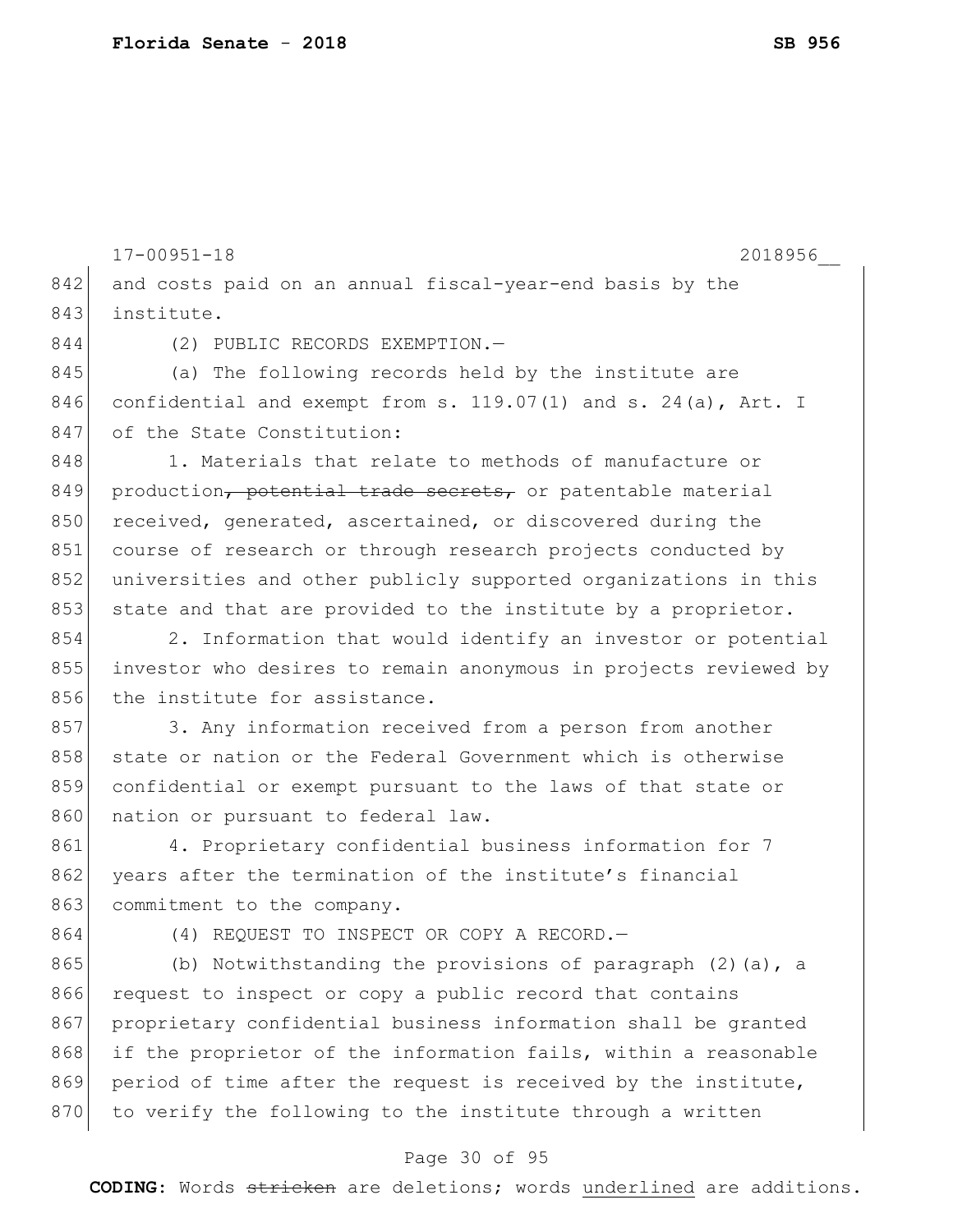and costs paid on an annual fiscal-year-end basis by the institute.

(2) PUBLIC RECORDS EXEMPTION.—

(a) The following records held by the institute are confidential and exempt from s. 119.07(1) and s. 24(a), Art. I of the State Constitution:

1. Materials that relate to methods of manufacture or production~~, potential trade secrets,~~ or patentable material received, generated, ascertained, or discovered during the course of research or through research projects conducted by universities and other publicly supported organizations in this state and that are provided to the institute by a proprietor.

2. Information that would identify an investor or potential investor who desires to remain anonymous in projects reviewed by the institute for assistance.

3. Any information received from a person from another state or nation or the Federal Government which is otherwise confidential or exempt pursuant to the laws of that state or nation or pursuant to federal law.

4. Proprietary confidential business information for 7 years after the termination of the institute's financial commitment to the company.

(4) REQUEST TO INSPECT OR COPY A RECORD.—

(b) Notwithstanding the provisions of paragraph (2)(a), a request to inspect or copy a public record that contains proprietary confidential business information shall be granted if the proprietor of the information fails, within a reasonable period of time after the request is received by the institute, to verify the following to the institute through a written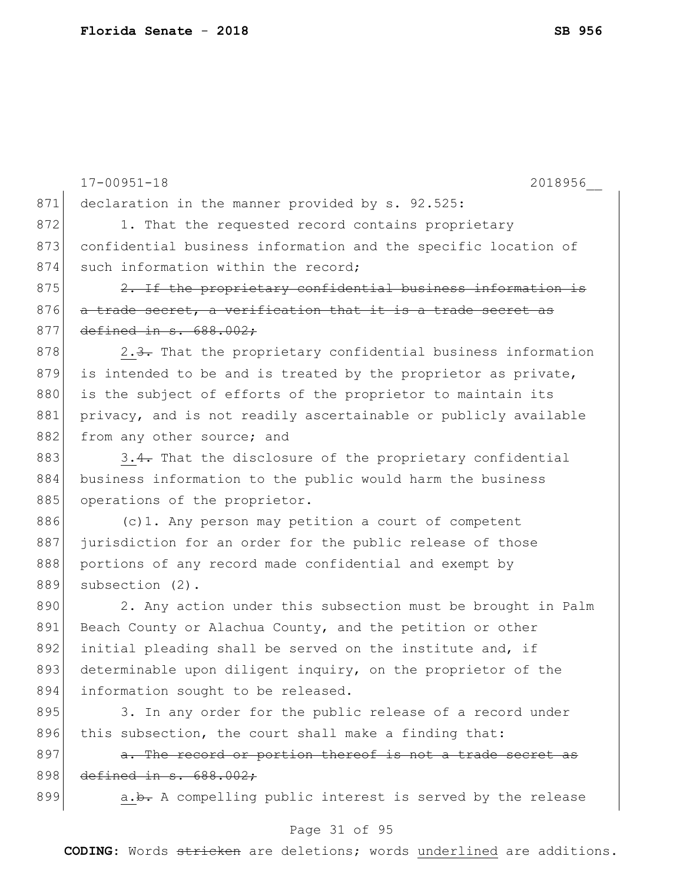declaration in the manner provided by s. 92.525:

1. That the requested record contains proprietary confidential business information and the specific location of such information within the record;

~~2. If the proprietary confidential business information is a trade secret, a verification that it is a trade secret as defined in s. 688.002;~~

<u>2.</u>~~3.~~ That the proprietary confidential business information is intended to be and is treated by the proprietor as private, is the subject of efforts of the proprietor to maintain its privacy, and is not readily ascertainable or publicly available from any other source; and

<u>3.</u>~~4.~~ That the disclosure of the proprietary confidential business information to the public would harm the business operations of the proprietor.

(c)1. Any person may petition a court of competent jurisdiction for an order for the public release of those portions of any record made confidential and exempt by subsection (2).

2. Any action under this subsection must be brought in Palm Beach County or Alachua County, and the petition or other initial pleading shall be served on the institute and, if determinable upon diligent inquiry, on the proprietor of the information sought to be released.

3. In any order for the public release of a record under this subsection, the court shall make a finding that:

~~a. The record or portion thereof is not a trade secret as defined in s. 688.002;~~

<u>a.</u>~~b.~~ A compelling public interest is served by the release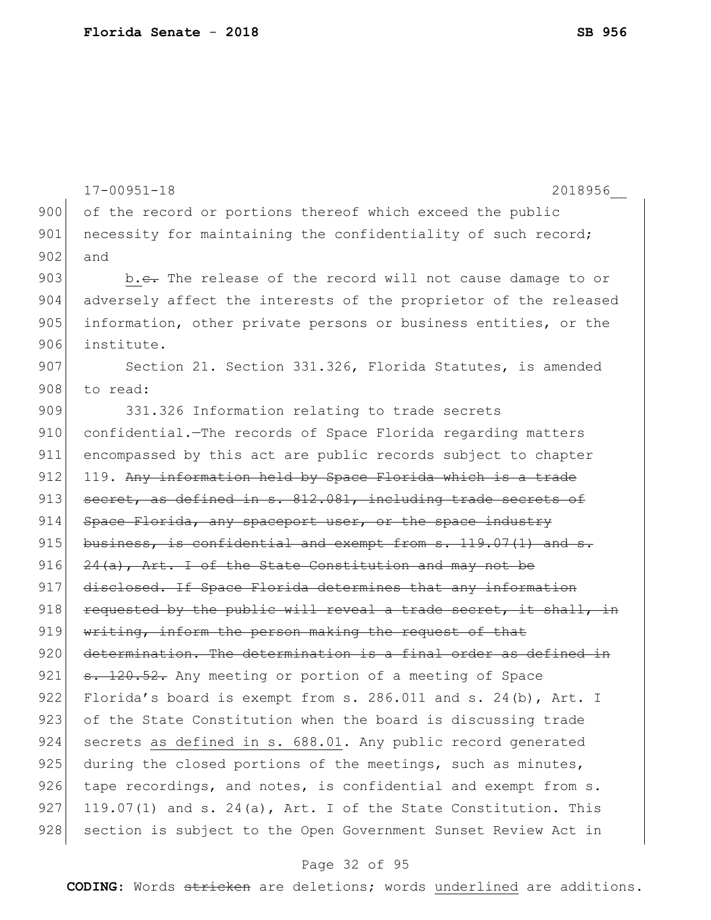of the record or portions thereof which exceed the public necessity for maintaining the confidentiality of such record; and

b.~~c.~~ The release of the record will not cause damage to or adversely affect the interests of the proprietor of the released information, other private persons or business entities, or the institute.

Section 21. Section 331.326, Florida Statutes, is amended to read:

331.326 Information relating to trade secrets confidential.—The records of Space Florida regarding matters encompassed by this act are public records subject to chapter 119. ~~Any information held by Space Florida which is a trade secret, as defined in s. 812.081, including trade secrets of Space Florida, any spaceport user, or the space industry business, is confidential and exempt from s. 119.07(1) and s. 24(a), Art. I of the State Constitution and may not be disclosed. If Space Florida determines that any information requested by the public will reveal a trade secret, it shall, in writing, inform the person making the request of that determination. The determination is a final order as defined in s. 120.52.~~ Any meeting or portion of a meeting of Space Florida's board is exempt from s. 286.011 and s. 24(b), Art. I of the State Constitution when the board is discussing trade secrets <u>as defined in s. 688.01</u>. Any public record generated during the closed portions of the meetings, such as minutes, tape recordings, and notes, is confidential and exempt from s. 119.07(1) and s. 24(a), Art. I of the State Constitution. This section is subject to the Open Government Sunset Review Act in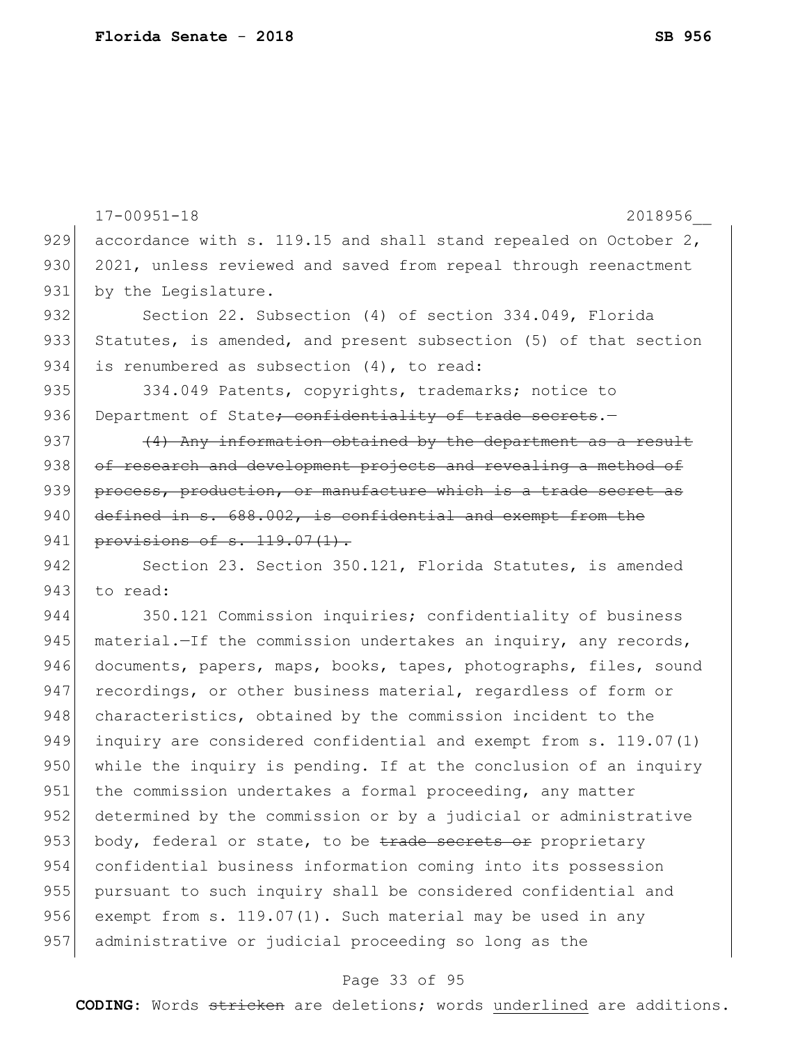accordance with s. 119.15 and shall stand repealed on October 2, 2021, unless reviewed and saved from repeal through reenactment by the Legislature.

Section 22. Subsection (4) of section 334.049, Florida Statutes, is amended, and present subsection (5) of that section is renumbered as subsection (4), to read:

334.049 Patents, copyrights, trademarks; notice to Department of State~~; confidentiality of trade secrets~~.—

~~(4) Any information obtained by the department as a result of research and development projects and revealing a method of process, production, or manufacture which is a trade secret as defined in s. 688.002, is confidential and exempt from the provisions of s. 119.07(1).~~

Section 23. Section 350.121, Florida Statutes, is amended to read:

350.121 Commission inquiries; confidentiality of business material.—If the commission undertakes an inquiry, any records, documents, papers, maps, books, tapes, photographs, files, sound recordings, or other business material, regardless of form or characteristics, obtained by the commission incident to the inquiry are considered confidential and exempt from s. 119.07(1) while the inquiry is pending. If at the conclusion of an inquiry the commission undertakes a formal proceeding, any matter determined by the commission or by a judicial or administrative body, federal or state, to be ~~trade secrets or~~ proprietary confidential business information coming into its possession pursuant to such inquiry shall be considered confidential and exempt from s. 119.07(1). Such material may be used in any administrative or judicial proceeding so long as the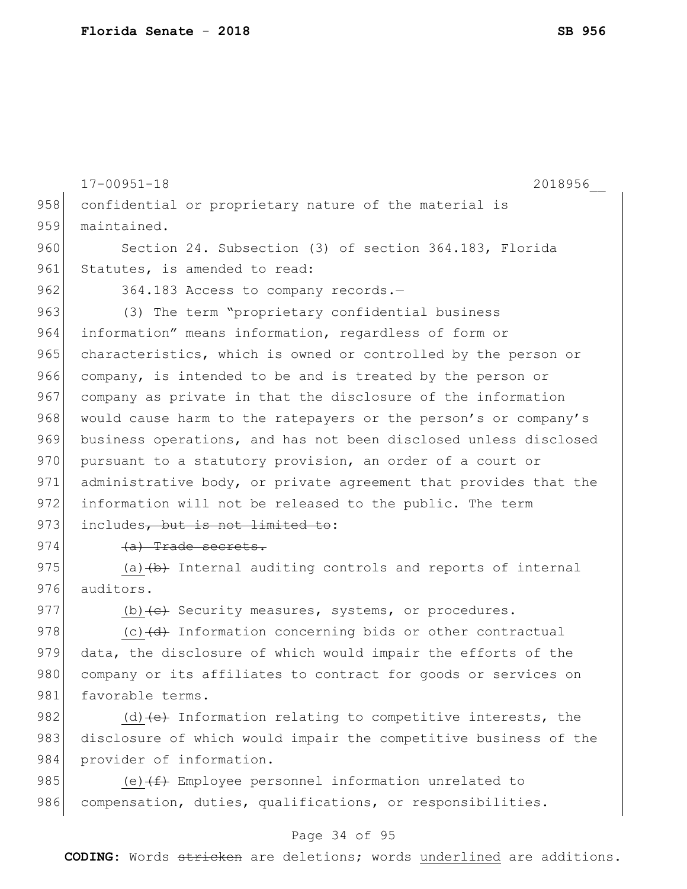confidential or proprietary nature of the material is maintained.

Section 24. Subsection (3) of section 364.183, Florida Statutes, is amended to read:

364.183 Access to company records.—

(3) The term "proprietary confidential business information" means information, regardless of form or characteristics, which is owned or controlled by the person or company, is intended to be and is treated by the person or company as private in that the disclosure of the information would cause harm to the ratepayers or the person's or company's business operations, and has not been disclosed unless disclosed pursuant to a statutory provision, an order of a court or administrative body, or private agreement that provides that the information will not be released to the public. The term includes~~, but is not limited to~~:

~~(a) Trade secrets.~~

(a)~~(b)~~ Internal auditing controls and reports of internal auditors.

(b)~~(c)~~ Security measures, systems, or procedures.

(c)~~(d)~~ Information concerning bids or other contractual data, the disclosure of which would impair the efforts of the company or its affiliates to contract for goods or services on favorable terms.

(d)~~(e)~~ Information relating to competitive interests, the disclosure of which would impair the competitive business of the provider of information.

(e)~~(f)~~ Employee personnel information unrelated to compensation, duties, qualifications, or responsibilities.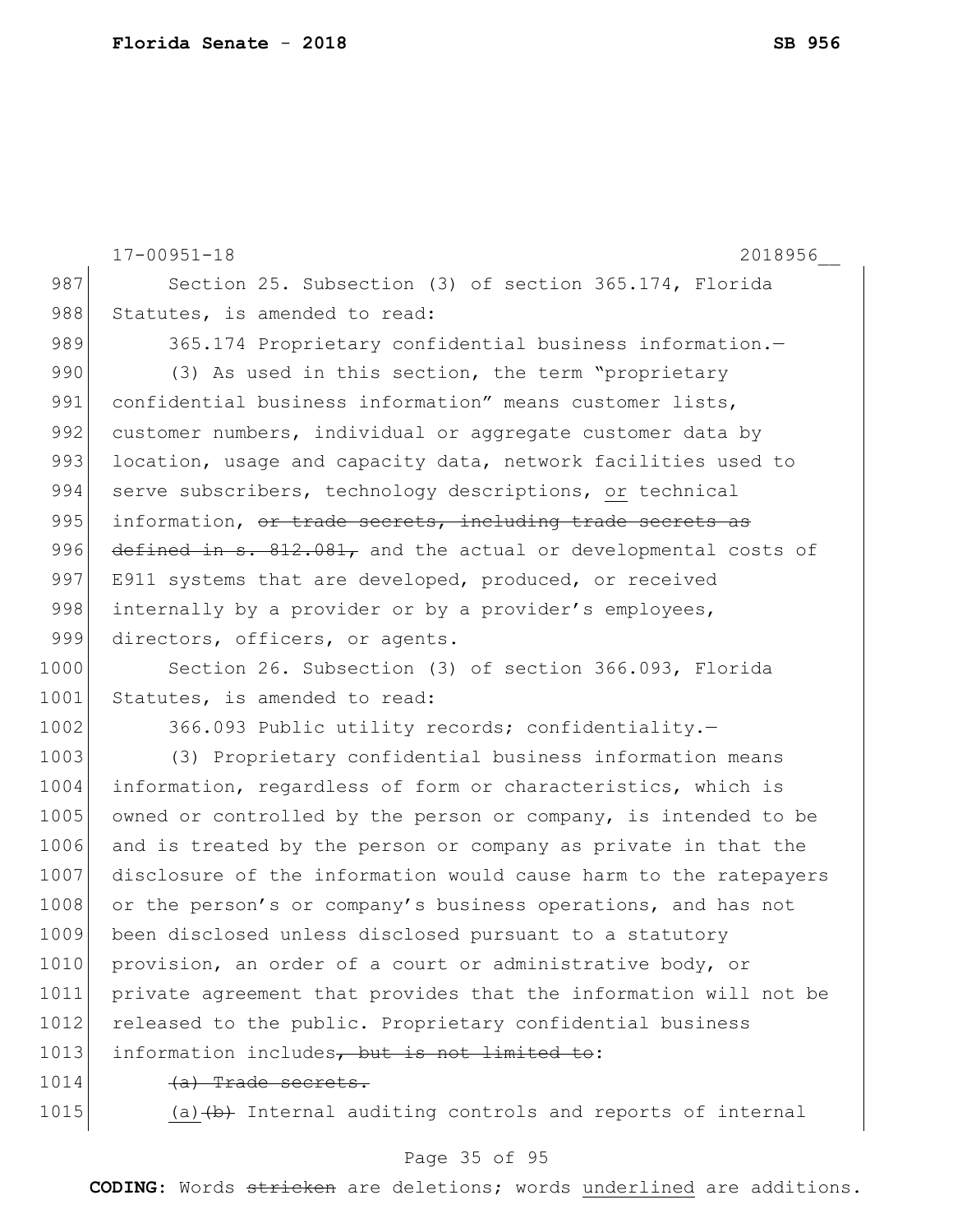Section 25. Subsection (3) of section 365.174, Florida Statutes, is amended to read:

365.174 Proprietary confidential business information.—

(3) As used in this section, the term "proprietary confidential business information" means customer lists, customer numbers, individual or aggregate customer data by location, usage and capacity data, network facilities used to serve subscribers, technology descriptions, <u>or</u> technical information, ~~or trade secrets, including trade secrets as defined in s. 812.081,~~ and the actual or developmental costs of E911 systems that are developed, produced, or received internally by a provider or by a provider's employees, directors, officers, or agents.

Section 26. Subsection (3) of section 366.093, Florida Statutes, is amended to read:

366.093 Public utility records; confidentiality.—

(3) Proprietary confidential business information means information, regardless of form or characteristics, which is owned or controlled by the person or company, is intended to be and is treated by the person or company as private in that the disclosure of the information would cause harm to the ratepayers or the person's or company's business operations, and has not been disclosed unless disclosed pursuant to a statutory provision, an order of a court or administrative body, or private agreement that provides that the information will not be released to the public. Proprietary confidential business information includes~~, but is not limited to~~:

~~(a) Trade secrets.~~

<u>(a)</u>~~(b)~~ Internal auditing controls and reports of internal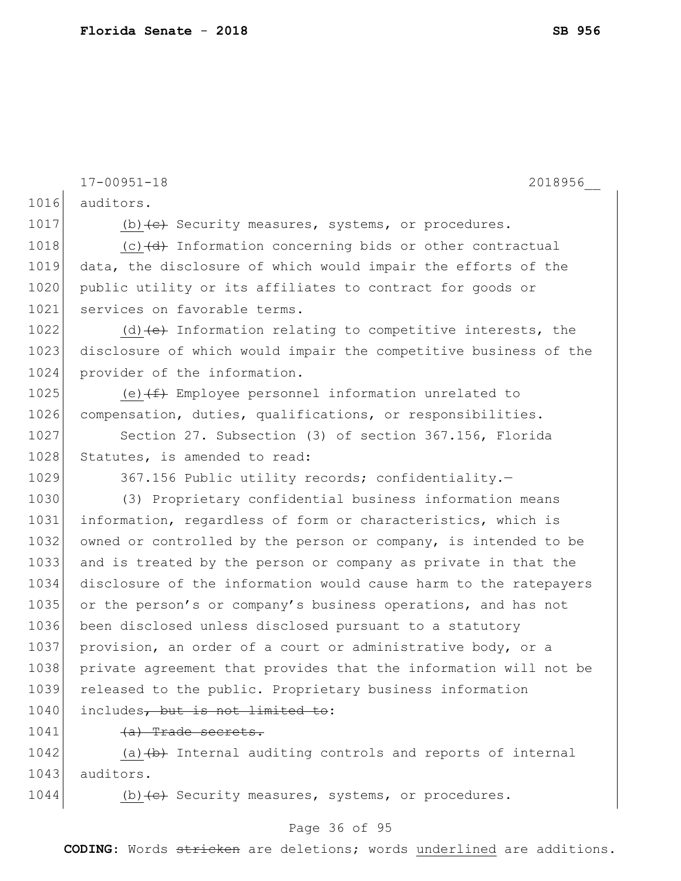auditors.

(b)~~(c)~~ Security measures, systems, or procedures.

(c)~~(d)~~ Information concerning bids or other contractual data, the disclosure of which would impair the efforts of the public utility or its affiliates to contract for goods or services on favorable terms.

(d)~~(e)~~ Information relating to competitive interests, the disclosure of which would impair the competitive business of the provider of the information.

(e)~~(f)~~ Employee personnel information unrelated to compensation, duties, qualifications, or responsibilities.

Section 27. Subsection (3) of section 367.156, Florida Statutes, is amended to read:

367.156 Public utility records; confidentiality.—

(3) Proprietary confidential business information means information, regardless of form or characteristics, which is owned or controlled by the person or company, is intended to be and is treated by the person or company as private in that the disclosure of the information would cause harm to the ratepayers or the person's or company's business operations, and has not been disclosed unless disclosed pursuant to a statutory provision, an order of a court or administrative body, or a private agreement that provides that the information will not be released to the public. Proprietary business information includes~~, but is not limited to~~:

~~(a) Trade secrets.~~

(a)~~(b)~~ Internal auditing controls and reports of internal auditors.

(b)~~(c)~~ Security measures, systems, or procedures.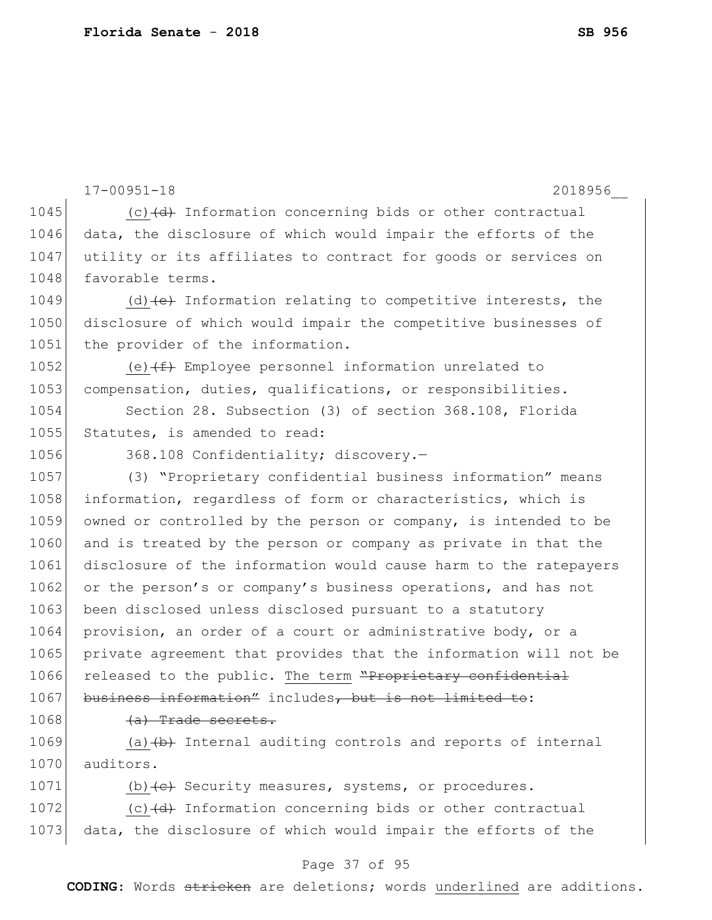(c)~~(d)~~ Information concerning bids or other contractual data, the disclosure of which would impair the efforts of the utility or its affiliates to contract for goods or services on favorable terms.

(d)~~(e)~~ Information relating to competitive interests, the disclosure of which would impair the competitive businesses of the provider of the information.

(e)~~(f)~~ Employee personnel information unrelated to compensation, duties, qualifications, or responsibilities.

Section 28. Subsection (3) of section 368.108, Florida Statutes, is amended to read:

368.108 Confidentiality; discovery.—

(3) "Proprietary confidential business information" means information, regardless of form or characteristics, which is owned or controlled by the person or company, is intended to be and is treated by the person or company as private in that the disclosure of the information would cause harm to the ratepayers or the person's or company's business operations, and has not been disclosed unless disclosed pursuant to a statutory provision, an order of a court or administrative body, or a private agreement that provides that the information will not be released to the public. <u>The term</u> ~~"Proprietary confidential business information"~~ includes~~, but is not limited to~~:

~~(a) Trade secrets.~~

(a)~~(b)~~ Internal auditing controls and reports of internal auditors.

(b)~~(c)~~ Security measures, systems, or procedures.

(c)~~(d)~~ Information concerning bids or other contractual data, the disclosure of which would impair the efforts of the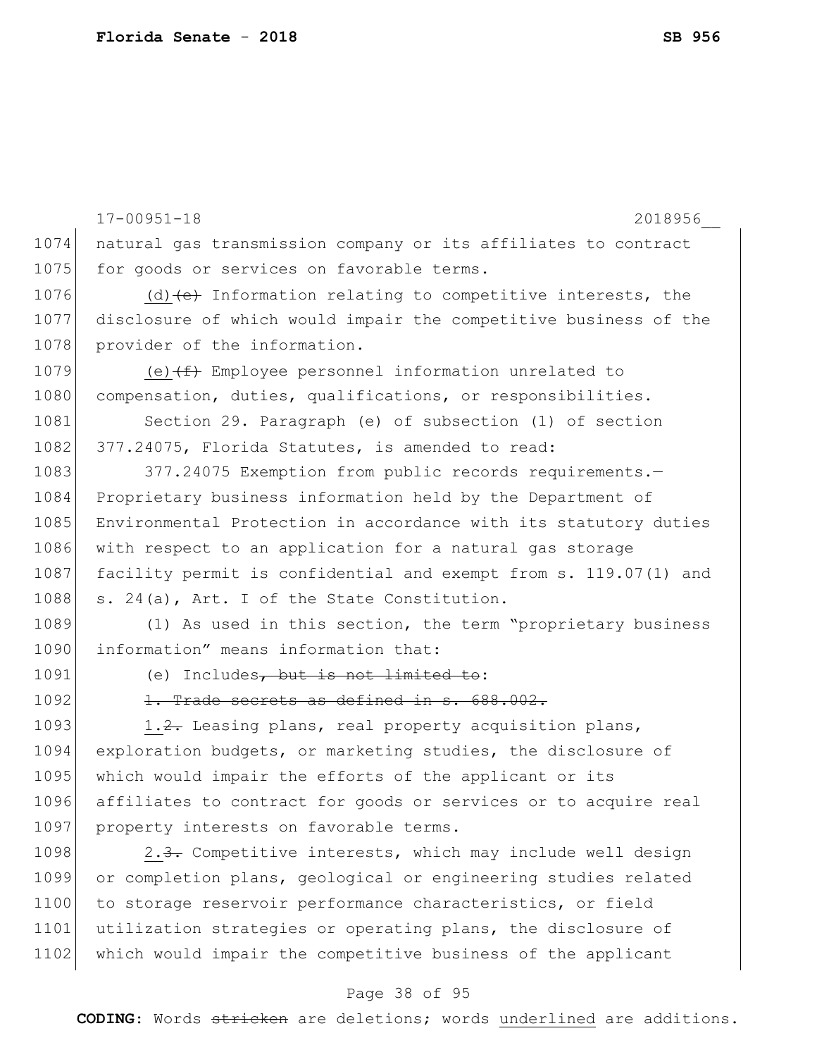natural gas transmission company or its affiliates to contract for goods or services on favorable terms.

(d)~~(e)~~ Information relating to competitive interests, the disclosure of which would impair the competitive business of the provider of the information.

(e)~~(f)~~ Employee personnel information unrelated to compensation, duties, qualifications, or responsibilities.

Section 29. Paragraph (e) of subsection (1) of section 377.24075, Florida Statutes, is amended to read:

377.24075 Exemption from public records requirements.—Proprietary business information held by the Department of Environmental Protection in accordance with its statutory duties with respect to an application for a natural gas storage facility permit is confidential and exempt from s. 119.07(1) and s. 24(a), Art. I of the State Constitution.

(1) As used in this section, the term "proprietary business information" means information that:

(e) Includes~~, but is not limited to~~:

~~1. Trade secrets as defined in s. 688.002.~~

1.~~2.~~ Leasing plans, real property acquisition plans, exploration budgets, or marketing studies, the disclosure of which would impair the efforts of the applicant or its affiliates to contract for goods or services or to acquire real property interests on favorable terms.

2.~~3.~~ Competitive interests, which may include well design or completion plans, geological or engineering studies related to storage reservoir performance characteristics, or field utilization strategies or operating plans, the disclosure of which would impair the competitive business of the applicant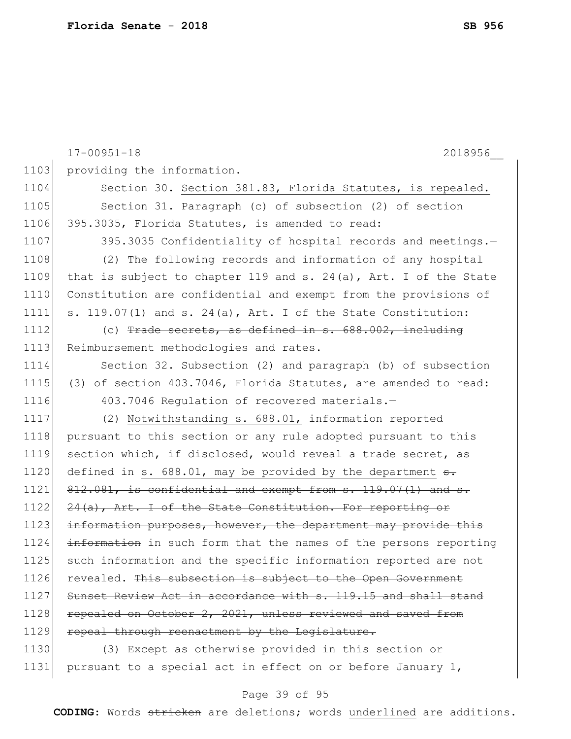providing the information.

Section 30. <u>Section 381.83, Florida Statutes, is repealed.</u>

Section 31. Paragraph (c) of subsection (2) of section 395.3035, Florida Statutes, is amended to read:

395.3035 Confidentiality of hospital records and meetings.—

(2) The following records and information of any hospital that is subject to chapter 119 and s. 24(a), Art. I of the State Constitution are confidential and exempt from the provisions of s. 119.07(1) and s. 24(a), Art. I of the State Constitution:

(c) ~~Trade secrets, as defined in s. 688.002, including~~ Reimbursement methodologies and rates.

Section 32. Subsection (2) and paragraph (b) of subsection (3) of section 403.7046, Florida Statutes, are amended to read:

403.7046 Regulation of recovered materials.—

(2) <u>Notwithstanding s. 688.01,</u> information reported pursuant to this section or any rule adopted pursuant to this section which, if disclosed, would reveal a trade secret, as defined in <u>s. 688.01, may be provided by the department</u> ~~s. 812.081, is confidential and exempt from s. 119.07(1) and s. 24(a), Art. I of the State Constitution. For reporting or information purposes, however, the department may provide this information~~ in such form that the names of the persons reporting such information and the specific information reported are not revealed. ~~This subsection is subject to the Open Government Sunset Review Act in accordance with s. 119.15 and shall stand repealed on October 2, 2021, unless reviewed and saved from repeal through reenactment by the Legislature.~~

(3) Except as otherwise provided in this section or pursuant to a special act in effect on or before January 1,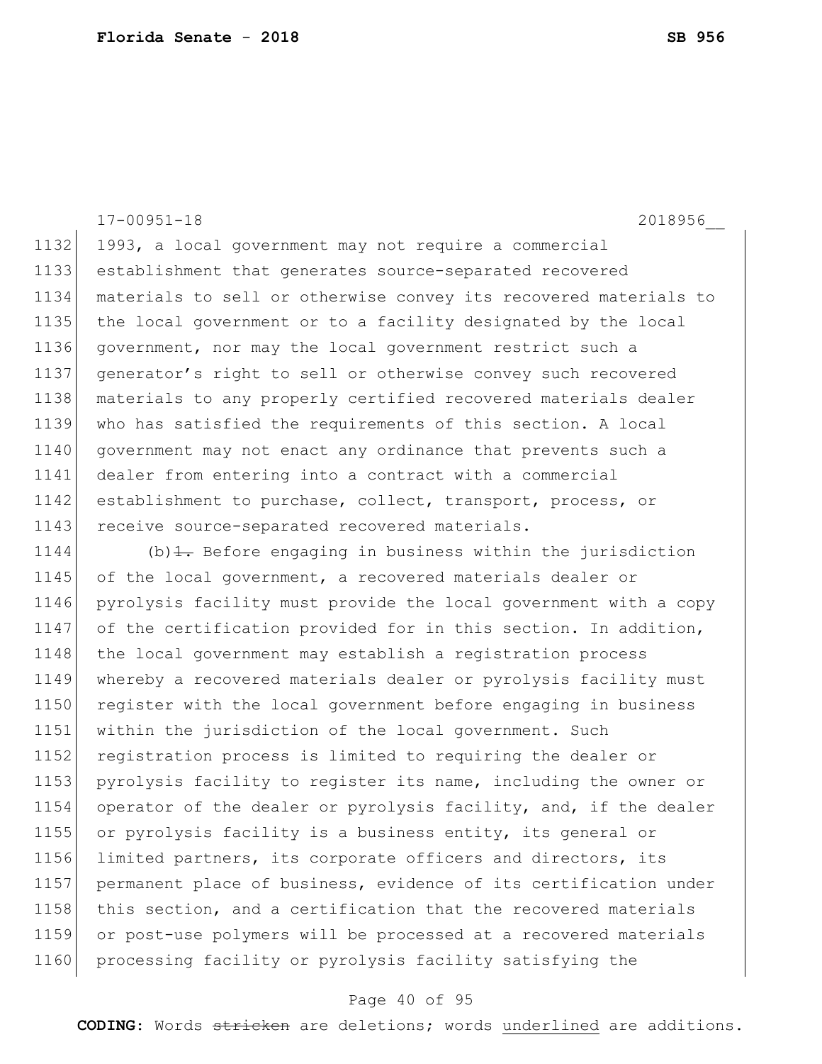17-00951-18 2018956__

1132 1993, a local government may not require a commercial
1133 establishment that generates source-separated recovered
1134 materials to sell or otherwise convey its recovered materials to
1135 the local government or to a facility designated by the local
1136 government, nor may the local government restrict such a
1137 generator's right to sell or otherwise convey such recovered
1138 materials to any properly certified recovered materials dealer
1139 who has satisfied the requirements of this section. A local
1140 government may not enact any ordinance that prevents such a
1141 dealer from entering into a contract with a commercial
1142 establishment to purchase, collect, transport, process, or
1143 receive source-separated recovered materials.

1144 (b)~~1.~~ Before engaging in business within the jurisdiction
1145 of the local government, a recovered materials dealer or
1146 pyrolysis facility must provide the local government with a copy
1147 of the certification provided for in this section. In addition,
1148 the local government may establish a registration process
1149 whereby a recovered materials dealer or pyrolysis facility must
1150 register with the local government before engaging in business
1151 within the jurisdiction of the local government. Such
1152 registration process is limited to requiring the dealer or
1153 pyrolysis facility to register its name, including the owner or
1154 operator of the dealer or pyrolysis facility, and, if the dealer
1155 or pyrolysis facility is a business entity, its general or
1156 limited partners, its corporate officers and directors, its
1157 permanent place of business, evidence of its certification under
1158 this section, and a certification that the recovered materials
1159 or post-use polymers will be processed at a recovered materials
1160 processing facility or pyrolysis facility satisfying the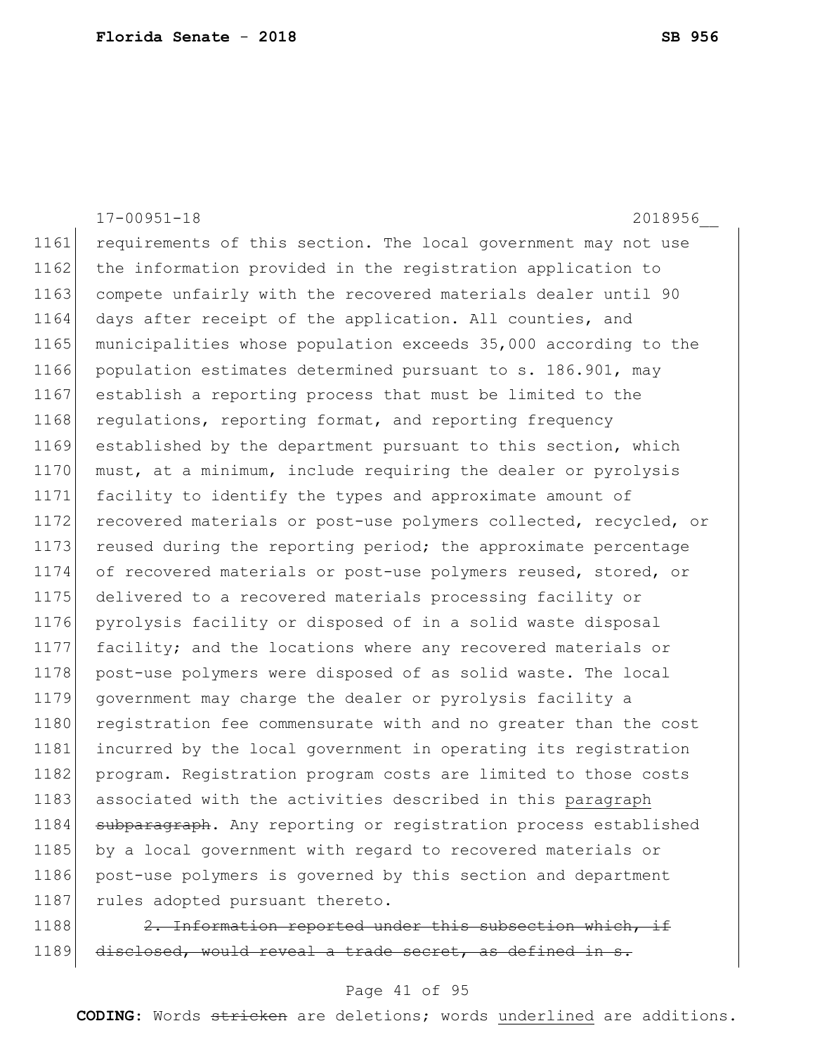requirements of this section. The local government may not use the information provided in the registration application to compete unfairly with the recovered materials dealer until 90 days after receipt of the application. All counties, and municipalities whose population exceeds 35,000 according to the population estimates determined pursuant to s. 186.901, may establish a reporting process that must be limited to the regulations, reporting format, and reporting frequency established by the department pursuant to this section, which must, at a minimum, include requiring the dealer or pyrolysis facility to identify the types and approximate amount of recovered materials or post-use polymers collected, recycled, or reused during the reporting period; the approximate percentage of recovered materials or post-use polymers reused, stored, or delivered to a recovered materials processing facility or pyrolysis facility or disposed of in a solid waste disposal facility; and the locations where any recovered materials or post-use polymers were disposed of as solid waste. The local government may charge the dealer or pyrolysis facility a registration fee commensurate with and no greater than the cost incurred by the local government in operating its registration program. Registration program costs are limited to those costs associated with the activities described in this <u>paragraph</u> ~~subparagraph~~. Any reporting or registration process established by a local government with regard to recovered materials or post-use polymers is governed by this section and department rules adopted pursuant thereto.

~~2. Information reported under this subsection which, if disclosed, would reveal a trade secret, as defined in s.~~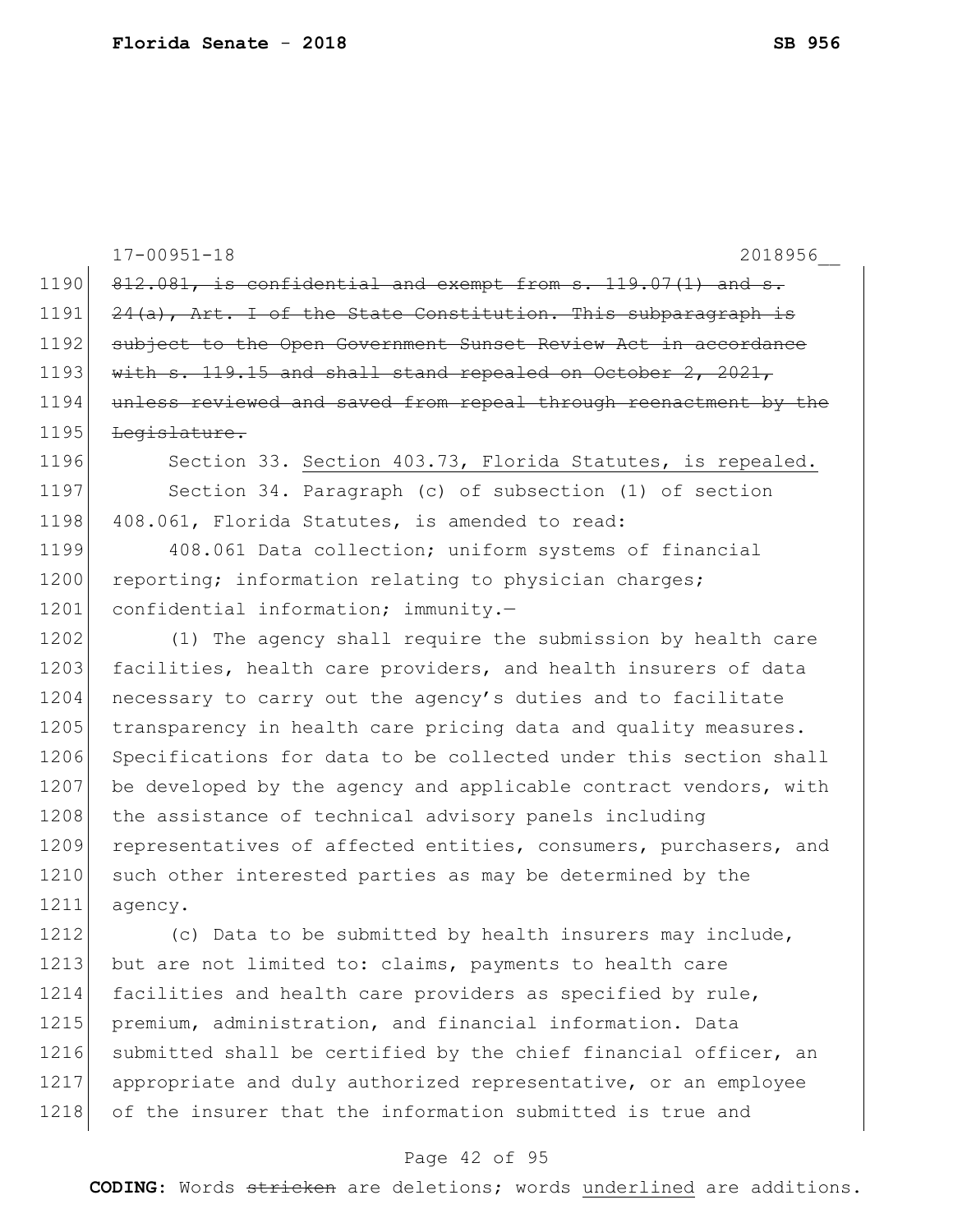17-00951-18 2018956__

~~812.081, is confidential and exempt from s. 119.07(1) and s. 24(a), Art. I of the State Constitution. This subparagraph is subject to the Open Government Sunset Review Act in accordance with s. 119.15 and shall stand repealed on October 2, 2021, unless reviewed and saved from repeal through reenactment by the Legislature.~~

Section 33. <u>Section 403.73, Florida Statutes, is repealed.</u>

Section 34. Paragraph (c) of subsection (1) of section 408.061, Florida Statutes, is amended to read:

408.061 Data collection; uniform systems of financial reporting; information relating to physician charges; confidential information; immunity.—

(1) The agency shall require the submission by health care facilities, health care providers, and health insurers of data necessary to carry out the agency's duties and to facilitate transparency in health care pricing data and quality measures. Specifications for data to be collected under this section shall be developed by the agency and applicable contract vendors, with the assistance of technical advisory panels including representatives of affected entities, consumers, purchasers, and such other interested parties as may be determined by the agency.

(c) Data to be submitted by health insurers may include, but are not limited to: claims, payments to health care facilities and health care providers as specified by rule, premium, administration, and financial information. Data submitted shall be certified by the chief financial officer, an appropriate and duly authorized representative, or an employee of the insurer that the information submitted is true and

**CODING:** Words ~~stricken~~ are deletions; words <u>underlined</u> are additions.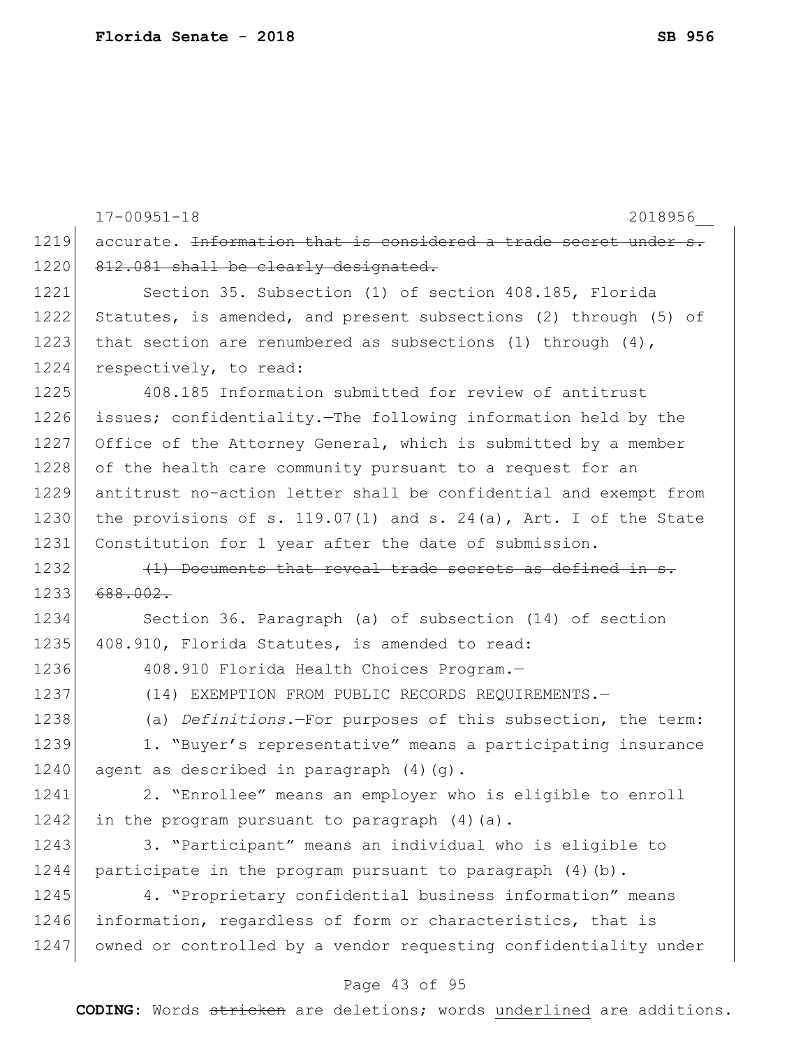17-00951-18 2018956__

accurate. ~~Information that is considered a trade secret under s. 812.081 shall be clearly designated.~~

Section 35. Subsection (1) of section 408.185, Florida Statutes, is amended, and present subsections (2) through (5) of that section are renumbered as subsections (1) through (4), respectively, to read:

408.185 Information submitted for review of antitrust issues; confidentiality.—The following information held by the Office of the Attorney General, which is submitted by a member of the health care community pursuant to a request for an antitrust no-action letter shall be confidential and exempt from the provisions of s. 119.07(1) and s. 24(a), Art. I of the State Constitution for 1 year after the date of submission.

~~(1) Documents that reveal trade secrets as defined in s. 688.002.~~

Section 36. Paragraph (a) of subsection (14) of section 408.910, Florida Statutes, is amended to read:

408.910 Florida Health Choices Program.—

(14) EXEMPTION FROM PUBLIC RECORDS REQUIREMENTS.—

(a) *Definitions.*—For purposes of this subsection, the term:

1. "Buyer's representative" means a participating insurance agent as described in paragraph (4)(g).

2. "Enrollee" means an employer who is eligible to enroll in the program pursuant to paragraph (4)(a).

3. "Participant" means an individual who is eligible to participate in the program pursuant to paragraph (4)(b).

4. "Proprietary confidential business information" means information, regardless of form or characteristics, that is owned or controlled by a vendor requesting confidentiality under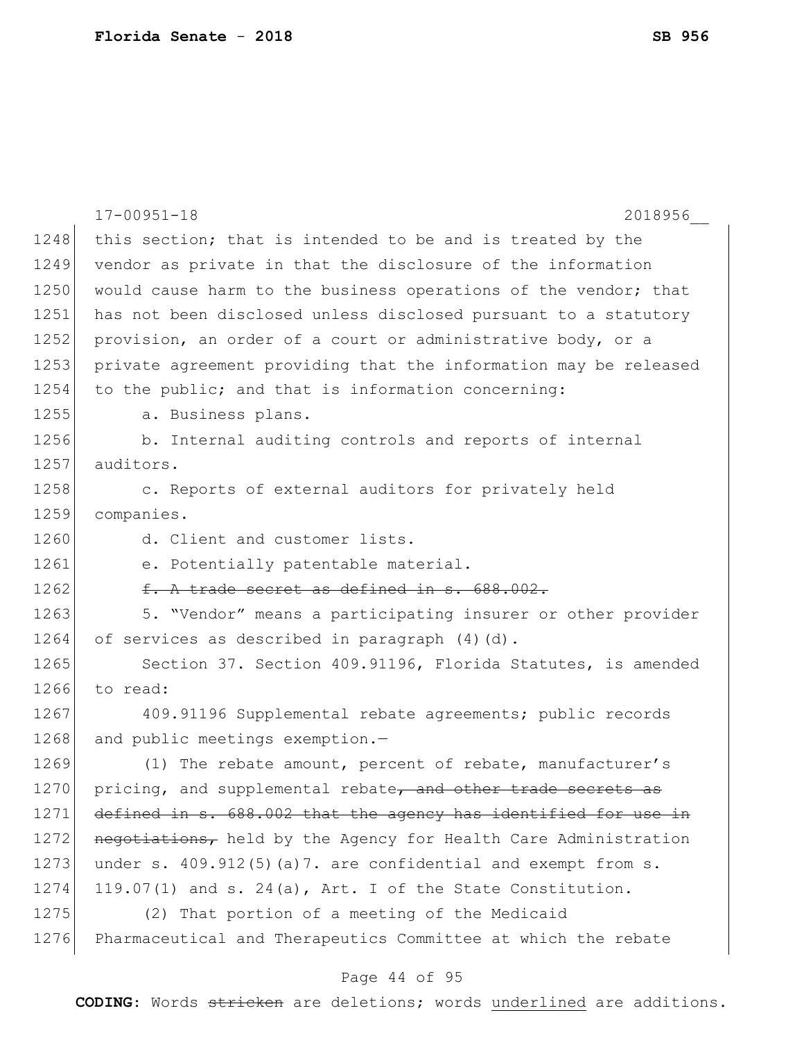this section; that is intended to be and is treated by the vendor as private in that the disclosure of the information would cause harm to the business operations of the vendor; that has not been disclosed unless disclosed pursuant to a statutory provision, an order of a court or administrative body, or a private agreement providing that the information may be released to the public; and that is information concerning:

a. Business plans.

b. Internal auditing controls and reports of internal auditors.

c. Reports of external auditors for privately held companies.

d. Client and customer lists.

e. Potentially patentable material.

~~f. A trade secret as defined in s. 688.002.~~

5. "Vendor" means a participating insurer or other provider of services as described in paragraph (4)(d).

Section 37. Section 409.91196, Florida Statutes, is amended to read:

409.91196 Supplemental rebate agreements; public records and public meetings exemption.—

(1) The rebate amount, percent of rebate, manufacturer's pricing, and supplemental rebate~~, and other trade secrets as defined in s. 688.002 that the agency has identified for use in negotiations,~~ held by the Agency for Health Care Administration under s. 409.912(5)(a)7. are confidential and exempt from s. 119.07(1) and s. 24(a), Art. I of the State Constitution.

(2) That portion of a meeting of the Medicaid Pharmaceutical and Therapeutics Committee at which the rebate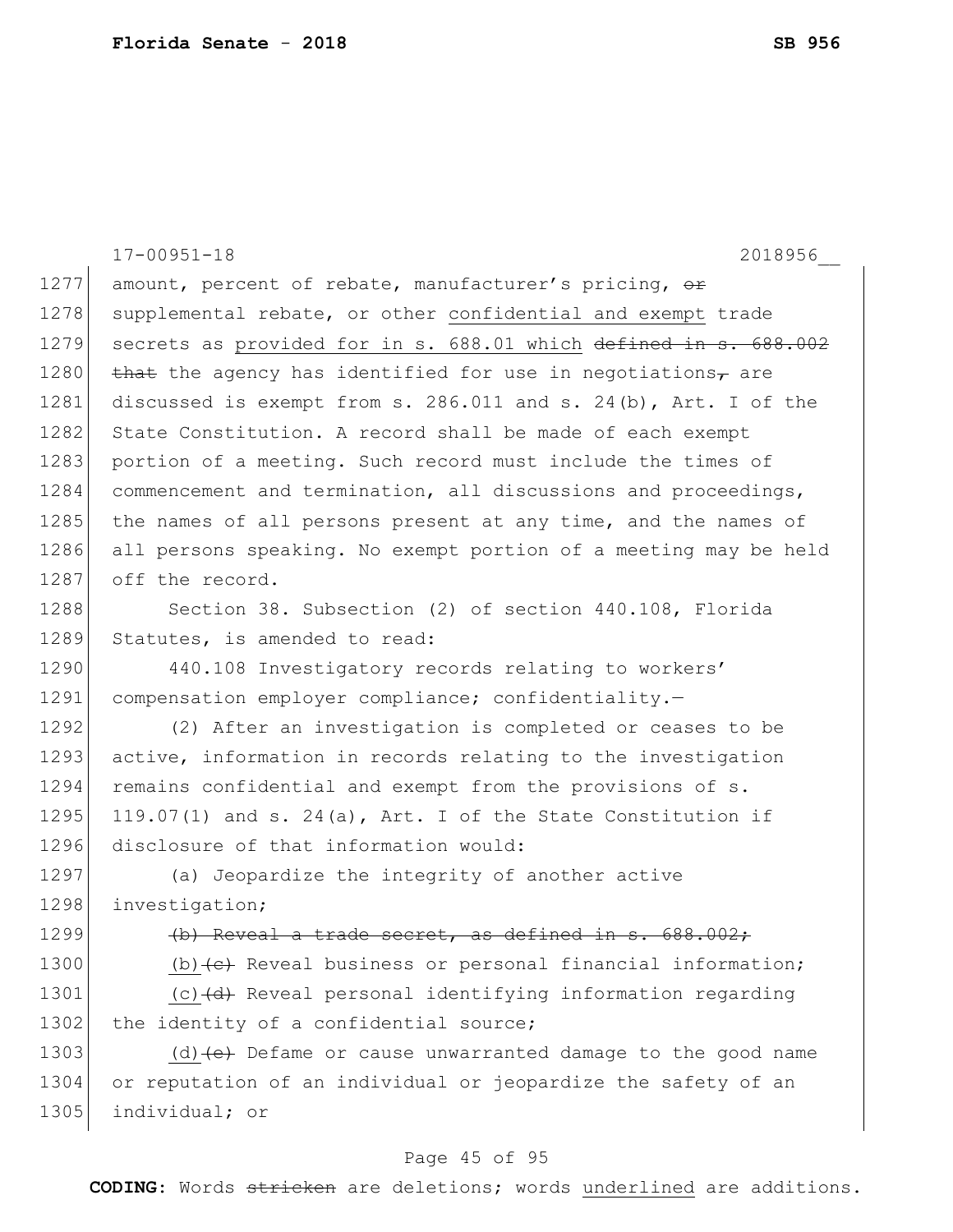amount, percent of rebate, manufacturer's pricing, ~~or~~ supplemental rebate, or other <u>confidential and exempt</u> trade secrets as <u>provided for in s. 688.01 which</u> ~~defined in s. 688.002 that~~ the agency has identified for use in negotiations~~,~~ are discussed is exempt from s. 286.011 and s. 24(b), Art. I of the State Constitution. A record shall be made of each exempt portion of a meeting. Such record must include the times of commencement and termination, all discussions and proceedings, the names of all persons present at any time, and the names of all persons speaking. No exempt portion of a meeting may be held off the record.

Section 38. Subsection (2) of section 440.108, Florida Statutes, is amended to read:

440.108 Investigatory records relating to workers' compensation employer compliance; confidentiality.—

(2) After an investigation is completed or ceases to be active, information in records relating to the investigation remains confidential and exempt from the provisions of s. 119.07(1) and s. 24(a), Art. I of the State Constitution if disclosure of that information would:

(a) Jeopardize the integrity of another active investigation;

~~(b) Reveal a trade secret, as defined in s. 688.002;~~

<u>(b)</u>~~(c)~~ Reveal business or personal financial information;

<u>(c)</u>~~(d)~~ Reveal personal identifying information regarding the identity of a confidential source;

<u>(d)</u>~~(e)~~ Defame or cause unwarranted damage to the good name or reputation of an individual or jeopardize the safety of an individual; or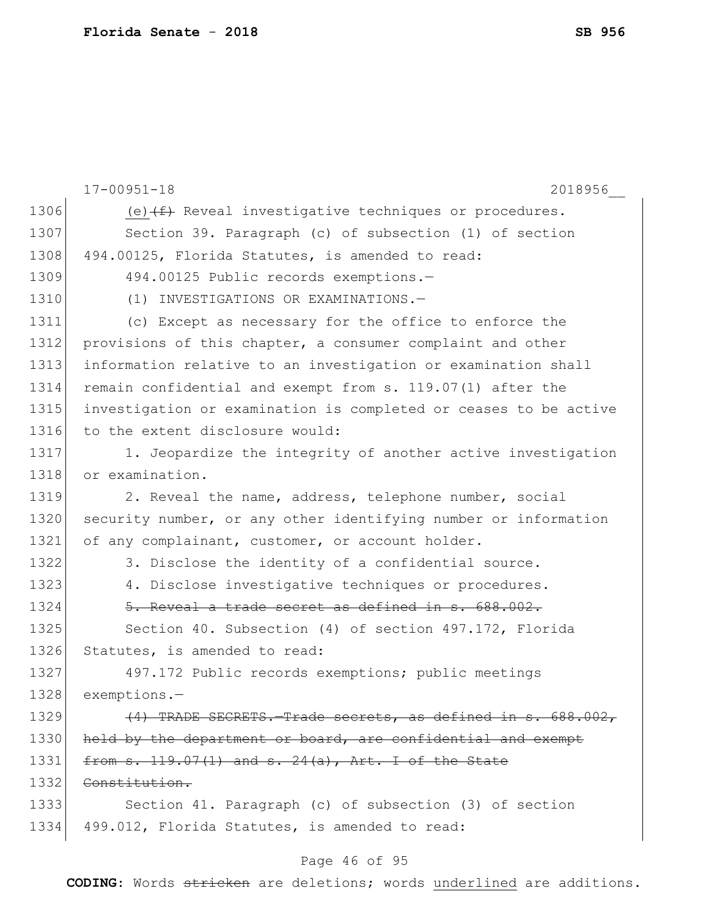(e) ~~(f)~~ Reveal investigative techniques or procedures.

Section 39. Paragraph (c) of subsection (1) of section 494.00125, Florida Statutes, is amended to read:

494.00125 Public records exemptions.—

(1) INVESTIGATIONS OR EXAMINATIONS.—

(c) Except as necessary for the office to enforce the provisions of this chapter, a consumer complaint and other information relative to an investigation or examination shall remain confidential and exempt from s. 119.07(1) after the investigation or examination is completed or ceases to be active to the extent disclosure would:

1. Jeopardize the integrity of another active investigation or examination.

2. Reveal the name, address, telephone number, social security number, or any other identifying number or information of any complainant, customer, or account holder.

3. Disclose the identity of a confidential source.

4. Disclose investigative techniques or procedures.

~~5. Reveal a trade secret as defined in s. 688.002.~~

Section 40. Subsection (4) of section 497.172, Florida Statutes, is amended to read:

497.172 Public records exemptions; public meetings exemptions.—

~~(4) TRADE SECRETS.—Trade secrets, as defined in s. 688.002, held by the department or board, are confidential and exempt from s. 119.07(1) and s. 24(a), Art. I of the State Constitution.~~

Section 41. Paragraph (c) of subsection (3) of section 499.012, Florida Statutes, is amended to read: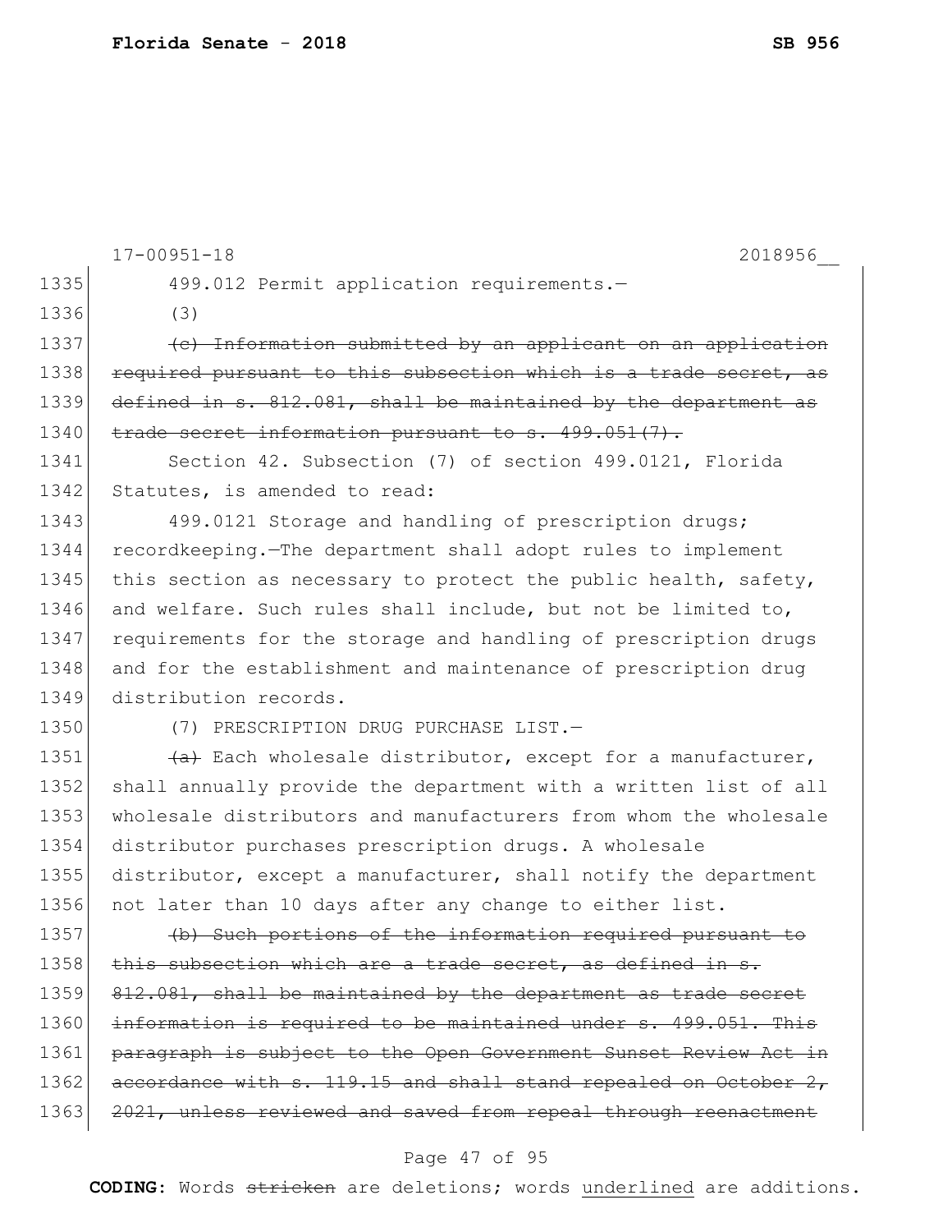17-00951-18 2018956__

1335 499.012 Permit application requirements.—

1336 (3)

1337 ~~(c) Information submitted by an applicant on an application~~
1338 ~~required pursuant to this subsection which is a trade secret, as~~
1339 ~~defined in s. 812.081, shall be maintained by the department as~~
1340 ~~trade secret information pursuant to s. 499.051(7).~~

1341 Section 42. Subsection (7) of section 499.0121, Florida
1342 Statutes, is amended to read:

1343 499.0121 Storage and handling of prescription drugs;
1344 recordkeeping.—The department shall adopt rules to implement
1345 this section as necessary to protect the public health, safety,
1346 and welfare. Such rules shall include, but not be limited to,
1347 requirements for the storage and handling of prescription drugs
1348 and for the establishment and maintenance of prescription drug
1349 distribution records.

1350 (7) PRESCRIPTION DRUG PURCHASE LIST.—

1351 ~~(a)~~ Each wholesale distributor, except for a manufacturer,
1352 shall annually provide the department with a written list of all
1353 wholesale distributors and manufacturers from whom the wholesale
1354 distributor purchases prescription drugs. A wholesale
1355 distributor, except a manufacturer, shall notify the department
1356 not later than 10 days after any change to either list.

1357 ~~(b) Such portions of the information required pursuant to~~
1358 ~~this subsection which are a trade secret, as defined in s.~~
1359 ~~812.081, shall be maintained by the department as trade secret~~
1360 ~~information is required to be maintained under s. 499.051. This~~
1361 ~~paragraph is subject to the Open Government Sunset Review Act in~~
1362 ~~accordance with s. 119.15 and shall stand repealed on October 2,~~
1363 ~~2021, unless reviewed and saved from repeal through reenactment~~

**CODING:** Words ~~stricken~~ are deletions; words <u>underlined</u> are additions.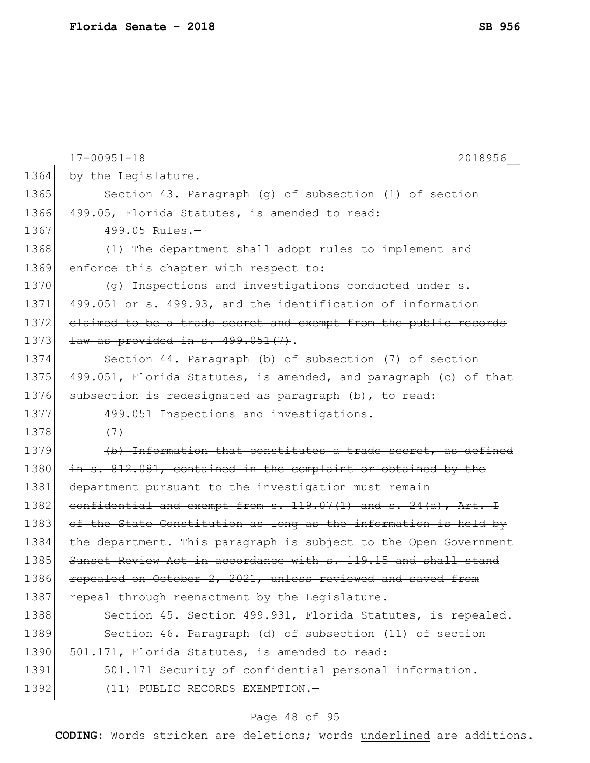17-00951-18 2018956__

~~by the Legislature.~~

Section 43. Paragraph (g) of subsection (1) of section 499.05, Florida Statutes, is amended to read:

499.05 Rules.—

(1) The department shall adopt rules to implement and enforce this chapter with respect to:

(g) Inspections and investigations conducted under s. 499.051 or s. 499.93~~, and the identification of information claimed to be a trade secret and exempt from the public records law as provided in s. 499.051(7)~~.

Section 44. Paragraph (b) of subsection (7) of section 499.051, Florida Statutes, is amended, and paragraph (c) of that subsection is redesignated as paragraph (b), to read:

499.051 Inspections and investigations.—

(7)

~~(b) Information that constitutes a trade secret, as defined in s. 812.081, contained in the complaint or obtained by the department pursuant to the investigation must remain confidential and exempt from s. 119.07(1) and s. 24(a), Art. I of the State Constitution as long as the information is held by the department. This paragraph is subject to the Open Government Sunset Review Act in accordance with s. 119.15 and shall stand repealed on October 2, 2021, unless reviewed and saved from repeal through reenactment by the Legislature.~~

Section 45. <u>Section 499.931, Florida Statutes, is repealed.</u>

Section 46. Paragraph (d) of subsection (11) of section 501.171, Florida Statutes, is amended to read:

501.171 Security of confidential personal information.—

(11) PUBLIC RECORDS EXEMPTION.—

**CODING:** Words ~~stricken~~ are deletions; words <u>underlined</u> are additions.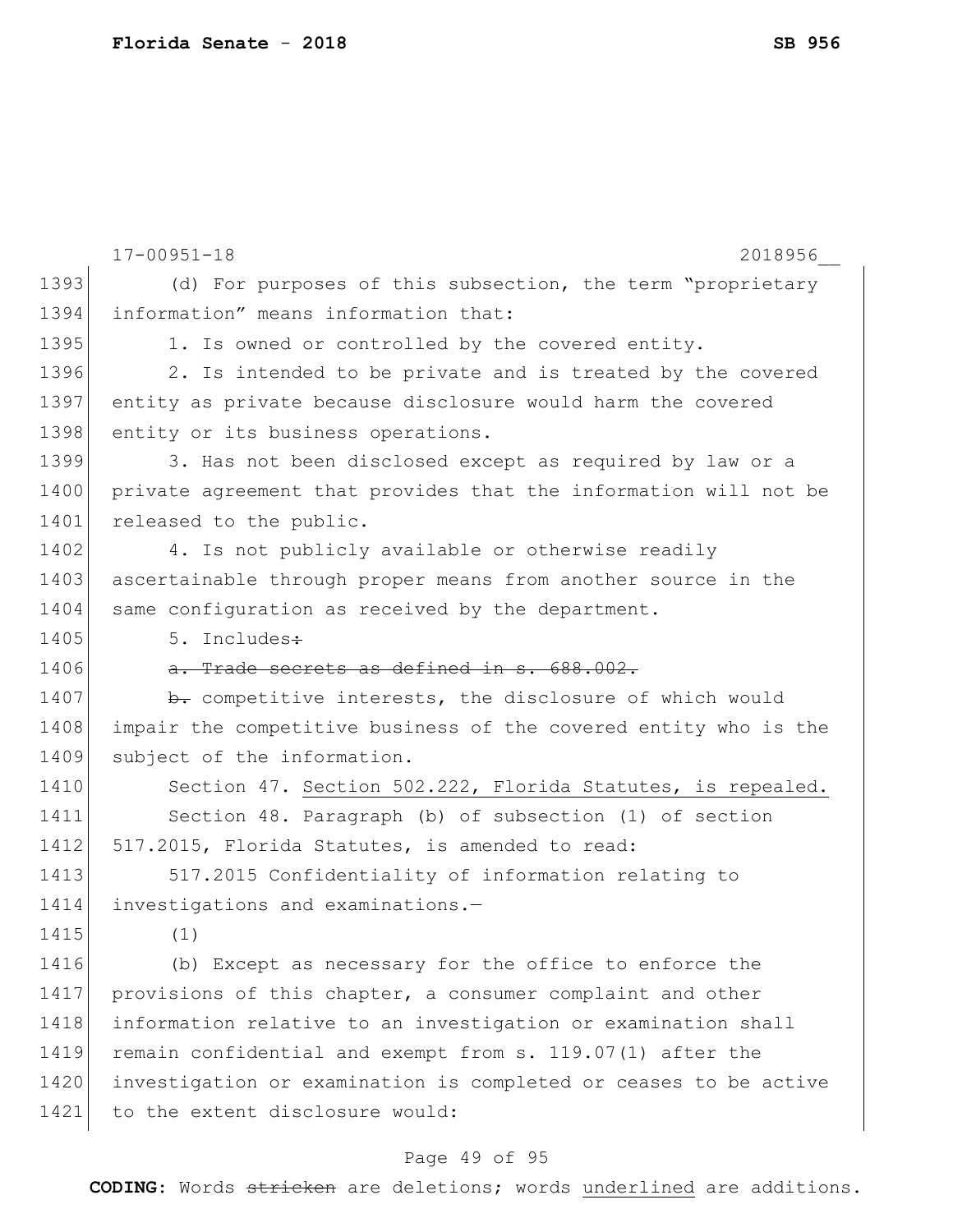(d) For purposes of this subsection, the term "proprietary information" means information that:

1. Is owned or controlled by the covered entity.

2. Is intended to be private and is treated by the covered entity as private because disclosure would harm the covered entity or its business operations.

3. Has not been disclosed except as required by law or a private agreement that provides that the information will not be released to the public.

4. Is not publicly available or otherwise readily ascertainable through proper means from another source in the same configuration as received by the department.

5. Includes~~:~~

~~a. Trade secrets as defined in s. 688.002.~~

~~b.~~ competitive interests, the disclosure of which would impair the competitive business of the covered entity who is the subject of the information.

Section 47. <u>Section 502.222, Florida Statutes, is repealed.</u>

Section 48. Paragraph (b) of subsection (1) of section 517.2015, Florida Statutes, is amended to read:

517.2015 Confidentiality of information relating to investigations and examinations.—

(1)

(b) Except as necessary for the office to enforce the provisions of this chapter, a consumer complaint and other information relative to an investigation or examination shall remain confidential and exempt from s. 119.07(1) after the investigation or examination is completed or ceases to be active to the extent disclosure would: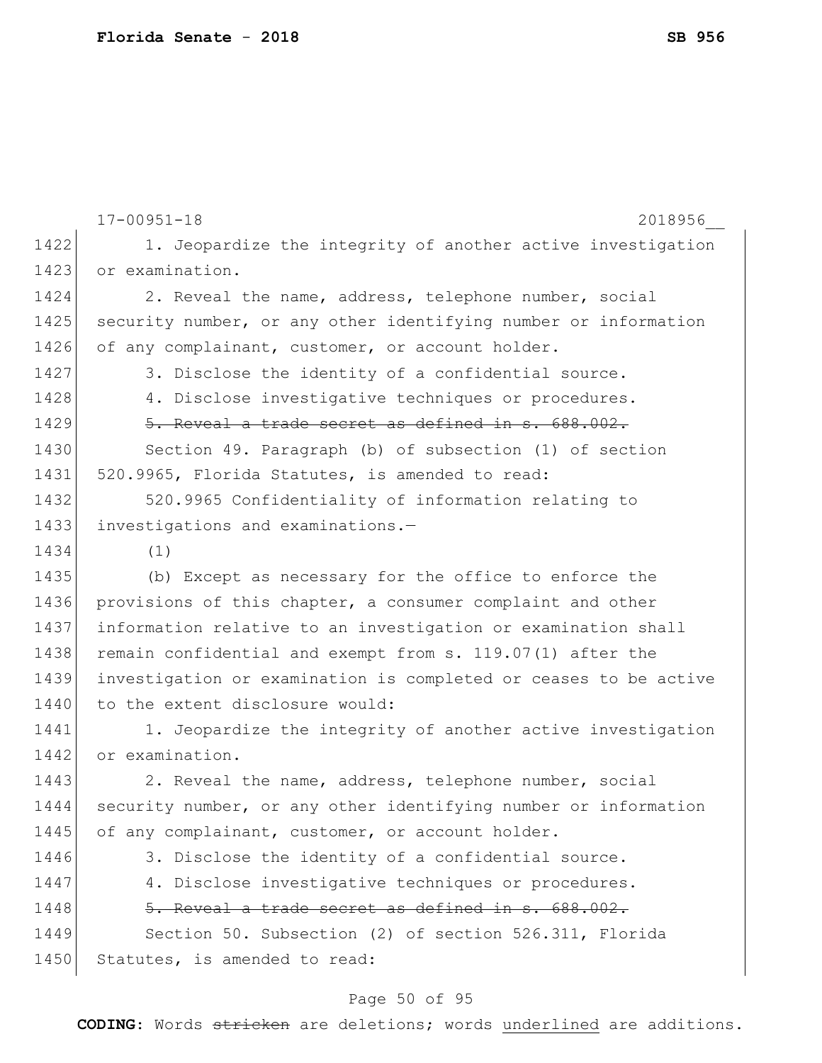1. Jeopardize the integrity of another active investigation or examination.

2. Reveal the name, address, telephone number, social security number, or any other identifying number or information of any complainant, customer, or account holder.

3. Disclose the identity of a confidential source.

4. Disclose investigative techniques or procedures.

~~5. Reveal a trade secret as defined in s. 688.002.~~

Section 49. Paragraph (b) of subsection (1) of section 520.9965, Florida Statutes, is amended to read:

520.9965 Confidentiality of information relating to investigations and examinations.—

(1)

(b) Except as necessary for the office to enforce the provisions of this chapter, a consumer complaint and other information relative to an investigation or examination shall remain confidential and exempt from s. 119.07(1) after the investigation or examination is completed or ceases to be active to the extent disclosure would:

1. Jeopardize the integrity of another active investigation or examination.

2. Reveal the name, address, telephone number, social security number, or any other identifying number or information of any complainant, customer, or account holder.

3. Disclose the identity of a confidential source.

4. Disclose investigative techniques or procedures.

~~5. Reveal a trade secret as defined in s. 688.002.~~

Section 50. Subsection (2) of section 526.311, Florida Statutes, is amended to read: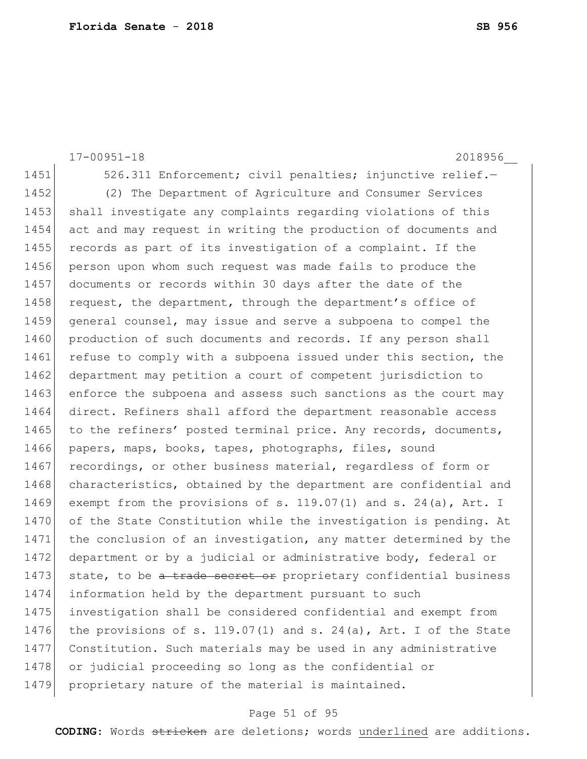526.311 Enforcement; civil penalties; injunctive relief.—

(2) The Department of Agriculture and Consumer Services shall investigate any complaints regarding violations of this act and may request in writing the production of documents and records as part of its investigation of a complaint. If the person upon whom such request was made fails to produce the documents or records within 30 days after the date of the request, the department, through the department's office of general counsel, may issue and serve a subpoena to compel the production of such documents and records. If any person shall refuse to comply with a subpoena issued under this section, the department may petition a court of competent jurisdiction to enforce the subpoena and assess such sanctions as the court may direct. Refiners shall afford the department reasonable access to the refiners' posted terminal price. Any records, documents, papers, maps, books, tapes, photographs, files, sound recordings, or other business material, regardless of form or characteristics, obtained by the department are confidential and exempt from the provisions of s. 119.07(1) and s. 24(a), Art. I of the State Constitution while the investigation is pending. At the conclusion of an investigation, any matter determined by the department or by a judicial or administrative body, federal or state, to be ~~a trade secret or~~ proprietary confidential business information held by the department pursuant to such investigation shall be considered confidential and exempt from the provisions of s. 119.07(1) and s. 24(a), Art. I of the State Constitution. Such materials may be used in any administrative or judicial proceeding so long as the confidential or proprietary nature of the material is maintained.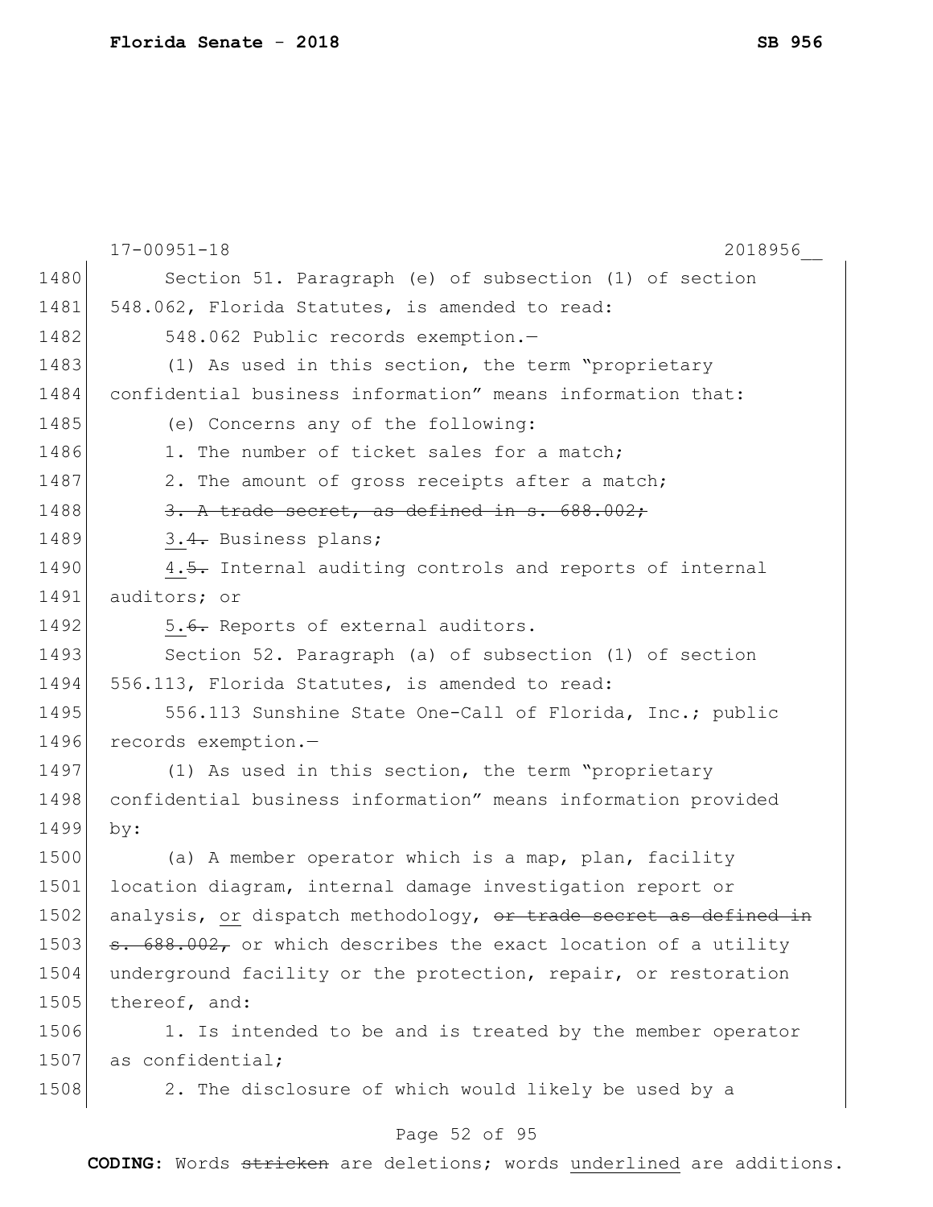17-00951-18 2018956__

1480 Section 51. Paragraph (e) of subsection (1) of section
1481 548.062, Florida Statutes, is amended to read:
1482 548.062 Public records exemption.—
1483 (1) As used in this section, the term "proprietary
1484 confidential business information" means information that:
1485 (e) Concerns any of the following:
1486 1. The number of ticket sales for a match;
1487 2. The amount of gross receipts after a match;
1488 ~~3. A trade secret, as defined in s. 688.002;~~
1489 <u>3.</u>~~4.~~ Business plans;
1490 <u>4.</u>~~5.~~ Internal auditing controls and reports of internal
1491 auditors; or
1492 <u>5.</u>~~6.~~ Reports of external auditors.
1493 Section 52. Paragraph (a) of subsection (1) of section
1494 556.113, Florida Statutes, is amended to read:
1495 556.113 Sunshine State One-Call of Florida, Inc.; public
1496 records exemption.—
1497 (1) As used in this section, the term "proprietary
1498 confidential business information" means information provided
1499 by:
1500 (a) A member operator which is a map, plan, facility
1501 location diagram, internal damage investigation report or
1502 analysis, <u>or</u> dispatch methodology, ~~or trade secret as defined in~~
1503 ~~s. 688.002,~~ or which describes the exact location of a utility
1504 underground facility or the protection, repair, or restoration
1505 thereof, and:
1506 1. Is intended to be and is treated by the member operator
1507 as confidential;
1508 2. The disclosure of which would likely be used by a

**CODING:** Words ~~stricken~~ are deletions; words <u>underlined</u> are additions.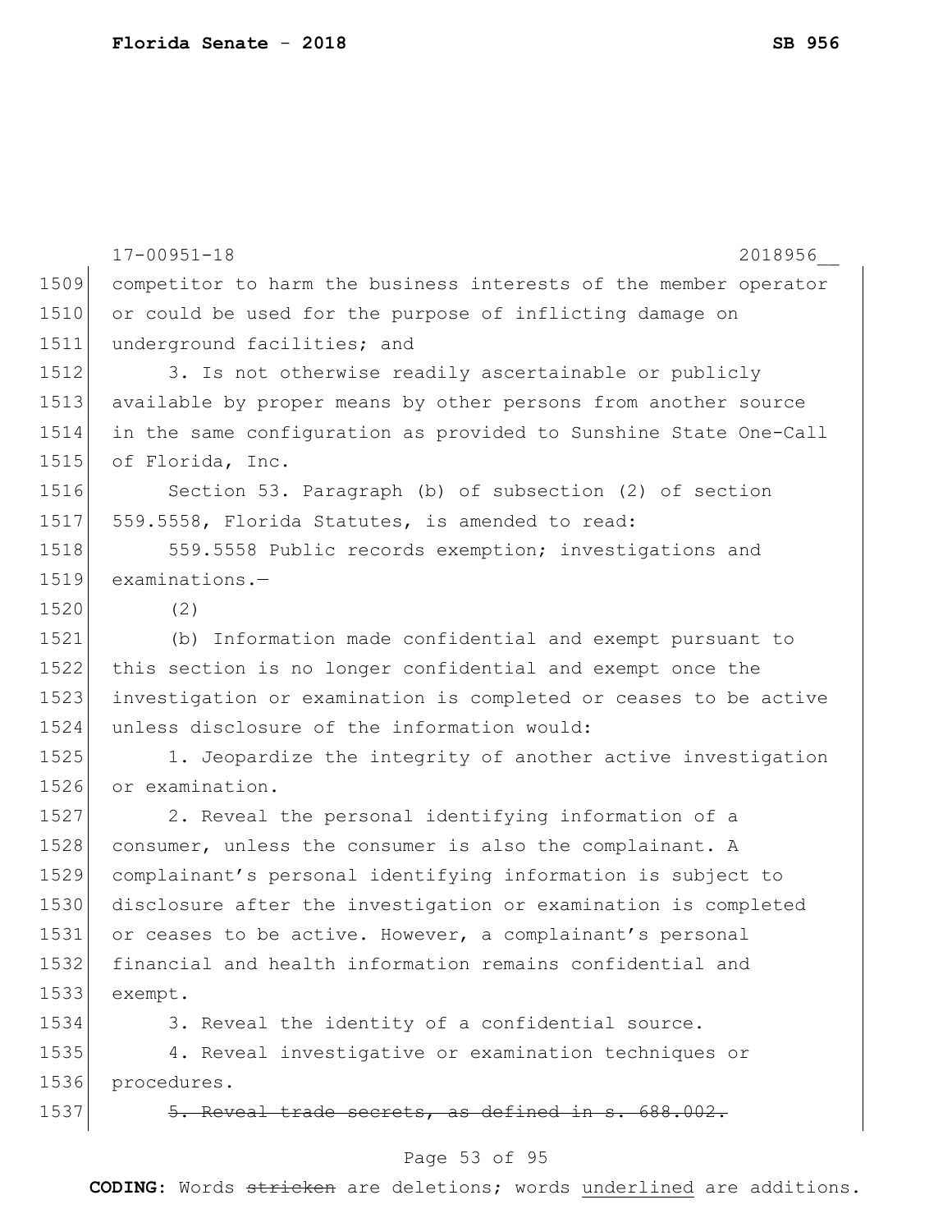competitor to harm the business interests of the member operator or could be used for the purpose of inflicting damage on underground facilities; and

3. Is not otherwise readily ascertainable or publicly available by proper means by other persons from another source in the same configuration as provided to Sunshine State One-Call of Florida, Inc.

Section 53. Paragraph (b) of subsection (2) of section 559.5558, Florida Statutes, is amended to read:

559.5558 Public records exemption; investigations and examinations.—

(2)

(b) Information made confidential and exempt pursuant to this section is no longer confidential and exempt once the investigation or examination is completed or ceases to be active unless disclosure of the information would:

1. Jeopardize the integrity of another active investigation or examination.

2. Reveal the personal identifying information of a consumer, unless the consumer is also the complainant. A complainant's personal identifying information is subject to disclosure after the investigation or examination is completed or ceases to be active. However, a complainant's personal financial and health information remains confidential and exempt.

3. Reveal the identity of a confidential source.

4. Reveal investigative or examination techniques or procedures.

~~5. Reveal trade secrets, as defined in s. 688.002.~~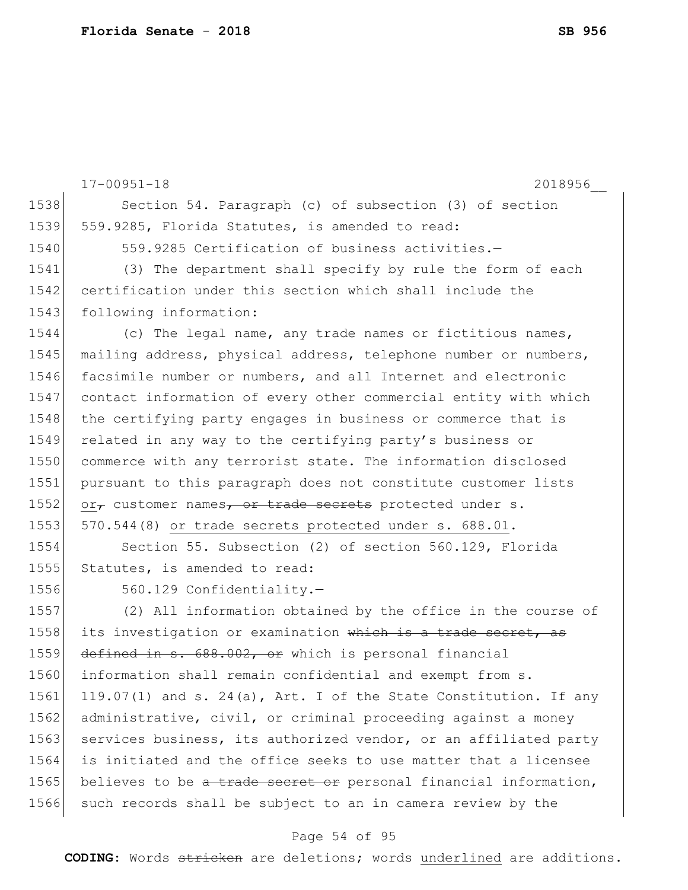17-00951-18 2018956__

Section 54. Paragraph (c) of subsection (3) of section 559.9285, Florida Statutes, is amended to read:

559.9285 Certification of business activities.—

(3) The department shall specify by rule the form of each certification under this section which shall include the following information:

(c) The legal name, any trade names or fictitious names, mailing address, physical address, telephone number or numbers, facsimile number or numbers, and all Internet and electronic contact information of every other commercial entity with which the certifying party engages in business or commerce that is related in any way to the certifying party's business or commerce with any terrorist state. The information disclosed pursuant to this paragraph does not constitute customer lists <u>or</u>~~,~~ customer names~~, or trade secrets~~ protected under s. 570.544(8) <u>or trade secrets protected under s. 688.01</u>.

Section 55. Subsection (2) of section 560.129, Florida Statutes, is amended to read:

560.129 Confidentiality.—

(2) All information obtained by the office in the course of its investigation or examination ~~which is a trade secret, as defined in s. 688.002, or~~ which is personal financial information shall remain confidential and exempt from s. 119.07(1) and s. 24(a), Art. I of the State Constitution. If any administrative, civil, or criminal proceeding against a money services business, its authorized vendor, or an affiliated party is initiated and the office seeks to use matter that a licensee believes to be ~~a trade secret or~~ personal financial information, such records shall be subject to an in camera review by the

**CODING:** Words ~~stricken~~ are deletions; words <u>underlined</u> are additions.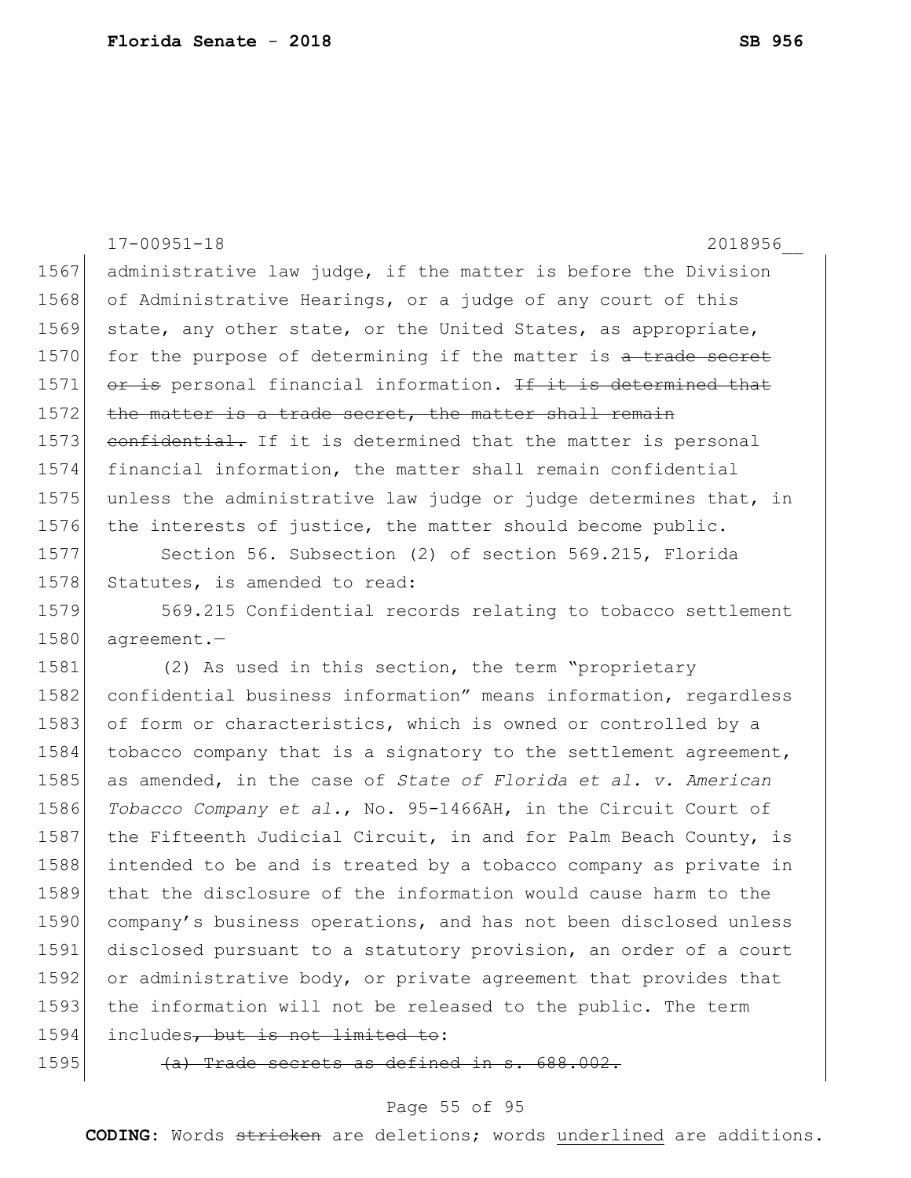administrative law judge, if the matter is before the Division of Administrative Hearings, or a judge of any court of this state, any other state, or the United States, as appropriate, for the purpose of determining if the matter is ~~a trade secret or is~~ personal financial information. ~~If it is determined that the matter is a trade secret, the matter shall remain confidential.~~ If it is determined that the matter is personal financial information, the matter shall remain confidential unless the administrative law judge or judge determines that, in the interests of justice, the matter should become public.

Section 56. Subsection (2) of section 569.215, Florida Statutes, is amended to read:

569.215 Confidential records relating to tobacco settlement agreement.—

(2) As used in this section, the term "proprietary confidential business information" means information, regardless of form or characteristics, which is owned or controlled by a tobacco company that is a signatory to the settlement agreement, as amended, in the case of *State of Florida et al. v. American Tobacco Company et al.*, No. 95-1466AH, in the Circuit Court of the Fifteenth Judicial Circuit, in and for Palm Beach County, is intended to be and is treated by a tobacco company as private in that the disclosure of the information would cause harm to the company's business operations, and has not been disclosed unless disclosed pursuant to a statutory provision, an order of a court or administrative body, or private agreement that provides that the information will not be released to the public. The term includes~~, but is not limited to~~:

~~(a) Trade secrets as defined in s. 688.002.~~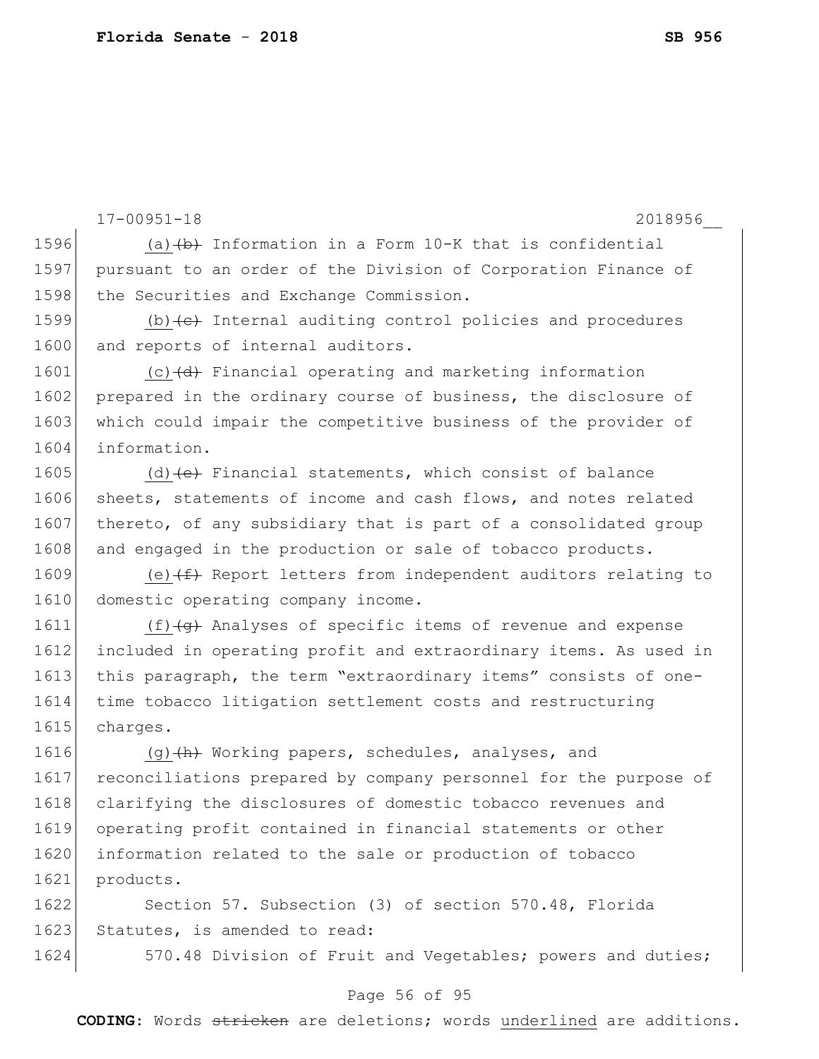17-00951-18 2018956__

1596 (a) ~~(b)~~ Information in a Form 10-K that is confidential
1597 pursuant to an order of the Division of Corporation Finance of
1598 the Securities and Exchange Commission.

1599 (b) ~~(c)~~ Internal auditing control policies and procedures
1600 and reports of internal auditors.

1601 (c) ~~(d)~~ Financial operating and marketing information
1602 prepared in the ordinary course of business, the disclosure of
1603 which could impair the competitive business of the provider of
1604 information.

1605 (d) ~~(e)~~ Financial statements, which consist of balance
1606 sheets, statements of income and cash flows, and notes related
1607 thereto, of any subsidiary that is part of a consolidated group
1608 and engaged in the production or sale of tobacco products.

1609 (e) ~~(f)~~ Report letters from independent auditors relating to
1610 domestic operating company income.

1611 (f) ~~(g)~~ Analyses of specific items of revenue and expense
1612 included in operating profit and extraordinary items. As used in
1613 this paragraph, the term "extraordinary items" consists of one-
1614 time tobacco litigation settlement costs and restructuring
1615 charges.

1616 (g) ~~(h)~~ Working papers, schedules, analyses, and
1617 reconciliations prepared by company personnel for the purpose of
1618 clarifying the disclosures of domestic tobacco revenues and
1619 operating profit contained in financial statements or other
1620 information related to the sale or production of tobacco
1621 products.

1622 Section 57. Subsection (3) of section 570.48, Florida
1623 Statutes, is amended to read:

1624 570.48 Division of Fruit and Vegetables; powers and duties;

**CODING:** Words ~~stricken~~ are deletions; words underlined are additions.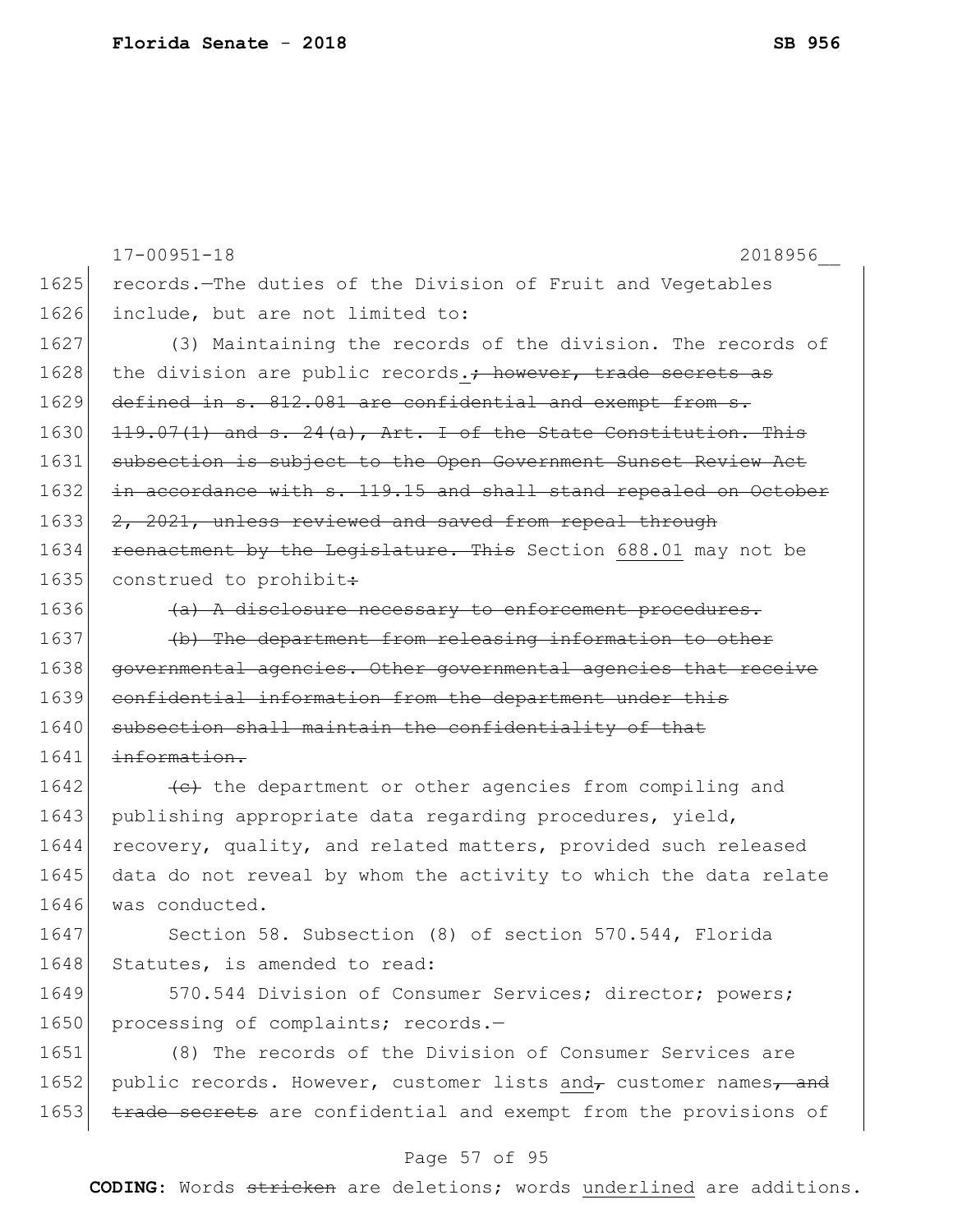records.—The duties of the Division of Fruit and Vegetables include, but are not limited to:

(3) Maintaining the records of the division. The records of the division are public records.~~; however, trade secrets as defined in s. 812.081 are confidential and exempt from s. 119.07(1) and s. 24(a), Art. I of the State Constitution. This subsection is subject to the Open Government Sunset Review Act in accordance with s. 119.15 and shall stand repealed on October 2, 2021, unless reviewed and saved from repeal through reenactment by the Legislature. This~~ Section 688.01 may not be construed to prohibit~~:~~

~~(a) A disclosure necessary to enforcement procedures.~~

~~(b) The department from releasing information to other governmental agencies. Other governmental agencies that receive confidential information from the department under this subsection shall maintain the confidentiality of that information.~~

~~(c)~~ the department or other agencies from compiling and publishing appropriate data regarding procedures, yield, recovery, quality, and related matters, provided such released data do not reveal by whom the activity to which the data relate was conducted.

Section 58. Subsection (8) of section 570.544, Florida Statutes, is amended to read:

570.544 Division of Consumer Services; director; powers; processing of complaints; records.—

(8) The records of the Division of Consumer Services are public records. However, customer lists and~~,~~ customer names~~, and trade secrets~~ are confidential and exempt from the provisions of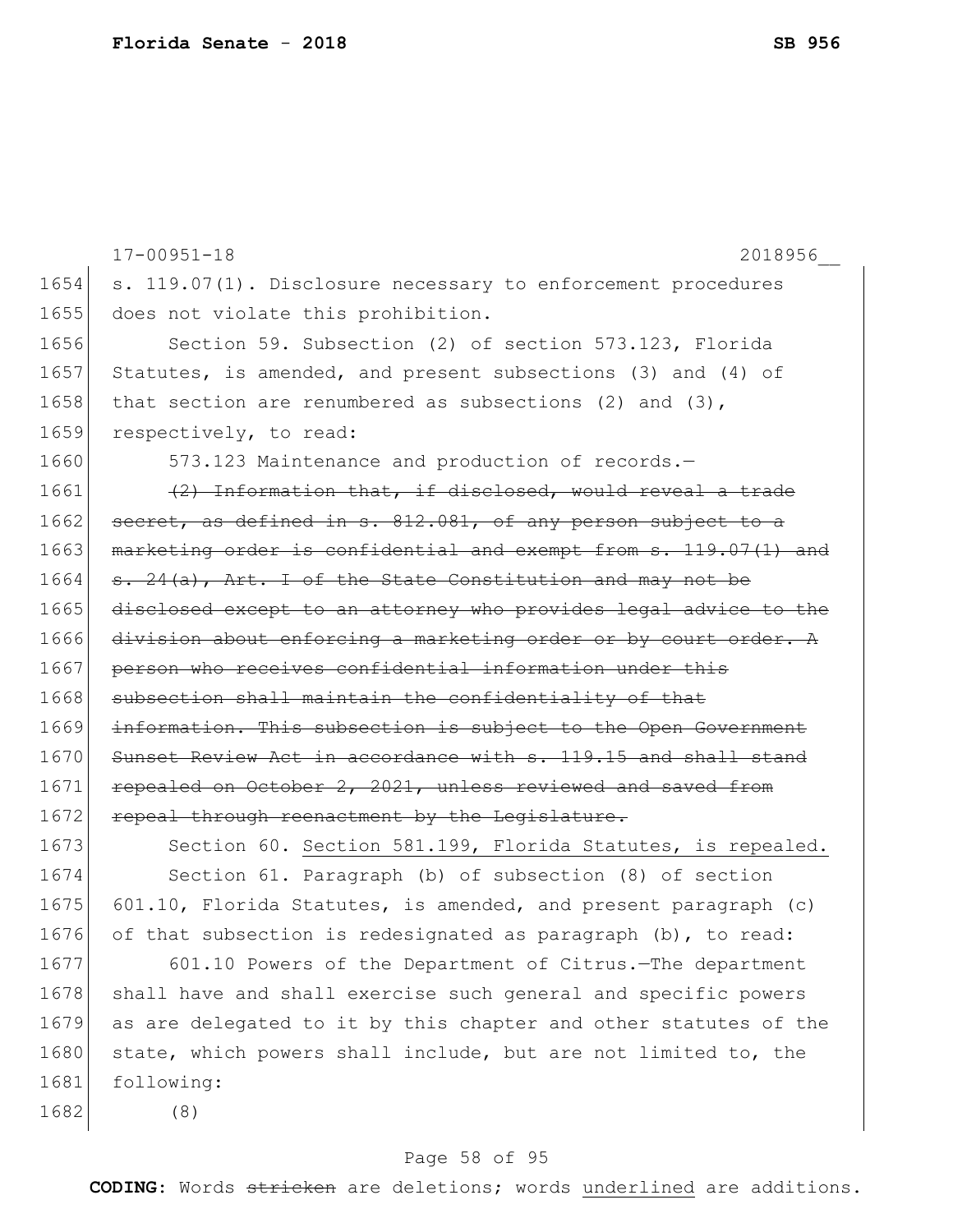s. 119.07(1). Disclosure necessary to enforcement procedures does not violate this prohibition.

Section 59. Subsection (2) of section 573.123, Florida Statutes, is amended, and present subsections (3) and (4) of that section are renumbered as subsections (2) and (3), respectively, to read:

573.123 Maintenance and production of records.—

~~(2) Information that, if disclosed, would reveal a trade secret, as defined in s. 812.081, of any person subject to a marketing order is confidential and exempt from s. 119.07(1) and s. 24(a), Art. I of the State Constitution and may not be disclosed except to an attorney who provides legal advice to the division about enforcing a marketing order or by court order. A person who receives confidential information under this subsection shall maintain the confidentiality of that information. This subsection is subject to the Open Government Sunset Review Act in accordance with s. 119.15 and shall stand repealed on October 2, 2021, unless reviewed and saved from repeal through reenactment by the Legislature.~~

Section 60. <u>Section 581.199, Florida Statutes, is repealed.</u>

Section 61. Paragraph (b) of subsection (8) of section 601.10, Florida Statutes, is amended, and present paragraph (c) of that subsection is redesignated as paragraph (b), to read:

601.10 Powers of the Department of Citrus.—The department shall have and shall exercise such general and specific powers as are delegated to it by this chapter and other statutes of the state, which powers shall include, but are not limited to, the following:

(8)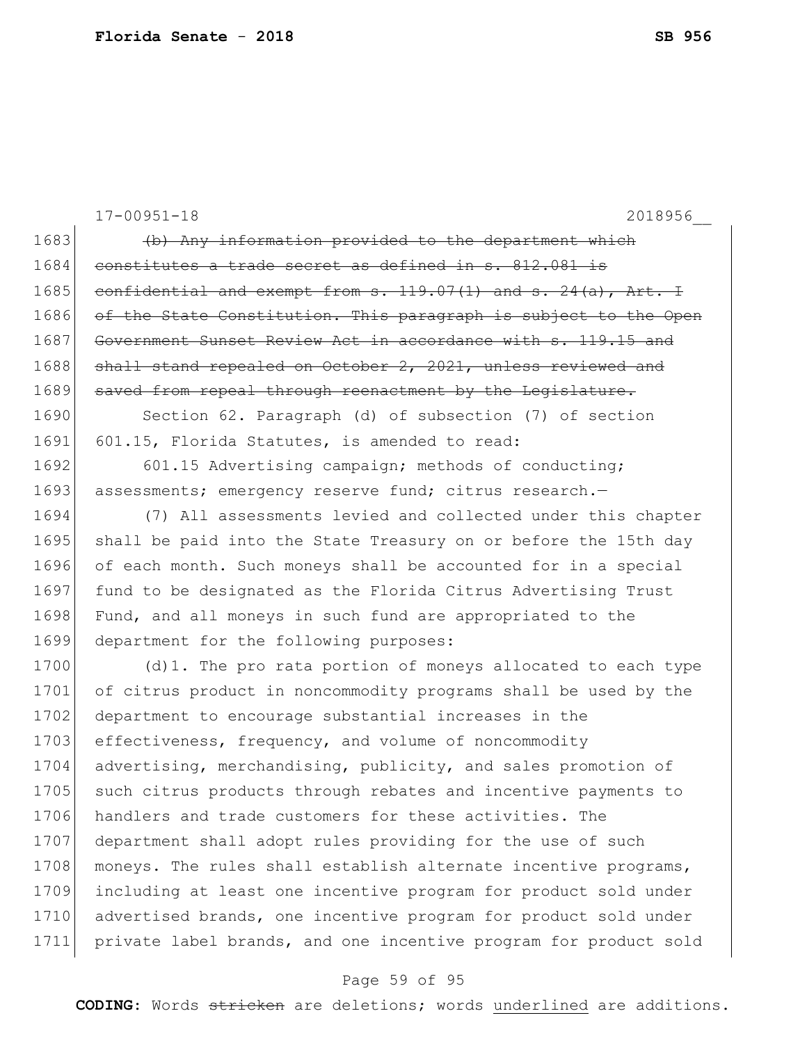17-00951-18 2018956__

~~(b) Any information provided to the department which constitutes a trade secret as defined in s. 812.081 is confidential and exempt from s. 119.07(1) and s. 24(a), Art. I of the State Constitution. This paragraph is subject to the Open Government Sunset Review Act in accordance with s. 119.15 and shall stand repealed on October 2, 2021, unless reviewed and saved from repeal through reenactment by the Legislature.~~

Section 62. Paragraph (d) of subsection (7) of section 601.15, Florida Statutes, is amended to read:

601.15 Advertising campaign; methods of conducting; assessments; emergency reserve fund; citrus research.—

(7) All assessments levied and collected under this chapter shall be paid into the State Treasury on or before the 15th day of each month. Such moneys shall be accounted for in a special fund to be designated as the Florida Citrus Advertising Trust Fund, and all moneys in such fund are appropriated to the department for the following purposes:

(d)1. The pro rata portion of moneys allocated to each type of citrus product in noncommodity programs shall be used by the department to encourage substantial increases in the effectiveness, frequency, and volume of noncommodity advertising, merchandising, publicity, and sales promotion of such citrus products through rebates and incentive payments to handlers and trade customers for these activities. The department shall adopt rules providing for the use of such moneys. The rules shall establish alternate incentive programs, including at least one incentive program for product sold under advertised brands, one incentive program for product sold under private label brands, and one incentive program for product sold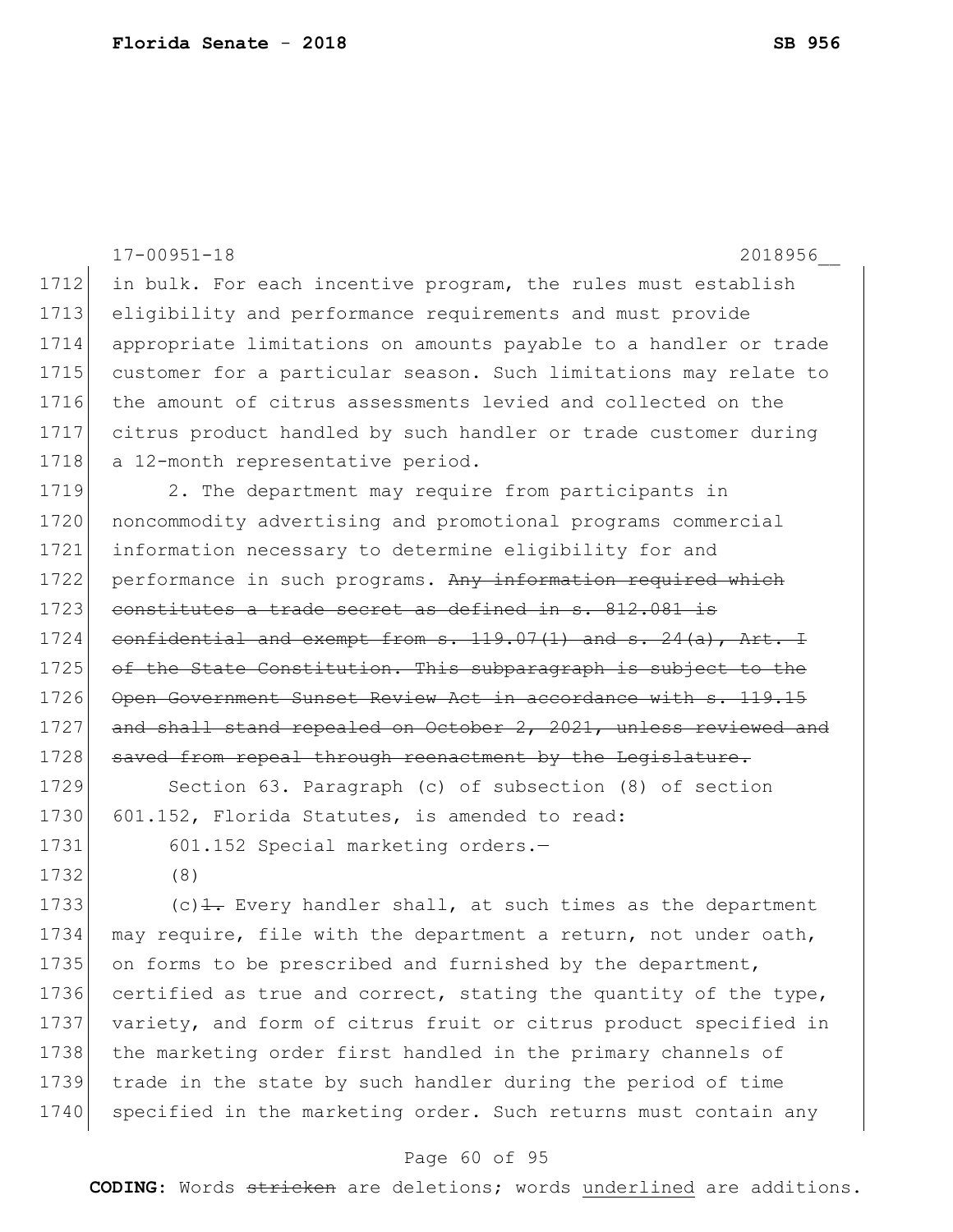17-00951-18 2018956__

1712 in bulk. For each incentive program, the rules must establish
1713 eligibility and performance requirements and must provide
1714 appropriate limitations on amounts payable to a handler or trade
1715 customer for a particular season. Such limitations may relate to
1716 the amount of citrus assessments levied and collected on the
1717 citrus product handled by such handler or trade customer during
1718 a 12-month representative period.

1719 2. The department may require from participants in
1720 noncommodity advertising and promotional programs commercial
1721 information necessary to determine eligibility for and
1722 performance in such programs. ~~Any information required which~~
1723 ~~constitutes a trade secret as defined in s. 812.081 is~~
1724 ~~confidential and exempt from s. 119.07(1) and s. 24(a), Art. I~~
1725 ~~of the State Constitution. This subparagraph is subject to the~~
1726 ~~Open Government Sunset Review Act in accordance with s. 119.15~~
1727 ~~and shall stand repealed on October 2, 2021, unless reviewed and~~
1728 ~~saved from repeal through reenactment by the Legislature.~~

1729 Section 63. Paragraph (c) of subsection (8) of section
1730 601.152, Florida Statutes, is amended to read:

1731 601.152 Special marketing orders.—

1732 (8)

1733 (c)~~1.~~ Every handler shall, at such times as the department
1734 may require, file with the department a return, not under oath,
1735 on forms to be prescribed and furnished by the department,
1736 certified as true and correct, stating the quantity of the type,
1737 variety, and form of citrus fruit or citrus product specified in
1738 the marketing order first handled in the primary channels of
1739 trade in the state by such handler during the period of time
1740 specified in the marketing order. Such returns must contain any

**CODING:** Words ~~stricken~~ are deletions; words <u>underlined</u> are additions.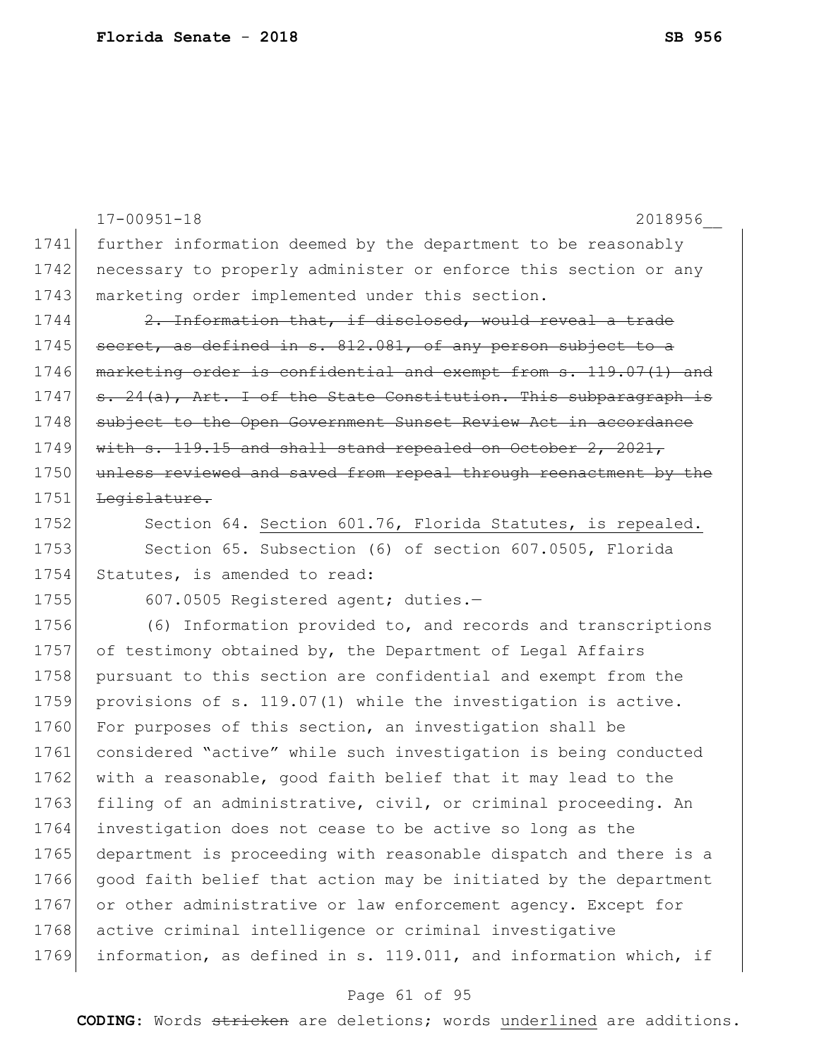further information deemed by the department to be reasonably necessary to properly administer or enforce this section or any marketing order implemented under this section.

~~2. Information that, if disclosed, would reveal a trade secret, as defined in s. 812.081, of any person subject to a marketing order is confidential and exempt from s. 119.07(1) and s. 24(a), Art. I of the State Constitution. This subparagraph is subject to the Open Government Sunset Review Act in accordance with s. 119.15 and shall stand repealed on October 2, 2021, unless reviewed and saved from repeal through reenactment by the Legislature.~~

Section 64. <u>Section 601.76, Florida Statutes, is repealed.</u>

Section 65. Subsection (6) of section 607.0505, Florida Statutes, is amended to read:

607.0505 Registered agent; duties.—

(6) Information provided to, and records and transcriptions of testimony obtained by, the Department of Legal Affairs pursuant to this section are confidential and exempt from the provisions of s. 119.07(1) while the investigation is active. For purposes of this section, an investigation shall be considered "active" while such investigation is being conducted with a reasonable, good faith belief that it may lead to the filing of an administrative, civil, or criminal proceeding. An investigation does not cease to be active so long as the department is proceeding with reasonable dispatch and there is a good faith belief that action may be initiated by the department or other administrative or law enforcement agency. Except for active criminal intelligence or criminal investigative information, as defined in s. 119.011, and information which, if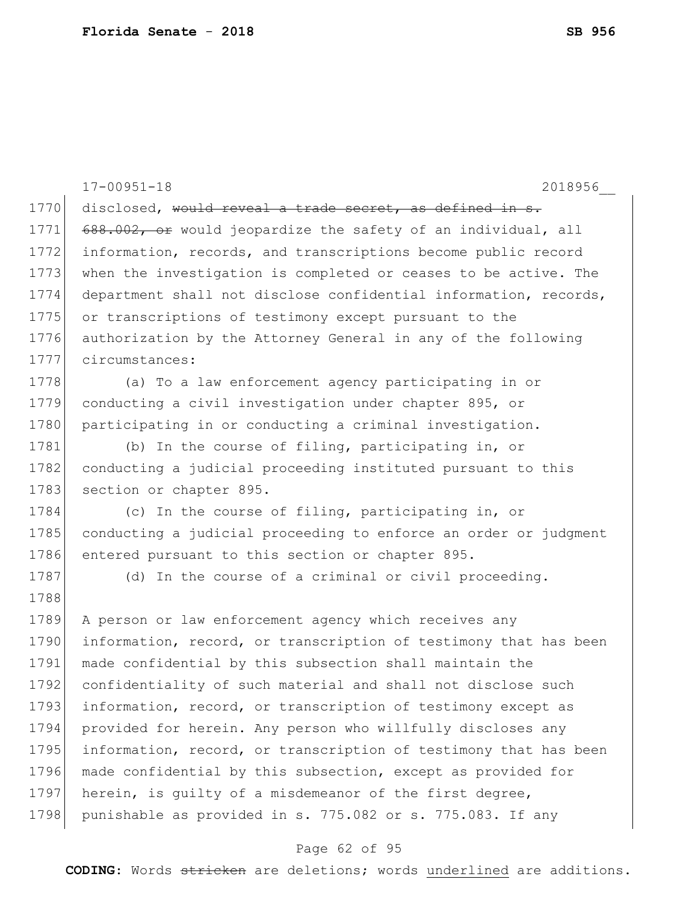disclosed, ~~would reveal a trade secret, as defined in s. 688.002, or~~ would jeopardize the safety of an individual, all information, records, and transcriptions become public record when the investigation is completed or ceases to be active. The department shall not disclose confidential information, records, or transcriptions of testimony except pursuant to the authorization by the Attorney General in any of the following circumstances:

(a) To a law enforcement agency participating in or conducting a civil investigation under chapter 895, or participating in or conducting a criminal investigation.

(b) In the course of filing, participating in, or conducting a judicial proceeding instituted pursuant to this section or chapter 895.

(c) In the course of filing, participating in, or conducting a judicial proceeding to enforce an order or judgment entered pursuant to this section or chapter 895.

(d) In the course of a criminal or civil proceeding.

A person or law enforcement agency which receives any information, record, or transcription of testimony that has been made confidential by this subsection shall maintain the confidentiality of such material and shall not disclose such information, record, or transcription of testimony except as provided for herein. Any person who willfully discloses any information, record, or transcription of testimony that has been made confidential by this subsection, except as provided for herein, is guilty of a misdemeanor of the first degree, punishable as provided in s. 775.082 or s. 775.083. If any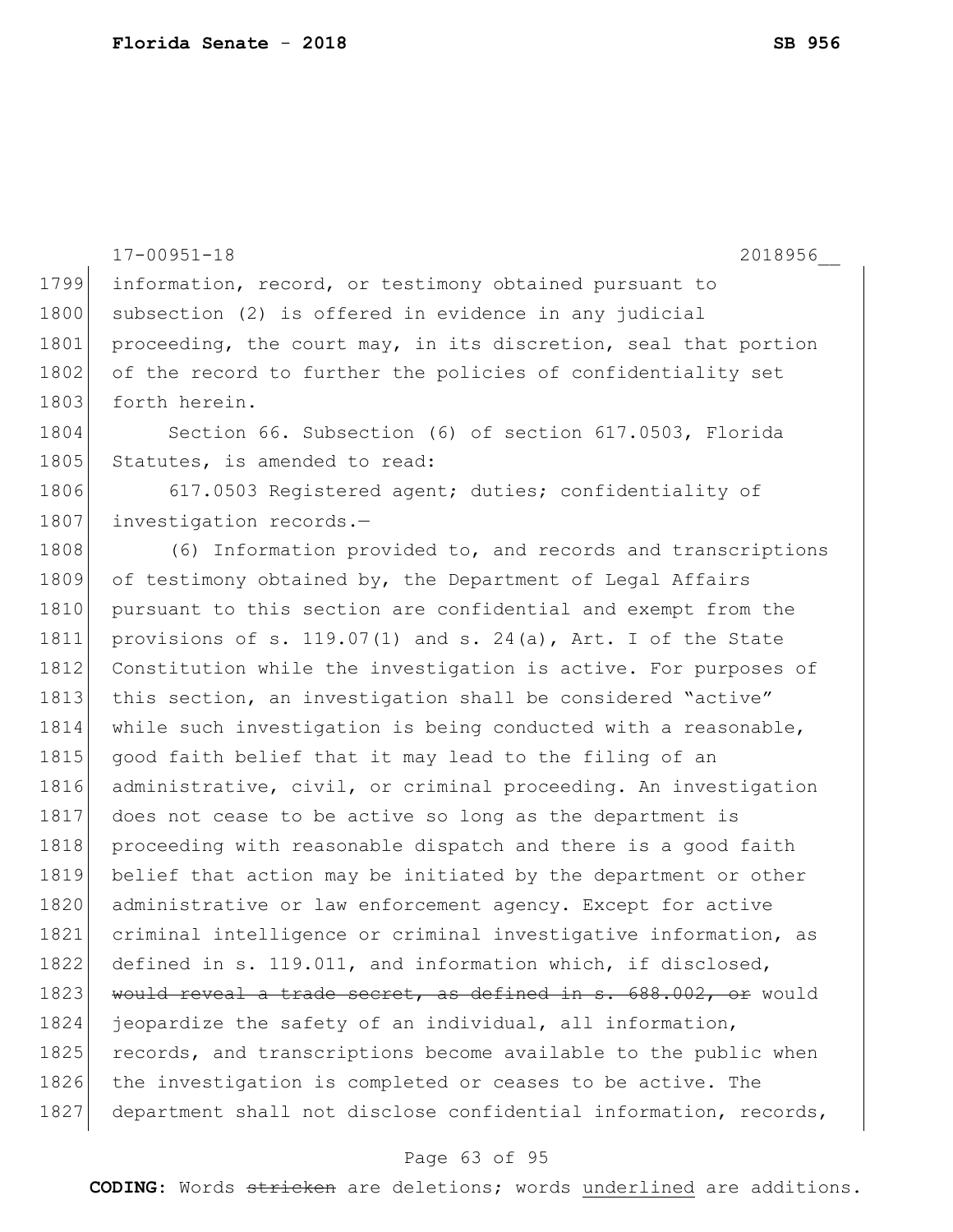information, record, or testimony obtained pursuant to subsection (2) is offered in evidence in any judicial proceeding, the court may, in its discretion, seal that portion of the record to further the policies of confidentiality set forth herein.

Section 66. Subsection (6) of section 617.0503, Florida Statutes, is amended to read:

617.0503 Registered agent; duties; confidentiality of investigation records.—

(6) Information provided to, and records and transcriptions of testimony obtained by, the Department of Legal Affairs pursuant to this section are confidential and exempt from the provisions of s. 119.07(1) and s. 24(a), Art. I of the State Constitution while the investigation is active. For purposes of this section, an investigation shall be considered "active" while such investigation is being conducted with a reasonable, good faith belief that it may lead to the filing of an administrative, civil, or criminal proceeding. An investigation does not cease to be active so long as the department is proceeding with reasonable dispatch and there is a good faith belief that action may be initiated by the department or other administrative or law enforcement agency. Except for active criminal intelligence or criminal investigative information, as defined in s. 119.011, and information which, if disclosed, ~~would reveal a trade secret, as defined in s. 688.002, or~~ would jeopardize the safety of an individual, all information, records, and transcriptions become available to the public when the investigation is completed or ceases to be active. The department shall not disclose confidential information, records,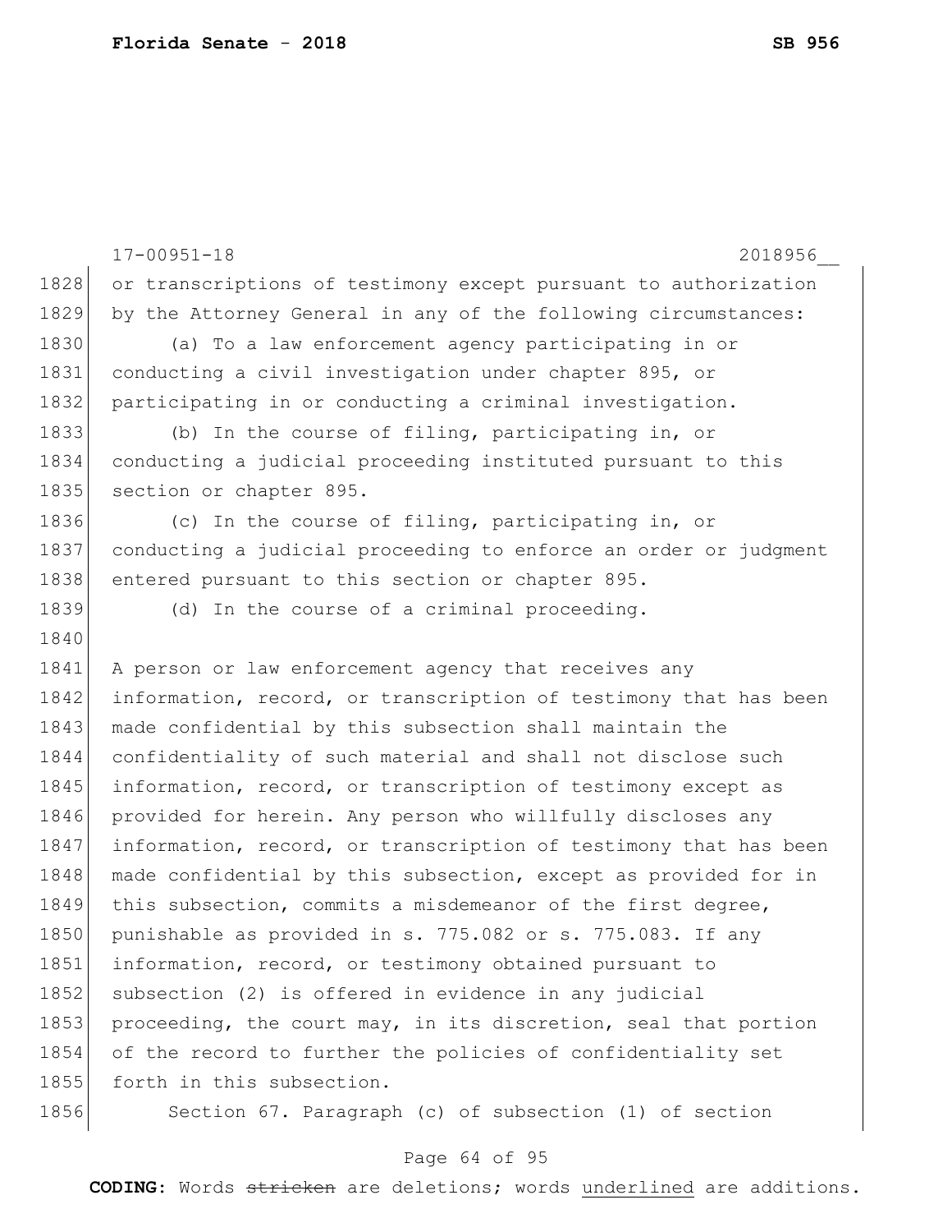or transcriptions of testimony except pursuant to authorization by the Attorney General in any of the following circumstances:

(a) To a law enforcement agency participating in or conducting a civil investigation under chapter 895, or participating in or conducting a criminal investigation.

(b) In the course of filing, participating in, or conducting a judicial proceeding instituted pursuant to this section or chapter 895.

(c) In the course of filing, participating in, or conducting a judicial proceeding to enforce an order or judgment entered pursuant to this section or chapter 895.

(d) In the course of a criminal proceeding.

A person or law enforcement agency that receives any information, record, or transcription of testimony that has been made confidential by this subsection shall maintain the confidentiality of such material and shall not disclose such information, record, or transcription of testimony except as provided for herein. Any person who willfully discloses any information, record, or transcription of testimony that has been made confidential by this subsection, except as provided for in this subsection, commits a misdemeanor of the first degree, punishable as provided in s. 775.082 or s. 775.083. If any information, record, or testimony obtained pursuant to subsection (2) is offered in evidence in any judicial proceeding, the court may, in its discretion, seal that portion of the record to further the policies of confidentiality set forth in this subsection.

Section 67. Paragraph (c) of subsection (1) of section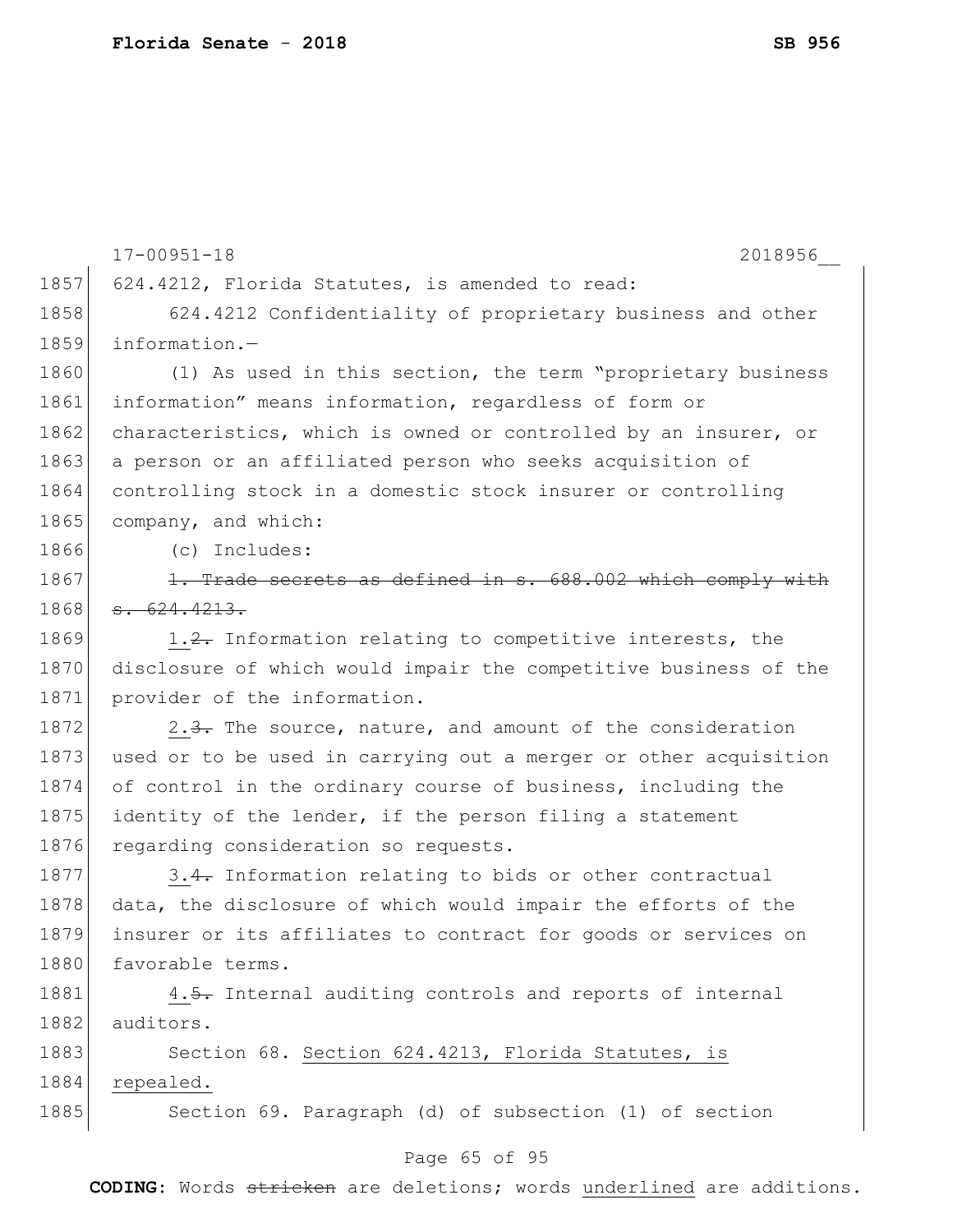624.4212, Florida Statutes, is amended to read:

624.4212 Confidentiality of proprietary business and other information.—

(1) As used in this section, the term "proprietary business information" means information, regardless of form or characteristics, which is owned or controlled by an insurer, or a person or an affiliated person who seeks acquisition of controlling stock in a domestic stock insurer or controlling company, and which:

(c) Includes:

~~1. Trade secrets as defined in s. 688.002 which comply with s. 624.4213.~~

<u>1.</u>~~2.~~ Information relating to competitive interests, the disclosure of which would impair the competitive business of the provider of the information.

<u>2.</u>~~3.~~ The source, nature, and amount of the consideration used or to be used in carrying out a merger or other acquisition of control in the ordinary course of business, including the identity of the lender, if the person filing a statement regarding consideration so requests.

<u>3.</u>~~4.~~ Information relating to bids or other contractual data, the disclosure of which would impair the efforts of the insurer or its affiliates to contract for goods or services on favorable terms.

<u>4.</u>~~5.~~ Internal auditing controls and reports of internal auditors.

Section 68. <u>Section 624.4213, Florida Statutes, is repealed.</u>

Section 69. Paragraph (d) of subsection (1) of section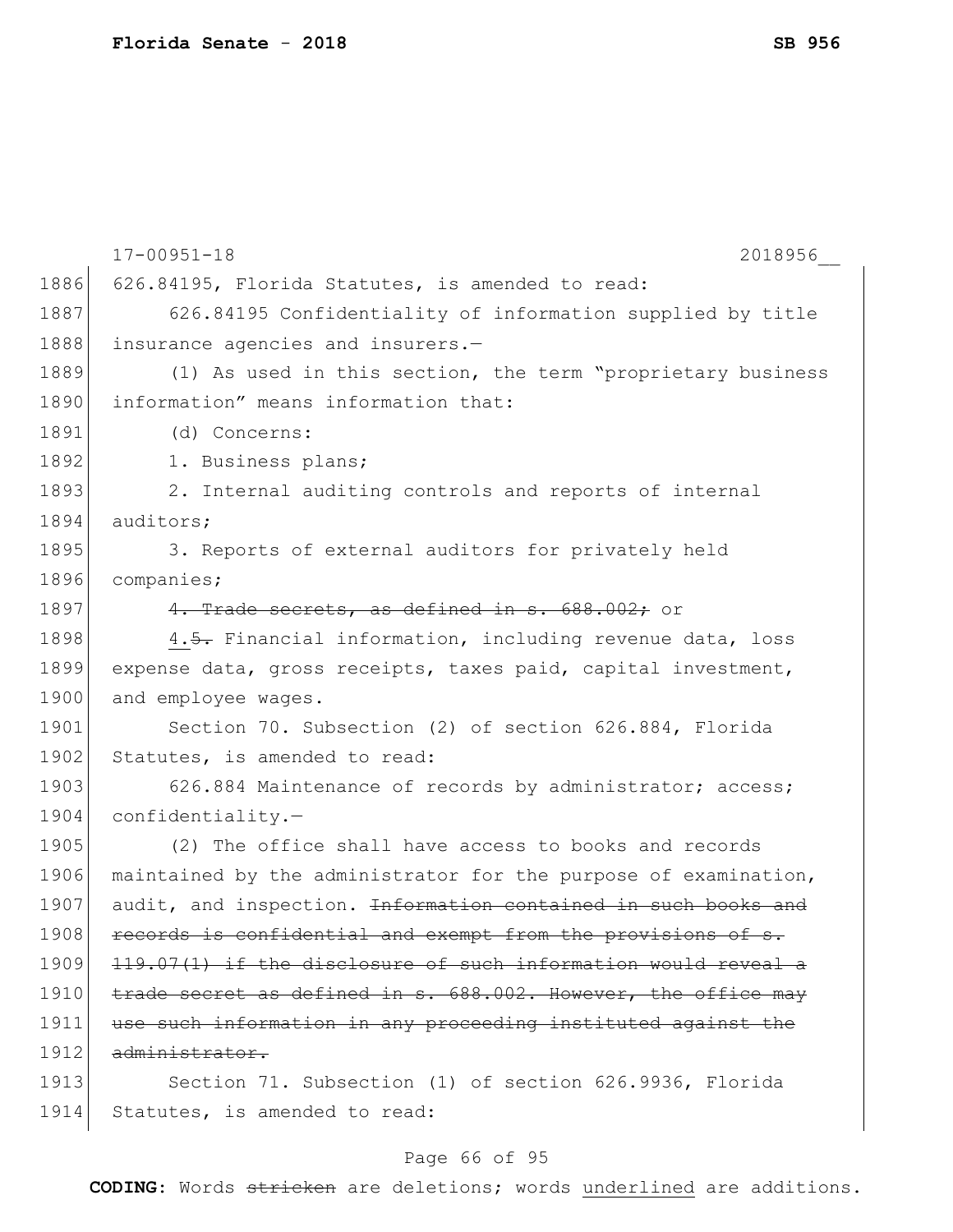17-00951-18 2018956__

626.84195, Florida Statutes, is amended to read:

626.84195 Confidentiality of information supplied by title insurance agencies and insurers.—

(1) As used in this section, the term "proprietary business information" means information that:

(d) Concerns:

1. Business plans;

2. Internal auditing controls and reports of internal auditors;

3. Reports of external auditors for privately held companies;

~~4. Trade secrets, as defined in s. 688.002;~~ or

<u>4.</u>~~5.~~ Financial information, including revenue data, loss expense data, gross receipts, taxes paid, capital investment, and employee wages.

Section 70. Subsection (2) of section 626.884, Florida Statutes, is amended to read:

626.884 Maintenance of records by administrator; access; confidentiality.—

(2) The office shall have access to books and records maintained by the administrator for the purpose of examination, audit, and inspection. ~~Information contained in such books and records is confidential and exempt from the provisions of s. 119.07(1) if the disclosure of such information would reveal a trade secret as defined in s. 688.002. However, the office may use such information in any proceeding instituted against the administrator.~~

Section 71. Subsection (1) of section 626.9936, Florida Statutes, is amended to read:

**CODING:** Words ~~stricken~~ are deletions; words <u>underlined</u> are additions.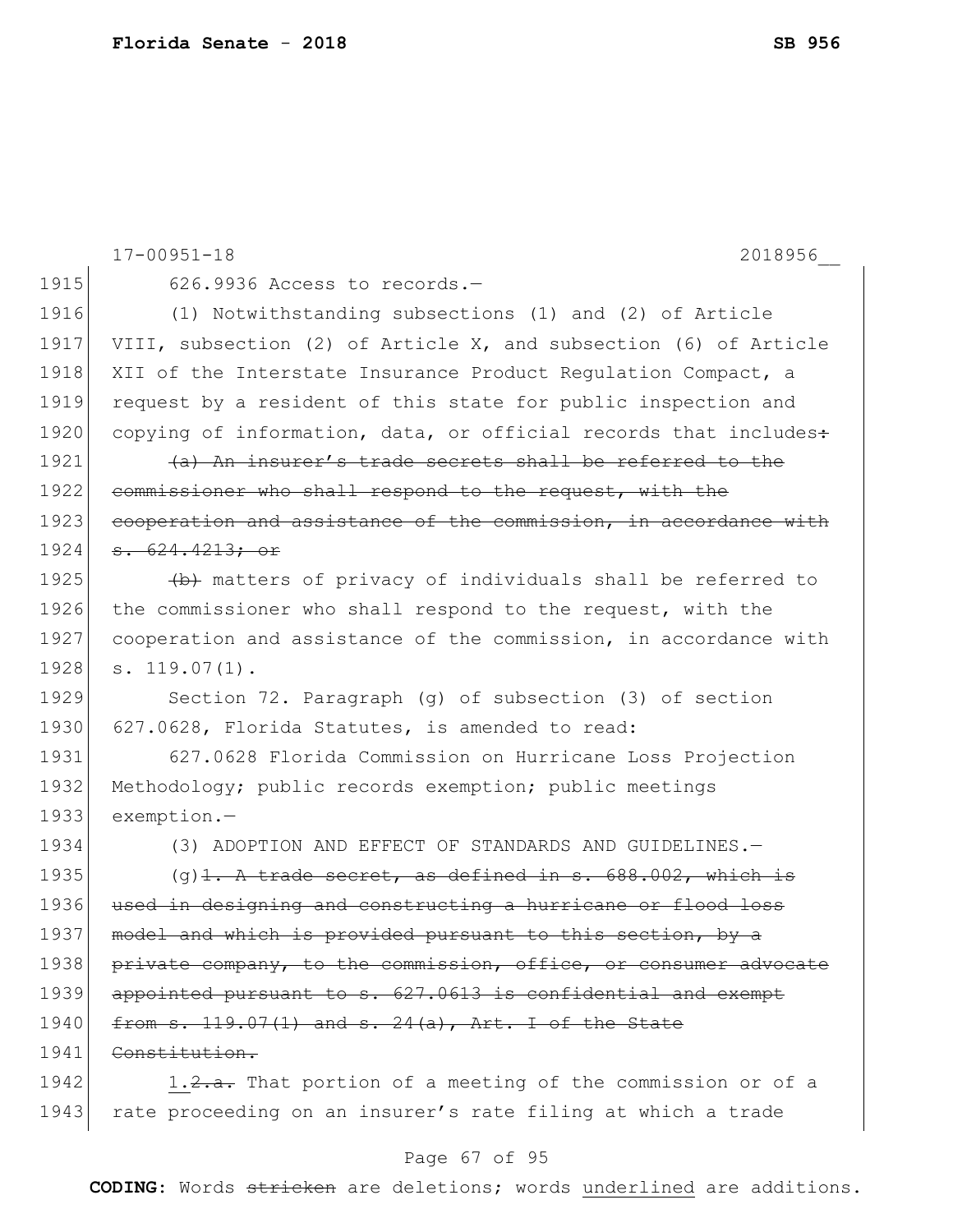17-00951-18 2018956__

626.9936 Access to records.—

(1) Notwithstanding subsections (1) and (2) of Article VIII, subsection (2) of Article X, and subsection (6) of Article XII of the Interstate Insurance Product Regulation Compact, a request by a resident of this state for public inspection and copying of information, data, or official records that includes~~:~~

~~(a) An insurer's trade secrets shall be referred to the commissioner who shall respond to the request, with the cooperation and assistance of the commission, in accordance with s. 624.4213; or~~

~~(b)~~ matters of privacy of individuals shall be referred to the commissioner who shall respond to the request, with the cooperation and assistance of the commission, in accordance with s. 119.07(1).

Section 72. Paragraph (g) of subsection (3) of section 627.0628, Florida Statutes, is amended to read:

627.0628 Florida Commission on Hurricane Loss Projection Methodology; public records exemption; public meetings exemption.—

(3) ADOPTION AND EFFECT OF STANDARDS AND GUIDELINES.—

(g)~~1. A trade secret, as defined in s. 688.002, which is used in designing and constructing a hurricane or flood loss model and which is provided pursuant to this section, by a private company, to the commission, office, or consumer advocate appointed pursuant to s. 627.0613 is confidential and exempt from s. 119.07(1) and s. 24(a), Art. I of the State Constitution.~~

<u>1.</u>~~2.a.~~ That portion of a meeting of the commission or of a rate proceeding on an insurer's rate filing at which a trade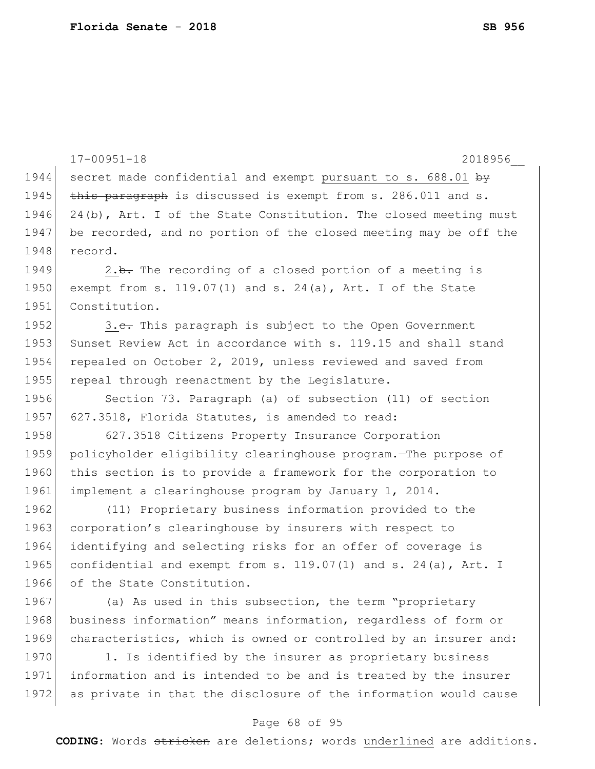secret made confidential and exempt pursuant to s. 688.01 ~~by this paragraph~~ is discussed is exempt from s. 286.011 and s. 24(b), Art. I of the State Constitution. The closed meeting must be recorded, and no portion of the closed meeting may be off the record.

2.~~b.~~ The recording of a closed portion of a meeting is exempt from s. 119.07(1) and s. 24(a), Art. I of the State Constitution.

3.~~c.~~ This paragraph is subject to the Open Government Sunset Review Act in accordance with s. 119.15 and shall stand repealed on October 2, 2019, unless reviewed and saved from repeal through reenactment by the Legislature.

Section 73. Paragraph (a) of subsection (11) of section 627.3518, Florida Statutes, is amended to read:

627.3518 Citizens Property Insurance Corporation policyholder eligibility clearinghouse program.—The purpose of this section is to provide a framework for the corporation to implement a clearinghouse program by January 1, 2014.

(11) Proprietary business information provided to the corporation's clearinghouse by insurers with respect to identifying and selecting risks for an offer of coverage is confidential and exempt from s. 119.07(1) and s. 24(a), Art. I of the State Constitution.

(a) As used in this subsection, the term "proprietary business information" means information, regardless of form or characteristics, which is owned or controlled by an insurer and:

1. Is identified by the insurer as proprietary business information and is intended to be and is treated by the insurer as private in that the disclosure of the information would cause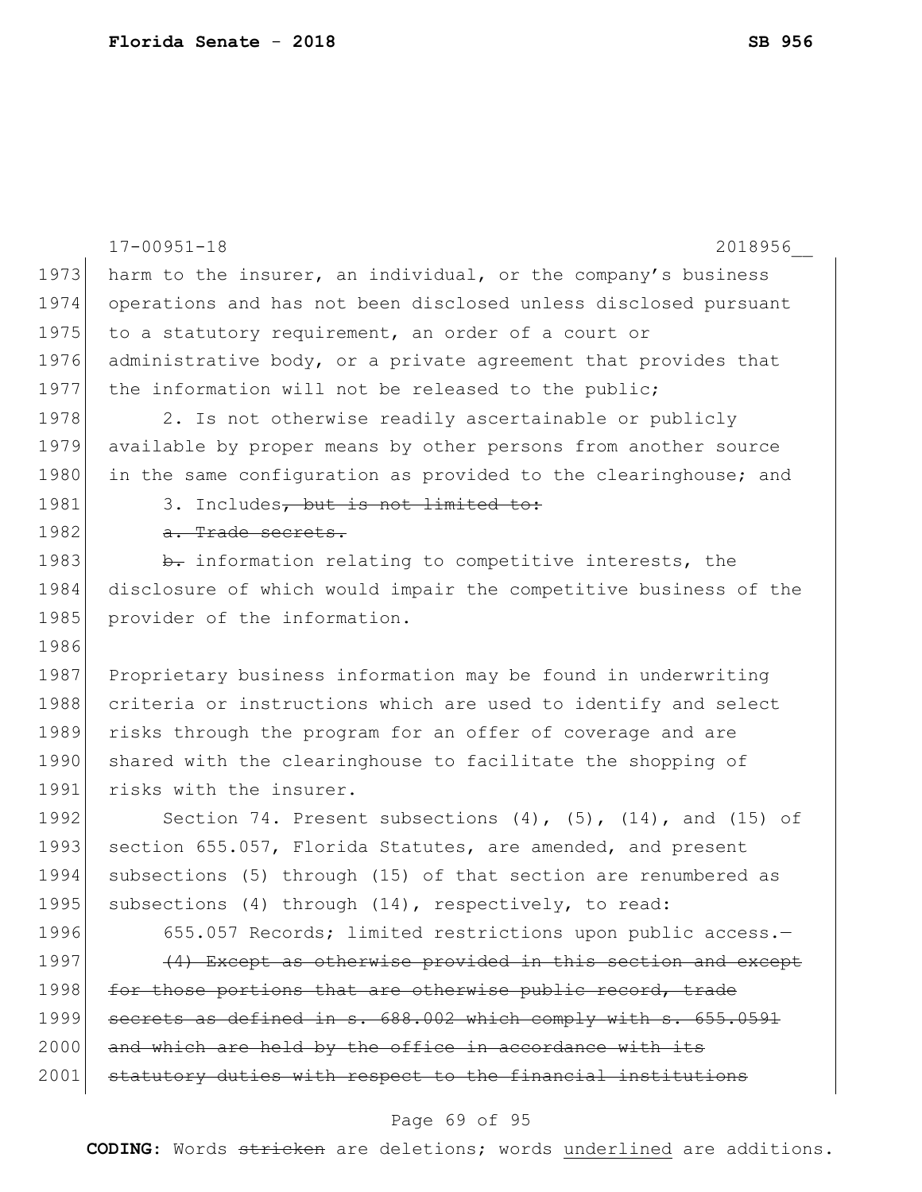harm to the insurer, an individual, or the company's business operations and has not been disclosed unless disclosed pursuant to a statutory requirement, an order of a court or administrative body, or a private agreement that provides that the information will not be released to the public;

2. Is not otherwise readily ascertainable or publicly available by proper means by other persons from another source in the same configuration as provided to the clearinghouse; and

3. Includes~~, but is not limited to:~~

~~a. Trade secrets.~~

~~b.~~ information relating to competitive interests, the disclosure of which would impair the competitive business of the provider of the information.

Proprietary business information may be found in underwriting criteria or instructions which are used to identify and select risks through the program for an offer of coverage and are shared with the clearinghouse to facilitate the shopping of risks with the insurer.

Section 74. Present subsections (4), (5), (14), and (15) of section 655.057, Florida Statutes, are amended, and present subsections (5) through (15) of that section are renumbered as subsections (4) through (14), respectively, to read:

655.057 Records; limited restrictions upon public access.—

~~(4) Except as otherwise provided in this section and except for those portions that are otherwise public record, trade secrets as defined in s. 688.002 which comply with s. 655.0591 and which are held by the office in accordance with its statutory duties with respect to the financial institutions~~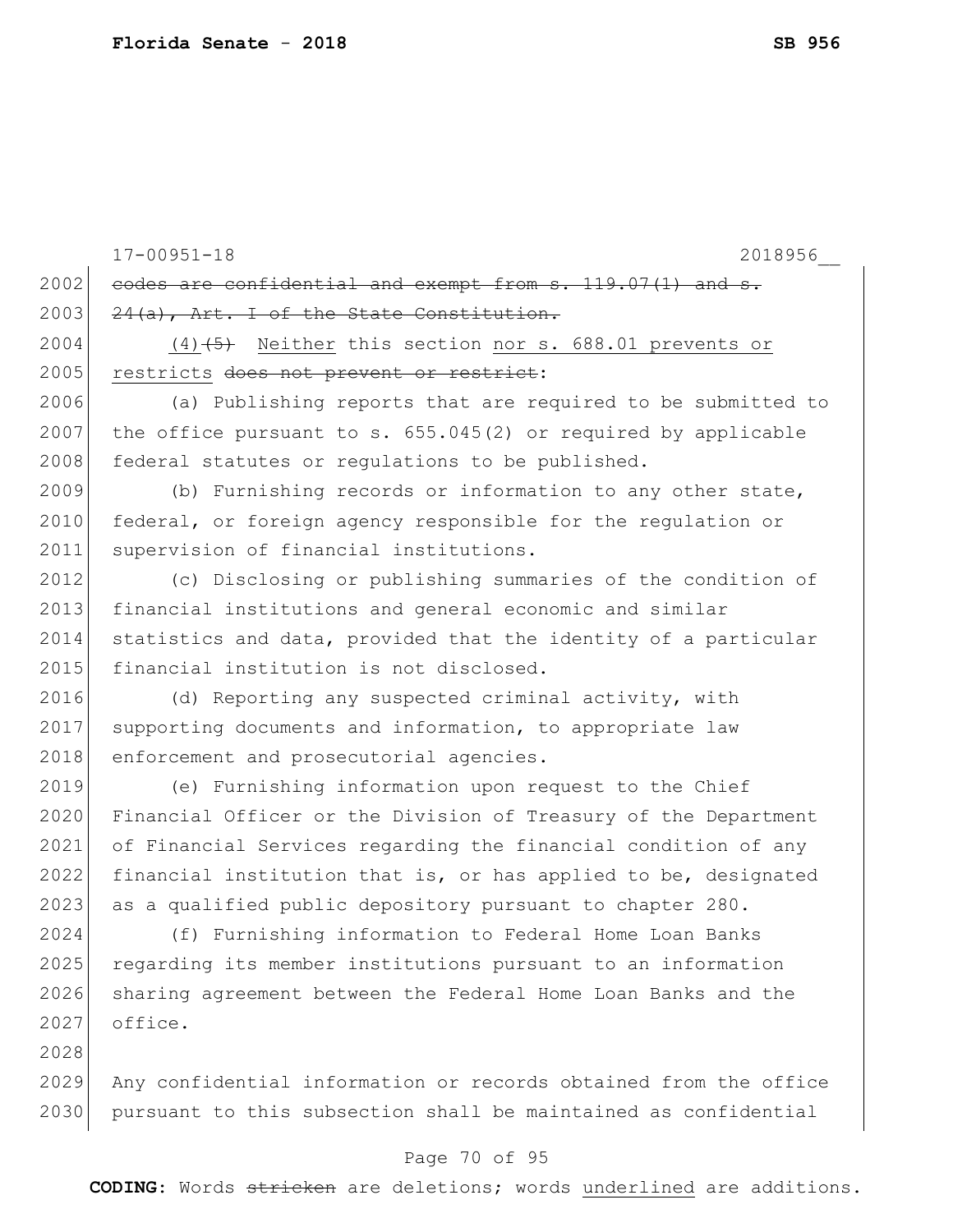~~codes are confidential and exempt from s. 119.07(1) and s. 24(a), Art. I of the State Constitution.~~

<u>(4)</u>~~(5)~~ Neither this section <u>nor s. 688.01 prevents or restricts</u> ~~does not prevent or restrict~~:

(a) Publishing reports that are required to be submitted to the office pursuant to s. 655.045(2) or required by applicable federal statutes or regulations to be published.

(b) Furnishing records or information to any other state, federal, or foreign agency responsible for the regulation or supervision of financial institutions.

(c) Disclosing or publishing summaries of the condition of financial institutions and general economic and similar statistics and data, provided that the identity of a particular financial institution is not disclosed.

(d) Reporting any suspected criminal activity, with supporting documents and information, to appropriate law enforcement and prosecutorial agencies.

(e) Furnishing information upon request to the Chief Financial Officer or the Division of Treasury of the Department of Financial Services regarding the financial condition of any financial institution that is, or has applied to be, designated as a qualified public depository pursuant to chapter 280.

(f) Furnishing information to Federal Home Loan Banks regarding its member institutions pursuant to an information sharing agreement between the Federal Home Loan Banks and the office.

Any confidential information or records obtained from the office pursuant to this subsection shall be maintained as confidential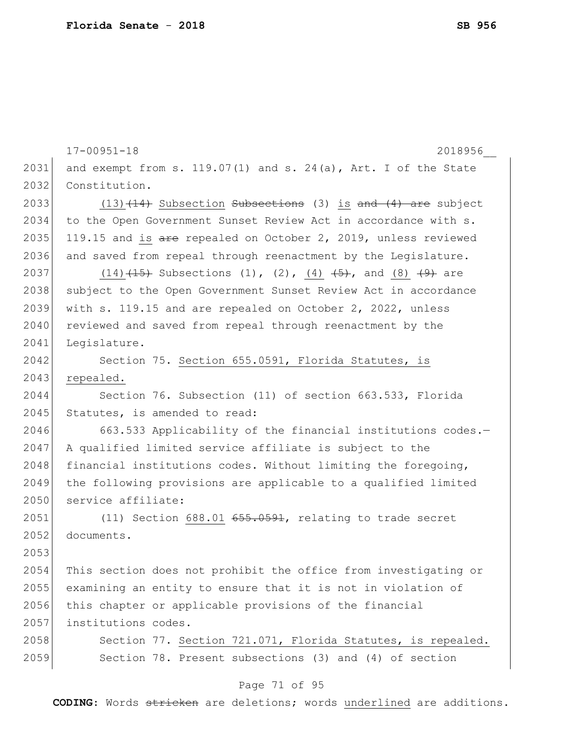and exempt from s. 119.07(1) and s. 24(a), Art. I of the State Constitution.

(13) ~~(14)~~ Subsection ~~Subsections~~ (3) is ~~and (4) are~~ subject to the Open Government Sunset Review Act in accordance with s. 119.15 and is ~~are~~ repealed on October 2, 2019, unless reviewed and saved from repeal through reenactment by the Legislature.

(14) ~~(15)~~ Subsections (1), (2), (4) ~~(5)~~, and (8) ~~(9)~~ are subject to the Open Government Sunset Review Act in accordance with s. 119.15 and are repealed on October 2, 2022, unless reviewed and saved from repeal through reenactment by the Legislature.

Section 75. Section 655.0591, Florida Statutes, is repealed.

Section 76. Subsection (11) of section 663.533, Florida Statutes, is amended to read:

663.533 Applicability of the financial institutions codes.—A qualified limited service affiliate is subject to the financial institutions codes. Without limiting the foregoing, the following provisions are applicable to a qualified limited service affiliate:

(11) Section 688.01 ~~655.0591~~, relating to trade secret documents.

This section does not prohibit the office from investigating or examining an entity to ensure that it is not in violation of this chapter or applicable provisions of the financial institutions codes.

Section 77. Section 721.071, Florida Statutes, is repealed.

Section 78. Present subsections (3) and (4) of section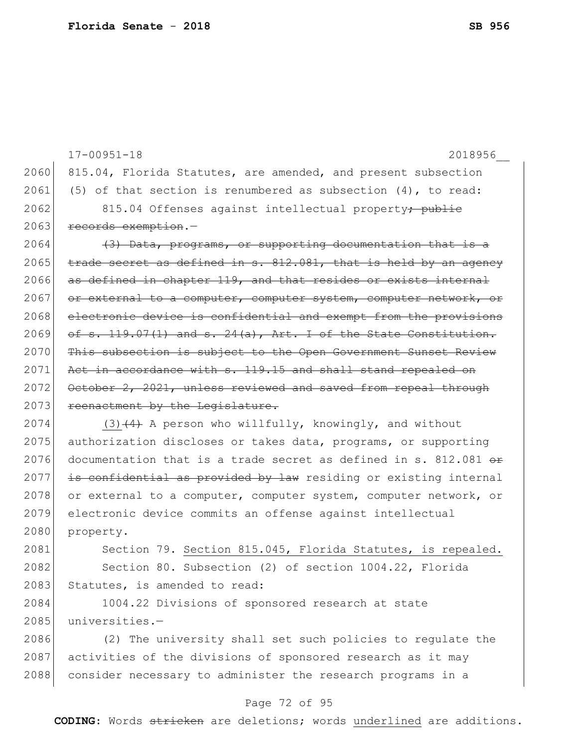815.04, Florida Statutes, are amended, and present subsection (5) of that section is renumbered as subsection (4), to read:

815.04 Offenses against intellectual property~~; public records exemption~~.—

~~(3) Data, programs, or supporting documentation that is a trade secret as defined in s. 812.081, that is held by an agency as defined in chapter 119, and that resides or exists internal or external to a computer, computer system, computer network, or electronic device is confidential and exempt from the provisions of s. 119.07(1) and s. 24(a), Art. I of the State Constitution. This subsection is subject to the Open Government Sunset Review Act in accordance with s. 119.15 and shall stand repealed on October 2, 2021, unless reviewed and saved from repeal through reenactment by the Legislature.~~

<u>(3)</u>~~(4)~~ A person who willfully, knowingly, and without authorization discloses or takes data, programs, or supporting documentation that is a trade secret as defined in s. 812.081 ~~or is confidential as provided by law~~ residing or existing internal or external to a computer, computer system, computer network, or electronic device commits an offense against intellectual property.

Section 79. <u>Section 815.045, Florida Statutes, is repealed.</u>

Section 80. Subsection (2) of section 1004.22, Florida Statutes, is amended to read:

1004.22 Divisions of sponsored research at state universities.—

(2) The university shall set such policies to regulate the activities of the divisions of sponsored research as it may consider necessary to administer the research programs in a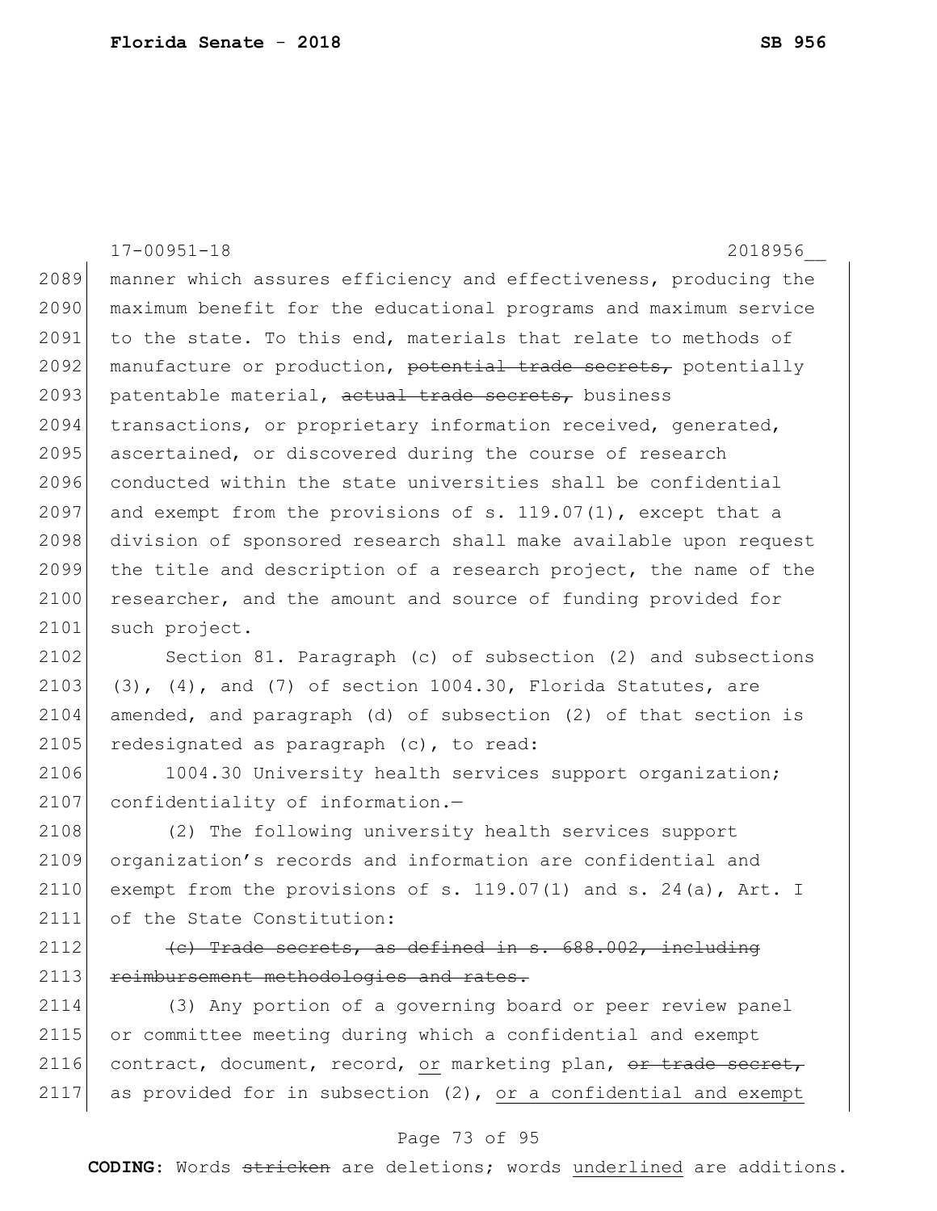manner which assures efficiency and effectiveness, producing the maximum benefit for the educational programs and maximum service to the state. To this end, materials that relate to methods of manufacture or production, ~~potential trade secrets,~~ potentially patentable material, ~~actual trade secrets,~~ business transactions, or proprietary information received, generated, ascertained, or discovered during the course of research conducted within the state universities shall be confidential and exempt from the provisions of s. 119.07(1), except that a division of sponsored research shall make available upon request the title and description of a research project, the name of the researcher, and the amount and source of funding provided for such project.

Section 81. Paragraph (c) of subsection (2) and subsections (3), (4), and (7) of section 1004.30, Florida Statutes, are amended, and paragraph (d) of subsection (2) of that section is redesignated as paragraph (c), to read:

1004.30 University health services support organization; confidentiality of information.—

(2) The following university health services support organization's records and information are confidential and exempt from the provisions of s. 119.07(1) and s. 24(a), Art. I of the State Constitution:

~~(c) Trade secrets, as defined in s. 688.002, including reimbursement methodologies and rates.~~

(3) Any portion of a governing board or peer review panel or committee meeting during which a confidential and exempt contract, document, record, <u>or</u> marketing plan, ~~or trade secret,~~ as provided for in subsection (2), <u>or a confidential and exempt</u>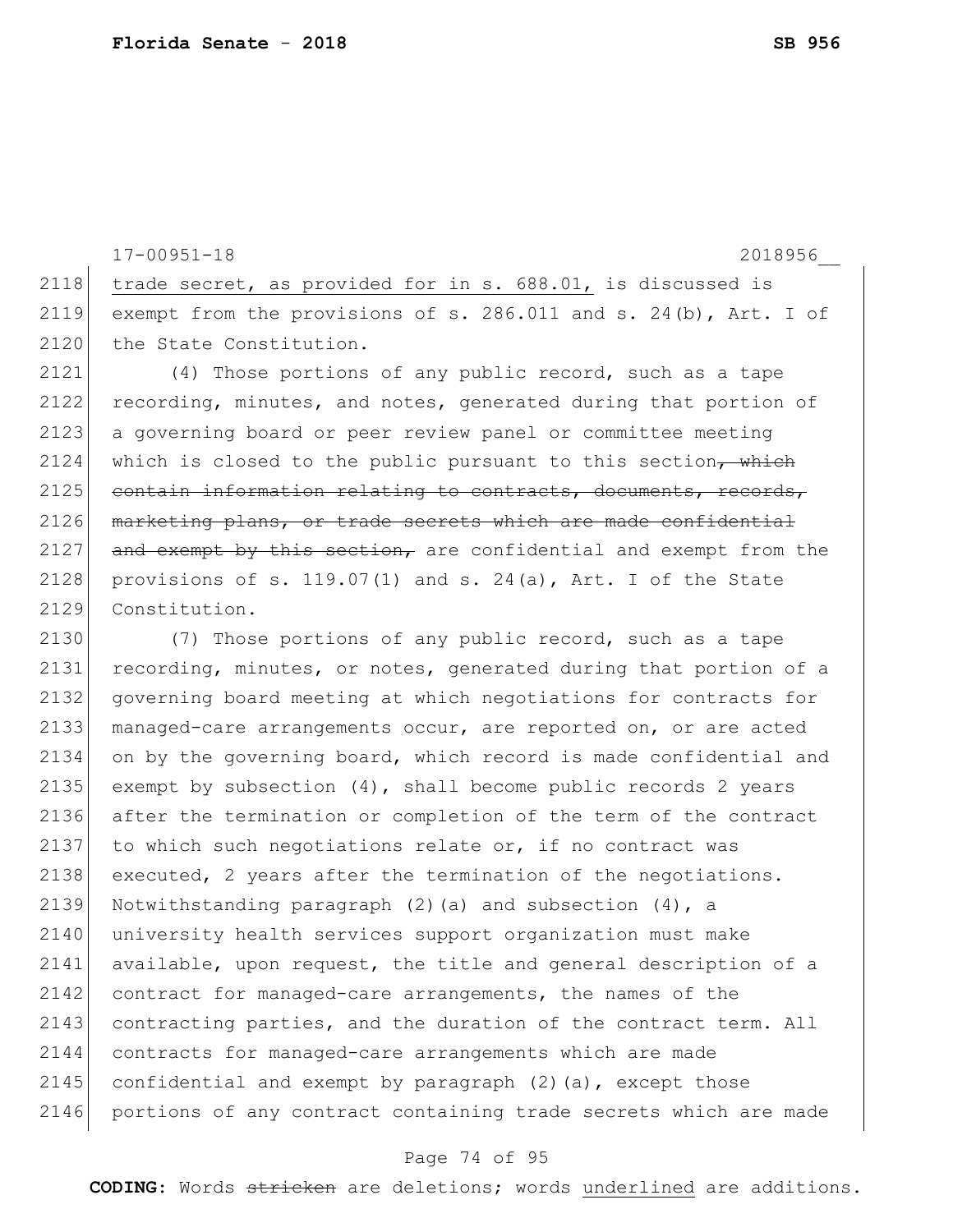trade secret, as provided for in s. 688.01, is discussed is exempt from the provisions of s. 286.011 and s. 24(b), Art. I of the State Constitution.

(4) Those portions of any public record, such as a tape recording, minutes, and notes, generated during that portion of a governing board or peer review panel or committee meeting which is closed to the public pursuant to this section~~, which contain information relating to contracts, documents, records, marketing plans, or trade secrets which are made confidential and exempt by this section,~~ are confidential and exempt from the provisions of s. 119.07(1) and s. 24(a), Art. I of the State Constitution.

(7) Those portions of any public record, such as a tape recording, minutes, or notes, generated during that portion of a governing board meeting at which negotiations for contracts for managed-care arrangements occur, are reported on, or are acted on by the governing board, which record is made confidential and exempt by subsection (4), shall become public records 2 years after the termination or completion of the term of the contract to which such negotiations relate or, if no contract was executed, 2 years after the termination of the negotiations. Notwithstanding paragraph (2)(a) and subsection (4), a university health services support organization must make available, upon request, the title and general description of a contract for managed-care arrangements, the names of the contracting parties, and the duration of the contract term. All contracts for managed-care arrangements which are made confidential and exempt by paragraph (2)(a), except those portions of any contract containing trade secrets which are made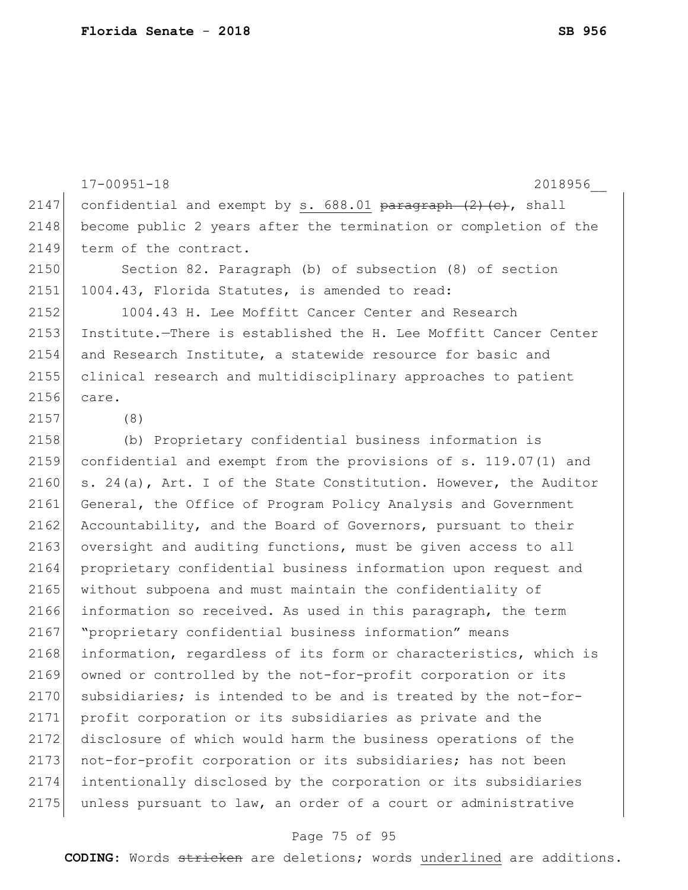confidential and exempt by <u>s. 688.01</u> ~~paragraph (2)(c)~~, shall become public 2 years after the termination or completion of the term of the contract.

Section 82. Paragraph (b) of subsection (8) of section 1004.43, Florida Statutes, is amended to read:

1004.43 H. Lee Moffitt Cancer Center and Research Institute.—There is established the H. Lee Moffitt Cancer Center and Research Institute, a statewide resource for basic and clinical research and multidisciplinary approaches to patient care.

(8)

(b) Proprietary confidential business information is confidential and exempt from the provisions of s. 119.07(1) and s. 24(a), Art. I of the State Constitution. However, the Auditor General, the Office of Program Policy Analysis and Government Accountability, and the Board of Governors, pursuant to their oversight and auditing functions, must be given access to all proprietary confidential business information upon request and without subpoena and must maintain the confidentiality of information so received. As used in this paragraph, the term "proprietary confidential business information" means information, regardless of its form or characteristics, which is owned or controlled by the not-for-profit corporation or its subsidiaries; is intended to be and is treated by the not-for-profit corporation or its subsidiaries as private and the disclosure of which would harm the business operations of the not-for-profit corporation or its subsidiaries; has not been intentionally disclosed by the corporation or its subsidiaries unless pursuant to law, an order of a court or administrative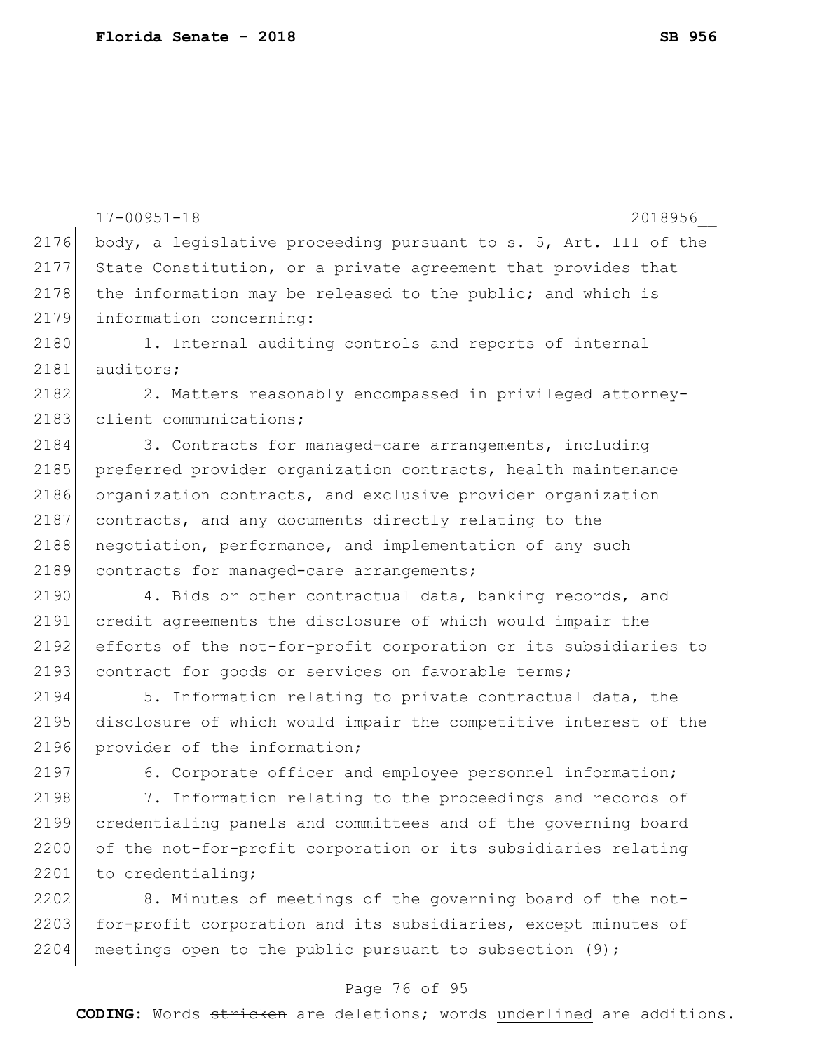body, a legislative proceeding pursuant to s. 5, Art. III of the State Constitution, or a private agreement that provides that the information may be released to the public; and which is information concerning:

1. Internal auditing controls and reports of internal auditors;

2. Matters reasonably encompassed in privileged attorney-client communications;

3. Contracts for managed-care arrangements, including preferred provider organization contracts, health maintenance organization contracts, and exclusive provider organization contracts, and any documents directly relating to the negotiation, performance, and implementation of any such contracts for managed-care arrangements;

4. Bids or other contractual data, banking records, and credit agreements the disclosure of which would impair the efforts of the not-for-profit corporation or its subsidiaries to contract for goods or services on favorable terms;

5. Information relating to private contractual data, the disclosure of which would impair the competitive interest of the provider of the information;

6. Corporate officer and employee personnel information;

7. Information relating to the proceedings and records of credentialing panels and committees and of the governing board of the not-for-profit corporation or its subsidiaries relating to credentialing;

8. Minutes of meetings of the governing board of the not-for-profit corporation and its subsidiaries, except minutes of meetings open to the public pursuant to subsection (9);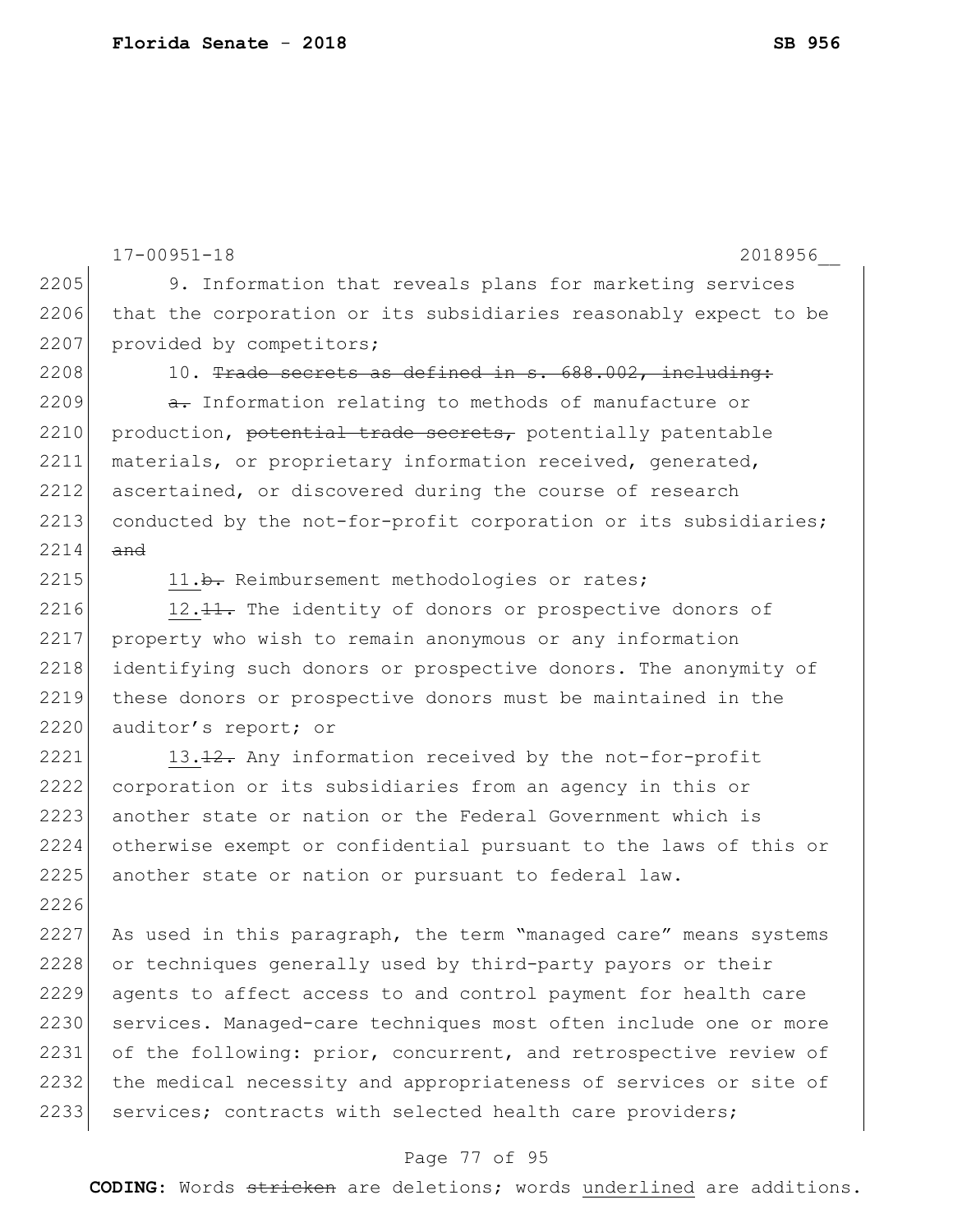17-00951-18 2018956__

2205 9. Information that reveals plans for marketing services
2206 that the corporation or its subsidiaries reasonably expect to be
2207 provided by competitors;

2208 10. ~~Trade secrets as defined in s. 688.002, including:~~

2209 ~~a.~~ Information relating to methods of manufacture or
2210 production, ~~potential trade secrets,~~ potentially patentable
2211 materials, or proprietary information received, generated,
2212 ascertained, or discovered during the course of research
2213 conducted by the not-for-profit corporation or its subsidiaries;
2214 ~~and~~

2215 <u>11.</u>~~b.~~ Reimbursement methodologies or rates;

2216 <u>12.</u>~~11.~~ The identity of donors or prospective donors of
2217 property who wish to remain anonymous or any information
2218 identifying such donors or prospective donors. The anonymity of
2219 these donors or prospective donors must be maintained in the
2220 auditor's report; or

2221 <u>13.</u>~~12.~~ Any information received by the not-for-profit
2222 corporation or its subsidiaries from an agency in this or
2223 another state or nation or the Federal Government which is
2224 otherwise exempt or confidential pursuant to the laws of this or
2225 another state or nation or pursuant to federal law.

2226

2227 As used in this paragraph, the term "managed care" means systems
2228 or techniques generally used by third-party payors or their
2229 agents to affect access to and control payment for health care
2230 services. Managed-care techniques most often include one or more
2231 of the following: prior, concurrent, and retrospective review of
2232 the medical necessity and appropriateness of services or site of
2233 services; contracts with selected health care providers;

**CODING:** Words ~~stricken~~ are deletions; words <u>underlined</u> are additions.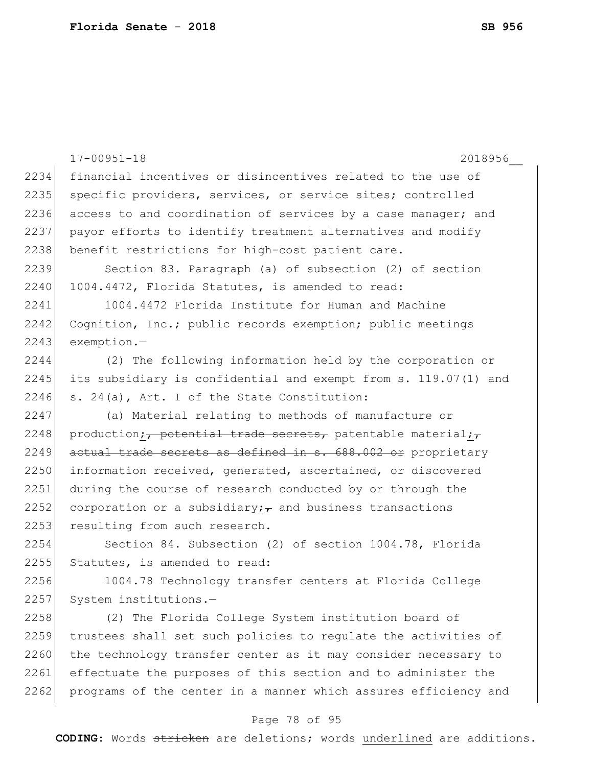17-00951-18 2018956__

2234 financial incentives or disincentives related to the use of
2235 specific providers, services, or service sites; controlled
2236 access to and coordination of services by a case manager; and
2237 payor efforts to identify treatment alternatives and modify
2238 benefit restrictions for high-cost patient care.

2239 Section 83. Paragraph (a) of subsection (2) of section
2240 1004.4472, Florida Statutes, is amended to read:

2241 1004.4472 Florida Institute for Human and Machine
2242 Cognition, Inc.; public records exemption; public meetings
2243 exemption.—

2244 (2) The following information held by the corporation or
2245 its subsidiary is confidential and exempt from s. 119.07(1) and
2246 s. 24(a), Art. I of the State Constitution:

2247 (a) Material relating to methods of manufacture or
2248 production<u>;</u>~~, potential trade secrets,~~ patentable material<u>;</u>~~,~~
2249 ~~actual trade secrets as defined in s. 688.002 or~~ proprietary
2250 information received, generated, ascertained, or discovered
2251 during the course of research conducted by or through the
2252 corporation or a subsidiary<u>;</u>~~,~~ and business transactions
2253 resulting from such research.

2254 Section 84. Subsection (2) of section 1004.78, Florida
2255 Statutes, is amended to read:

2256 1004.78 Technology transfer centers at Florida College
2257 System institutions.—

2258 (2) The Florida College System institution board of
2259 trustees shall set such policies to regulate the activities of
2260 the technology transfer center as it may consider necessary to
2261 effectuate the purposes of this section and to administer the
2262 programs of the center in a manner which assures efficiency and

**CODING:** Words ~~stricken~~ are deletions; words <u>underlined</u> are additions.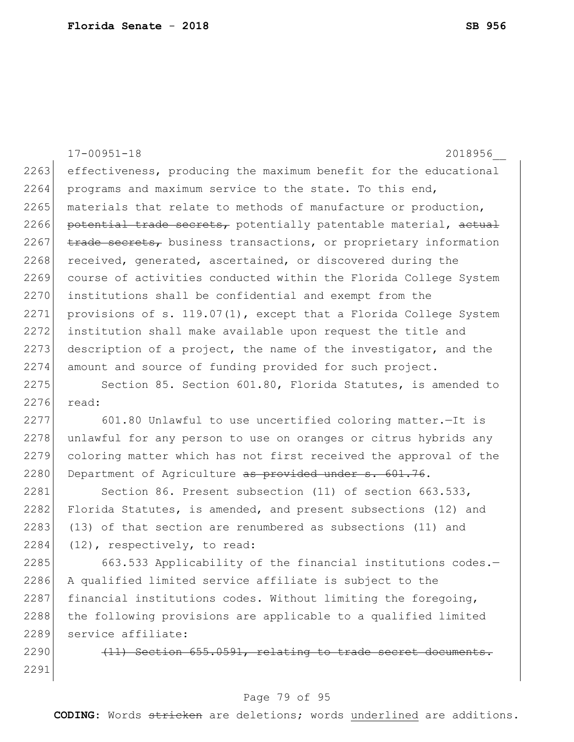17-00951-18 2018956__

effectiveness, producing the maximum benefit for the educational programs and maximum service to the state. To this end, materials that relate to methods of manufacture or production, ~~potential trade secrets,~~ potentially patentable material, ~~actual trade secrets,~~ business transactions, or proprietary information received, generated, ascertained, or discovered during the course of activities conducted within the Florida College System institutions shall be confidential and exempt from the provisions of s. 119.07(1), except that a Florida College System institution shall make available upon request the title and description of a project, the name of the investigator, and the amount and source of funding provided for such project.

Section 85. Section 601.80, Florida Statutes, is amended to read:

601.80 Unlawful to use uncertified coloring matter.—It is unlawful for any person to use on oranges or citrus hybrids any coloring matter which has not first received the approval of the Department of Agriculture ~~as provided under s. 601.76~~.

Section 86. Present subsection (11) of section 663.533, Florida Statutes, is amended, and present subsections (12) and (13) of that section are renumbered as subsections (11) and (12), respectively, to read:

663.533 Applicability of the financial institutions codes.—A qualified limited service affiliate is subject to the financial institutions codes. Without limiting the foregoing, the following provisions are applicable to a qualified limited service affiliate:

~~(11) Section 655.0591, relating to trade secret documents.~~

**CODING:** Words ~~stricken~~ are deletions; words underlined are additions.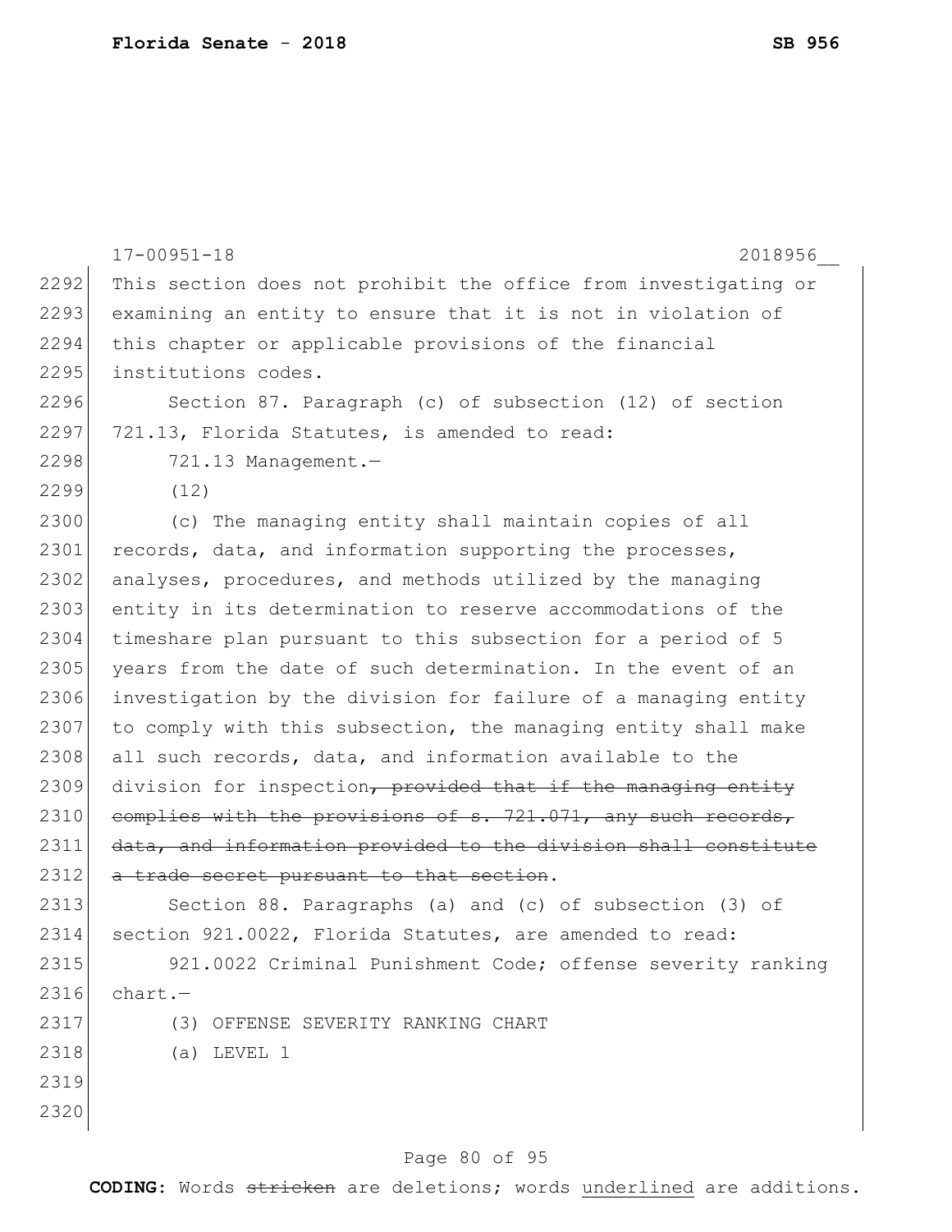This section does not prohibit the office from investigating or examining an entity to ensure that it is not in violation of this chapter or applicable provisions of the financial institutions codes.

Section 87. Paragraph (c) of subsection (12) of section 721.13, Florida Statutes, is amended to read:

721.13 Management.—

(12)

(c) The managing entity shall maintain copies of all records, data, and information supporting the processes, analyses, procedures, and methods utilized by the managing entity in its determination to reserve accommodations of the timeshare plan pursuant to this subsection for a period of 5 years from the date of such determination. In the event of an investigation by the division for failure of a managing entity to comply with this subsection, the managing entity shall make all such records, data, and information available to the division for inspection~~, provided that if the managing entity complies with the provisions of s. 721.071, any such records, data, and information provided to the division shall constitute a trade secret pursuant to that section~~.

Section 88. Paragraphs (a) and (c) of subsection (3) of section 921.0022, Florida Statutes, are amended to read:

921.0022 Criminal Punishment Code; offense severity ranking chart.—

(3) OFFENSE SEVERITY RANKING CHART

(a) LEVEL 1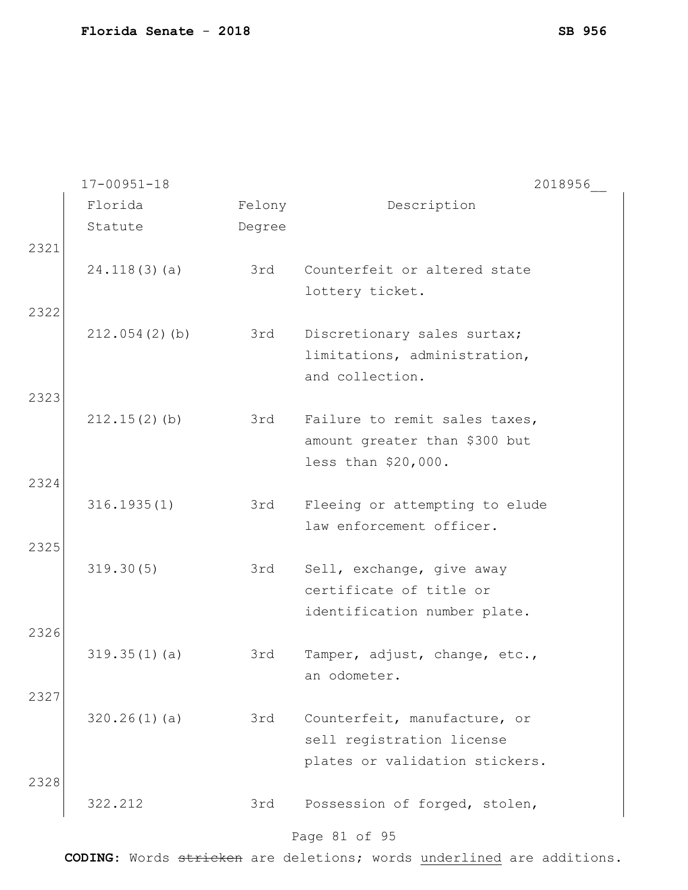17-00951-18 2018956__

| Florida Statute | Felony Degree | Description |
|---|---|---|
| 24.118(3)(a) | 3rd | Counterfeit or altered state lottery ticket. |
| 212.054(2)(b) | 3rd | Discretionary sales surtax; limitations, administration, and collection. |
| 212.15(2)(b) | 3rd | Failure to remit sales taxes, amount greater than $300 but less than $20,000. |
| 316.1935(1) | 3rd | Fleeing or attempting to elude law enforcement officer. |
| 319.30(5) | 3rd | Sell, exchange, give away certificate of title or identification number plate. |
| 319.35(1)(a) | 3rd | Tamper, adjust, change, etc., an odometer. |
| 320.26(1)(a) | 3rd | Counterfeit, manufacture, or sell registration license plates or validation stickers. |
| 322.212 | 3rd | Possession of forged, stolen, |

2321
2322
2323
2324
2325
2326
2327
2328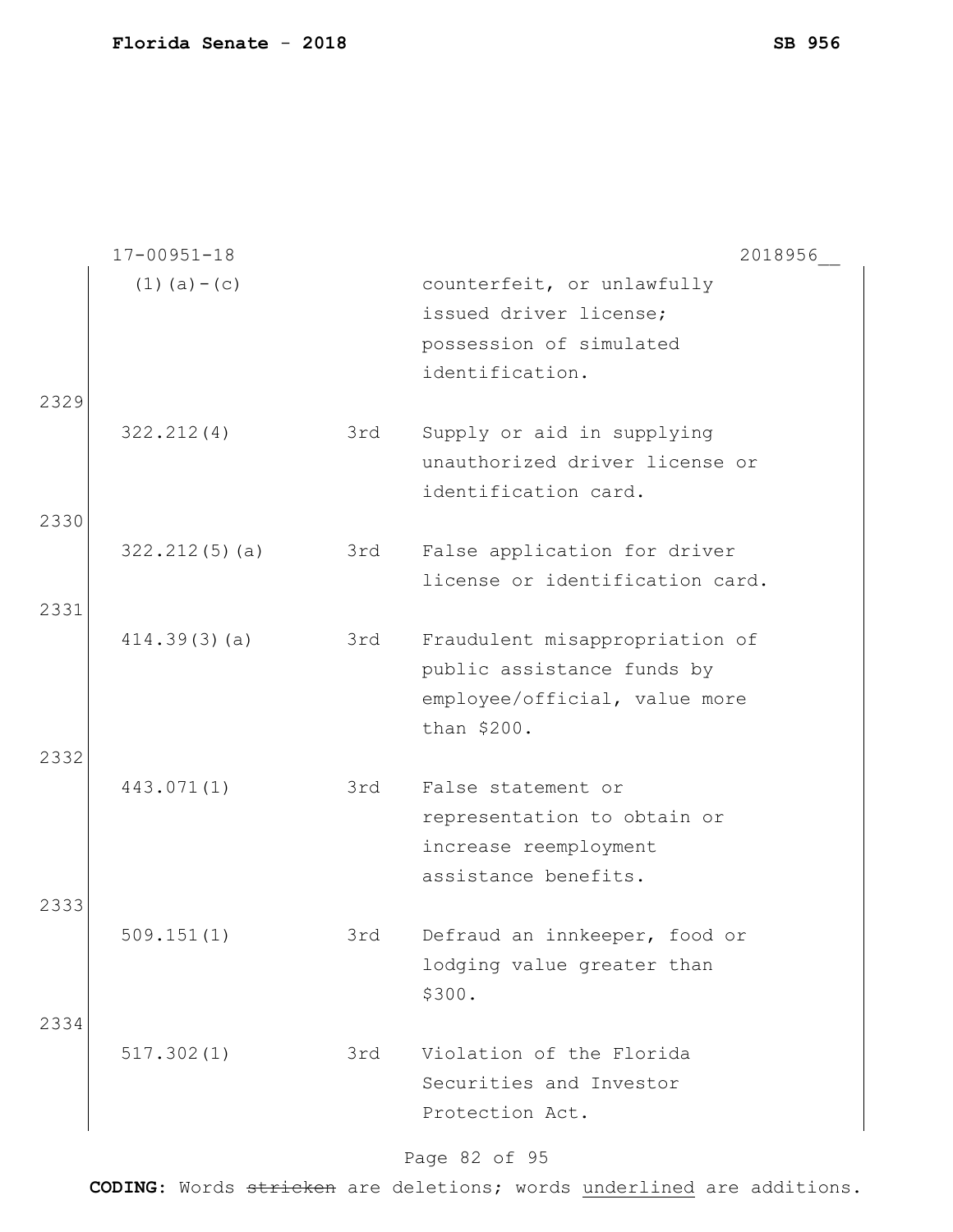17-00951-18 2018956__

| | | |
|---|---|---|
| (1)(a)-(c) | | counterfeit, or unlawfully issued driver license; possession of simulated identification. |

2329

| | | |
|---|---|---|
| 322.212(4) | 3rd | Supply or aid in supplying unauthorized driver license or identification card. |

2330

| | | |
|---|---|---|
| 322.212(5)(a) | 3rd | False application for driver license or identification card. |

2331

| | | |
|---|---|---|
| 414.39(3)(a) | 3rd | Fraudulent misappropriation of public assistance funds by employee/official, value more than $200. |

2332

| | | |
|---|---|---|
| 443.071(1) | 3rd | False statement or representation to obtain or increase reemployment assistance benefits. |

2333

| | | |
|---|---|---|
| 509.151(1) | 3rd | Defraud an innkeeper, food or lodging value greater than $300. |

2334

| | | |
|---|---|---|
| 517.302(1) | 3rd | Violation of the Florida Securities and Investor Protection Act. |

**CODING:** Words ~~stricken~~ are deletions; words <u>underlined</u> are additions.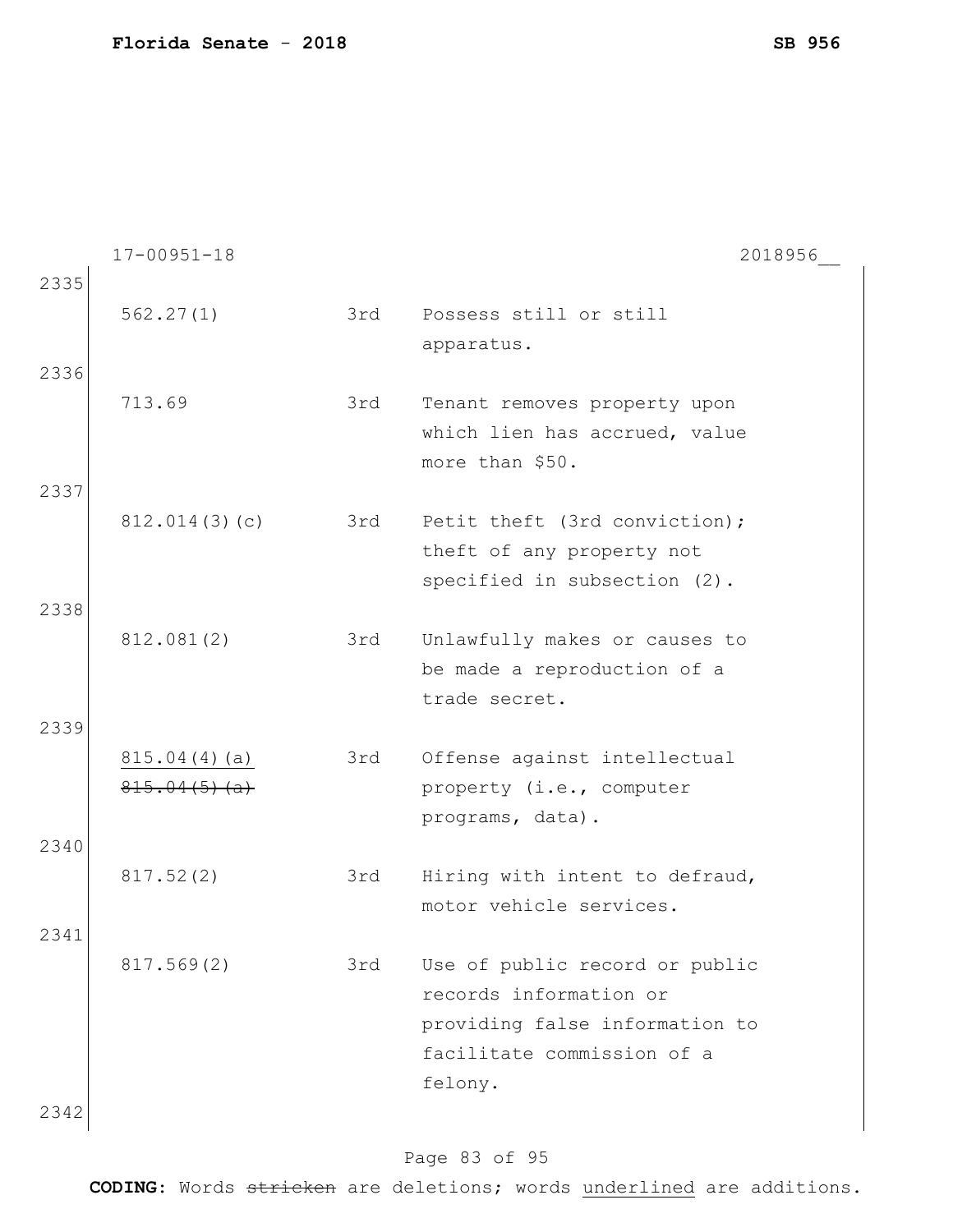17-00951-18 2018956__

2335

| | | |
|---|---|---|
| 562.27(1) | 3rd | Possess still or still apparatus. |
| 713.69 | 3rd | Tenant removes property upon which lien has accrued, value more than $50. |
| 812.014(3)(c) | 3rd | Petit theft (3rd conviction); theft of any property not specified in subsection (2). |
| 812.081(2) | 3rd | Unlawfully makes or causes to be made a reproduction of a trade secret. |
| <u>815.04(4)(a)</u> ~~815.04(5)(a)~~ | 3rd | Offense against intellectual property (i.e., computer programs, data). |
| 817.52(2) | 3rd | Hiring with intent to defraud, motor vehicle services. |
| 817.569(2) | 3rd | Use of public record or public records information or providing false information to facilitate commission of a felony. |

2336
2337
2338
2339
2340
2341
2342

**CODING:** Words ~~stricken~~ are deletions; words <u>underlined</u> are additions.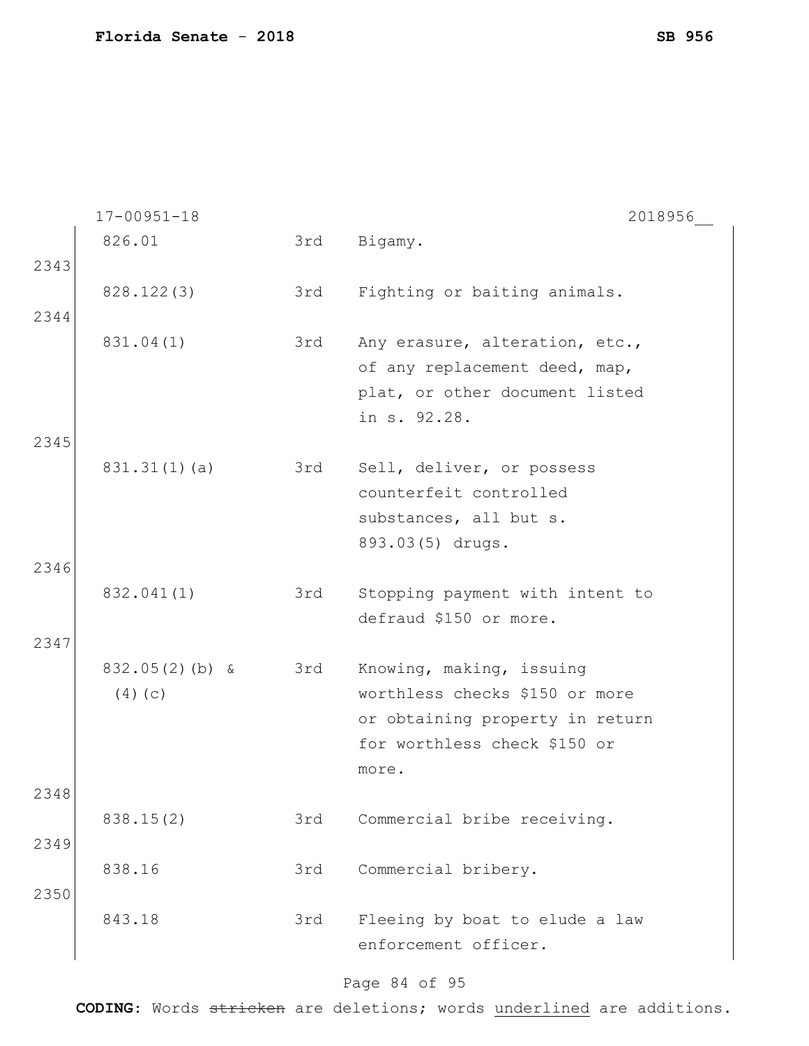17-00951-18 2018956__

| | | | |
|---|---|---|---|
| | 826.01 | 3rd | Bigamy. |
| 2343 | 828.122(3) | 3rd | Fighting or baiting animals. |
| 2344 | 831.04(1) | 3rd | Any erasure, alteration, etc., of any replacement deed, map, plat, or other document listed in s. 92.28. |
| 2345 | 831.31(1)(a) | 3rd | Sell, deliver, or possess counterfeit controlled substances, all but s. 893.03(5) drugs. |
| 2346 | 832.041(1) | 3rd | Stopping payment with intent to defraud $150 or more. |
| 2347 | 832.05(2)(b) & (4)(c) | 3rd | Knowing, making, issuing worthless checks $150 or more or obtaining property in return for worthless check $150 or more. |
| 2348 | 838.15(2) | 3rd | Commercial bribe receiving. |
| 2349 | 838.16 | 3rd | Commercial bribery. |
| 2350 | 843.18 | 3rd | Fleeing by boat to elude a law enforcement officer. |

**CODING:** Words ~~stricken~~ are deletions; words <u>underlined</u> are additions.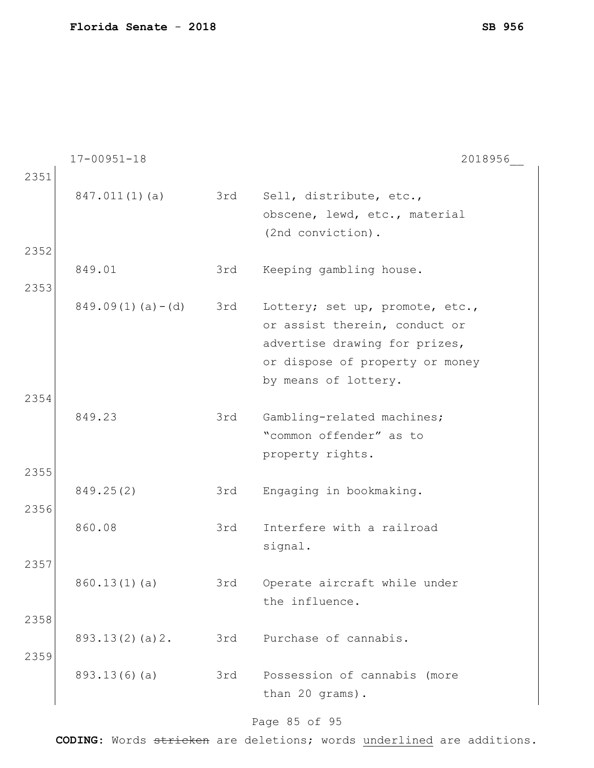17-00951-18 2018956__

| Line | Statute | Degree | Description |
|---|---|---|---|
| 2351 | 847.011(1)(a) | 3rd | Sell, distribute, etc., obscene, lewd, etc., material (2nd conviction). |
| 2352 | 849.01 | 3rd | Keeping gambling house. |
| 2353 | 849.09(1)(a)-(d) | 3rd | Lottery; set up, promote, etc., or assist therein, conduct or advertise drawing for prizes, or dispose of property or money by means of lottery. |
| 2354 | 849.23 | 3rd | Gambling-related machines; "common offender" as to property rights. |
| 2355 | 849.25(2) | 3rd | Engaging in bookmaking. |
| 2356 | 860.08 | 3rd | Interfere with a railroad signal. |
| 2357 | 860.13(1)(a) | 3rd | Operate aircraft while under the influence. |
| 2358 | 893.13(2)(a)2. | 3rd | Purchase of cannabis. |
| 2359 | 893.13(6)(a) | 3rd | Possession of cannabis (more than 20 grams). |

**CODING:** Words ~~stricken~~ are deletions; words underlined are additions.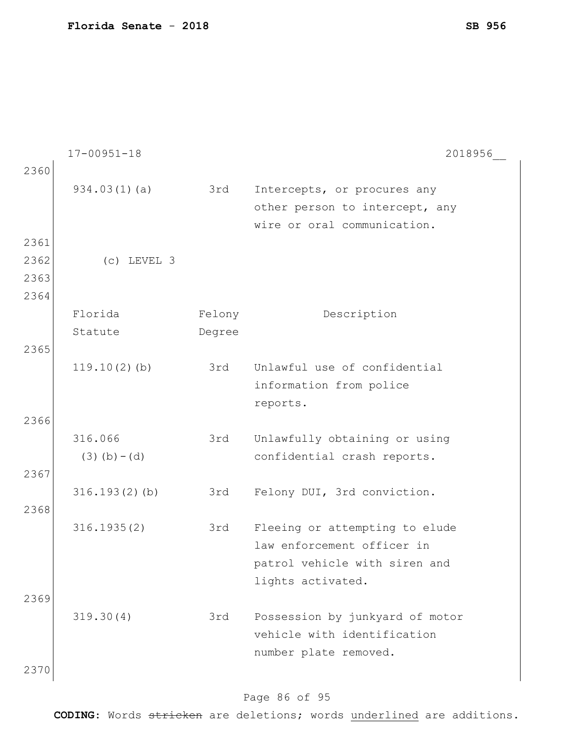| | | |
|---|---|---|
| 934.03(1)(a) | 3rd | Intercepts, or procures any other person to intercept, any wire or oral communication. |

(c) LEVEL 3

| Florida Statute | Felony Degree | Description |
|---|---|---|
| 119.10(2)(b) | 3rd | Unlawful use of confidential information from police reports. |
| 316.066 (3)(b)-(d) | 3rd | Unlawfully obtaining or using confidential crash reports. |
| 316.193(2)(b) | 3rd | Felony DUI, 3rd conviction. |
| 316.1935(2) | 3rd | Fleeing or attempting to elude law enforcement officer in patrol vehicle with siren and lights activated. |
| 319.30(4) | 3rd | Possession by junkyard of motor vehicle with identification number plate removed. |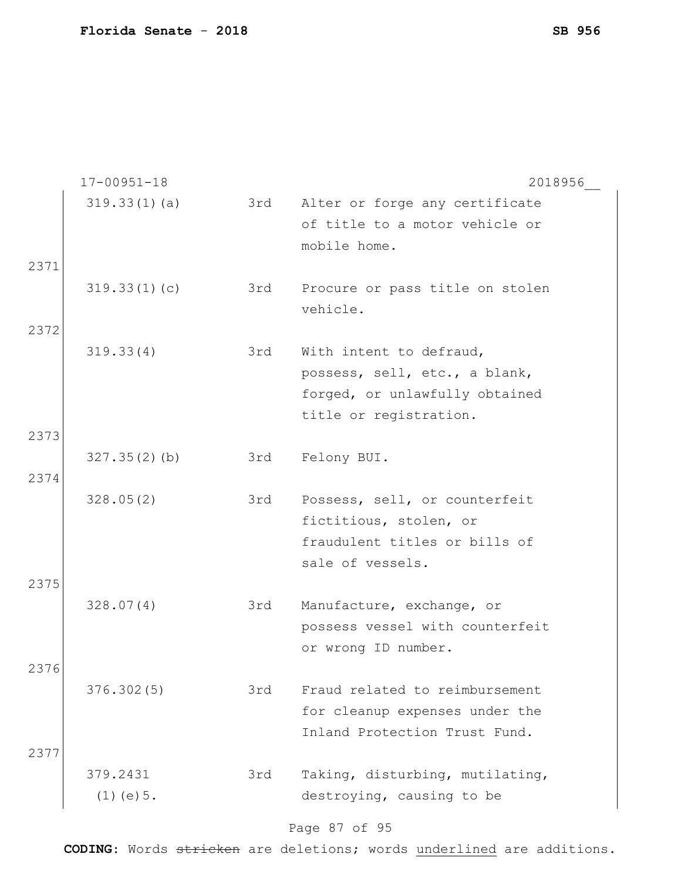17-00951-18 2018956__

| | | |
|---|---|---|
| 319.33(1)(a) | 3rd | Alter or forge any certificate of title to a motor vehicle or mobile home. |

2371

| | | |
|---|---|---|
| 319.33(1)(c) | 3rd | Procure or pass title on stolen vehicle. |

2372

| | | |
|---|---|---|
| 319.33(4) | 3rd | With intent to defraud, possess, sell, etc., a blank, forged, or unlawfully obtained title or registration. |

2373

| | | |
|---|---|---|
| 327.35(2)(b) | 3rd | Felony BUI. |

2374

| | | |
|---|---|---|
| 328.05(2) | 3rd | Possess, sell, or counterfeit fictitious, stolen, or fraudulent titles or bills of sale of vessels. |

2375

| | | |
|---|---|---|
| 328.07(4) | 3rd | Manufacture, exchange, or possess vessel with counterfeit or wrong ID number. |

2376

| | | |
|---|---|---|
| 376.302(5) | 3rd | Fraud related to reimbursement for cleanup expenses under the Inland Protection Trust Fund. |

2377

| | | |
|---|---|---|
| 379.2431 (1)(e)5. | 3rd | Taking, disturbing, mutilating, destroying, causing to be |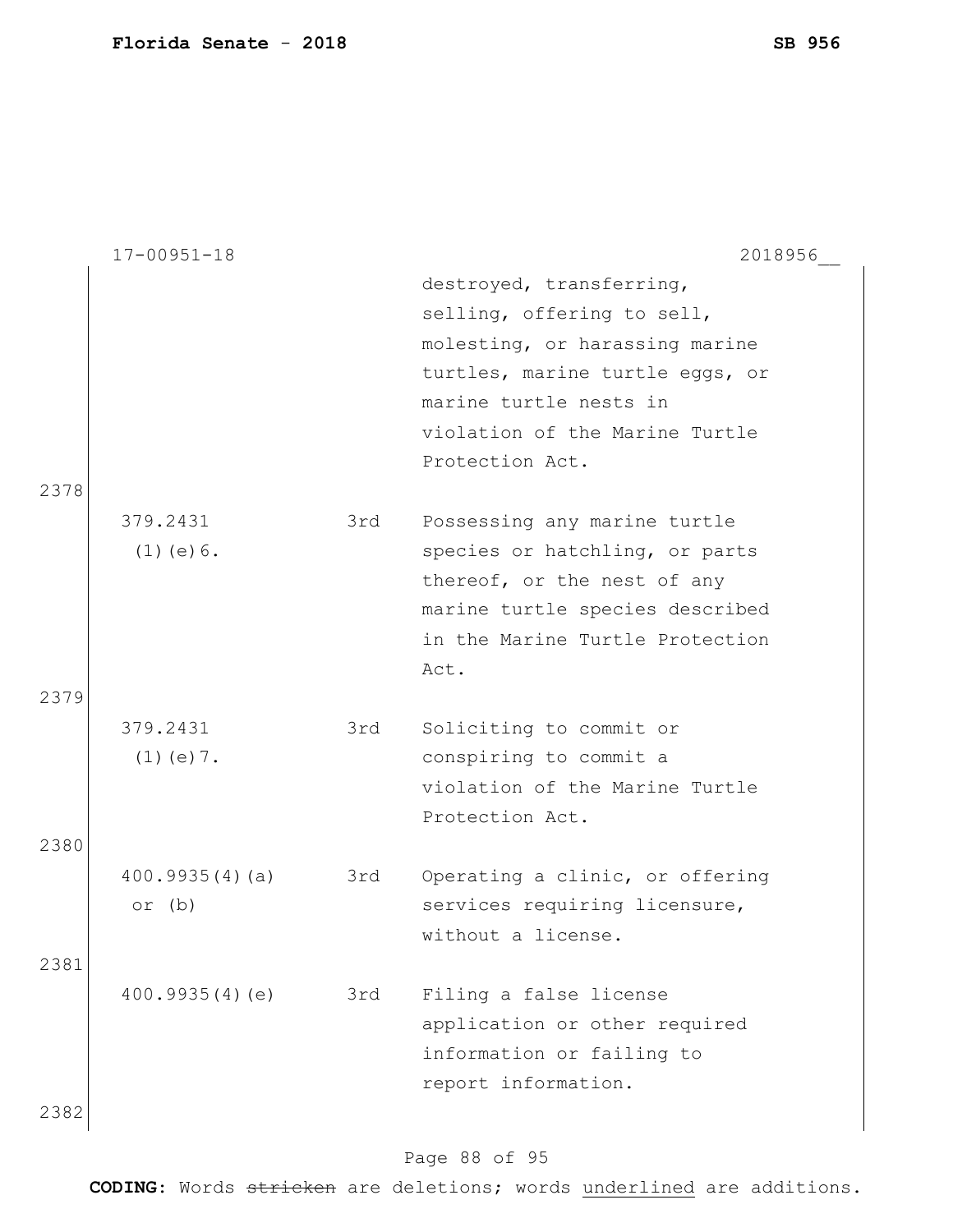17-00951-18 2018956__

| | | |
|---|---|---|
| | | destroyed, transferring, selling, offering to sell, molesting, or harassing marine turtles, marine turtle eggs, or marine turtle nests in violation of the Marine Turtle Protection Act. |

2378

| | | |
|---|---|---|
| 379.2431 (1)(e)6. | 3rd | Possessing any marine turtle species or hatchling, or parts thereof, or the nest of any marine turtle species described in the Marine Turtle Protection Act. |

2379

| | | |
|---|---|---|
| 379.2431 (1)(e)7. | 3rd | Soliciting to commit or conspiring to commit a violation of the Marine Turtle Protection Act. |

2380

| | | |
|---|---|---|
| 400.9935(4)(a) or (b) | 3rd | Operating a clinic, or offering services requiring licensure, without a license. |

2381

| | | |
|---|---|---|
| 400.9935(4)(e) | 3rd | Filing a false license application or other required information or failing to report information. |

2382

**CODING:** Words ~~stricken~~ are deletions; words <u>underlined</u> are additions.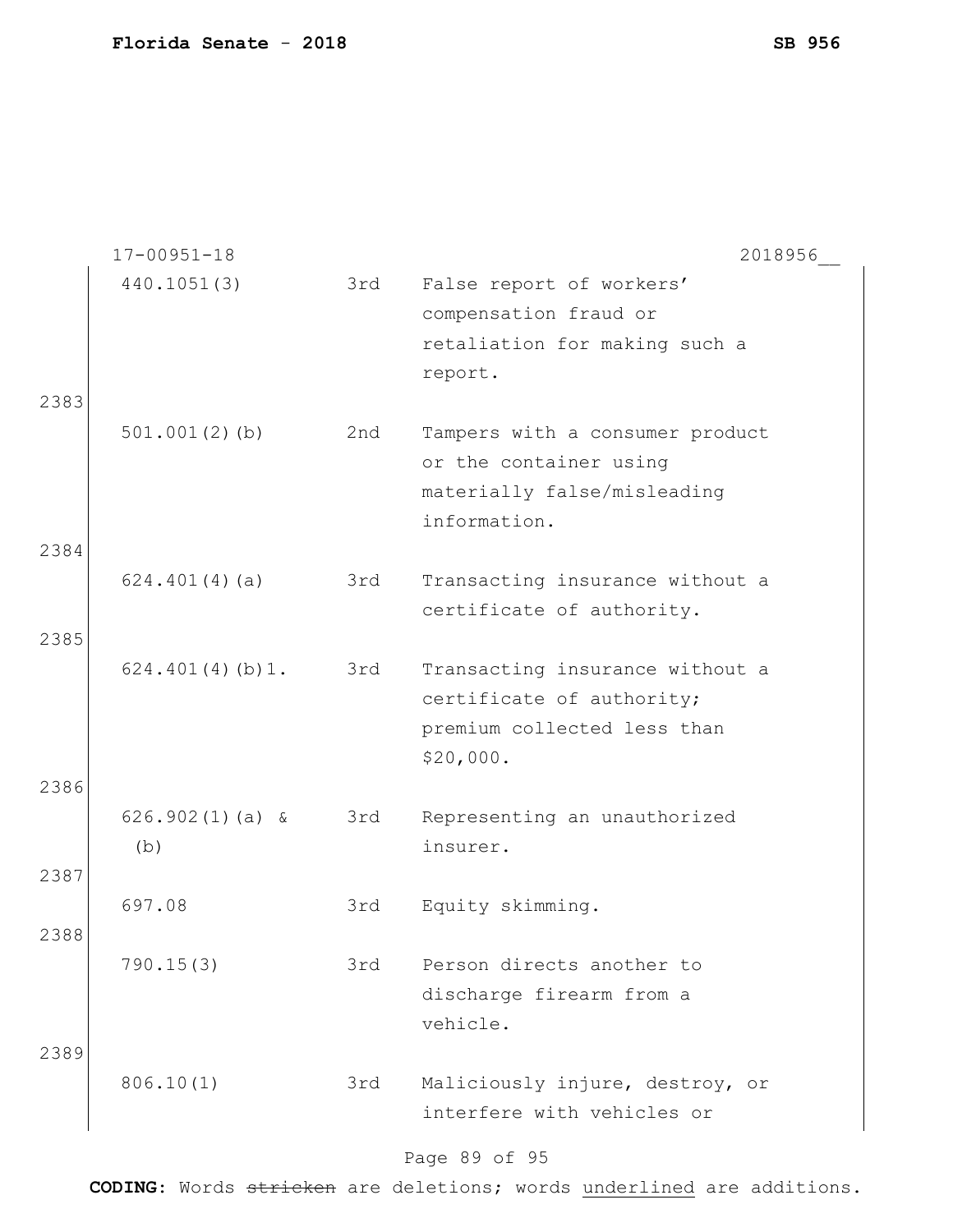17-00951-18 2018956__

| | | |
|---|---|---|
| 440.1051(3) | 3rd | False report of workers' compensation fraud or retaliation for making such a report. |

2383

| | | |
|---|---|---|
| 501.001(2)(b) | 2nd | Tampers with a consumer product or the container using materially false/misleading information. |

2384

| | | |
|---|---|---|
| 624.401(4)(a) | 3rd | Transacting insurance without a certificate of authority. |

2385

| | | |
|---|---|---|
| 624.401(4)(b)1. | 3rd | Transacting insurance without a certificate of authority; premium collected less than $20,000. |

2386

| | | |
|---|---|---|
| 626.902(1)(a) & (b) | 3rd | Representing an unauthorized insurer. |

2387

| | | |
|---|---|---|
| 697.08 | 3rd | Equity skimming. |

2388

| | | |
|---|---|---|
| 790.15(3) | 3rd | Person directs another to discharge firearm from a vehicle. |

2389

| | | |
|---|---|---|
| 806.10(1) | 3rd | Maliciously injure, destroy, or interfere with vehicles or |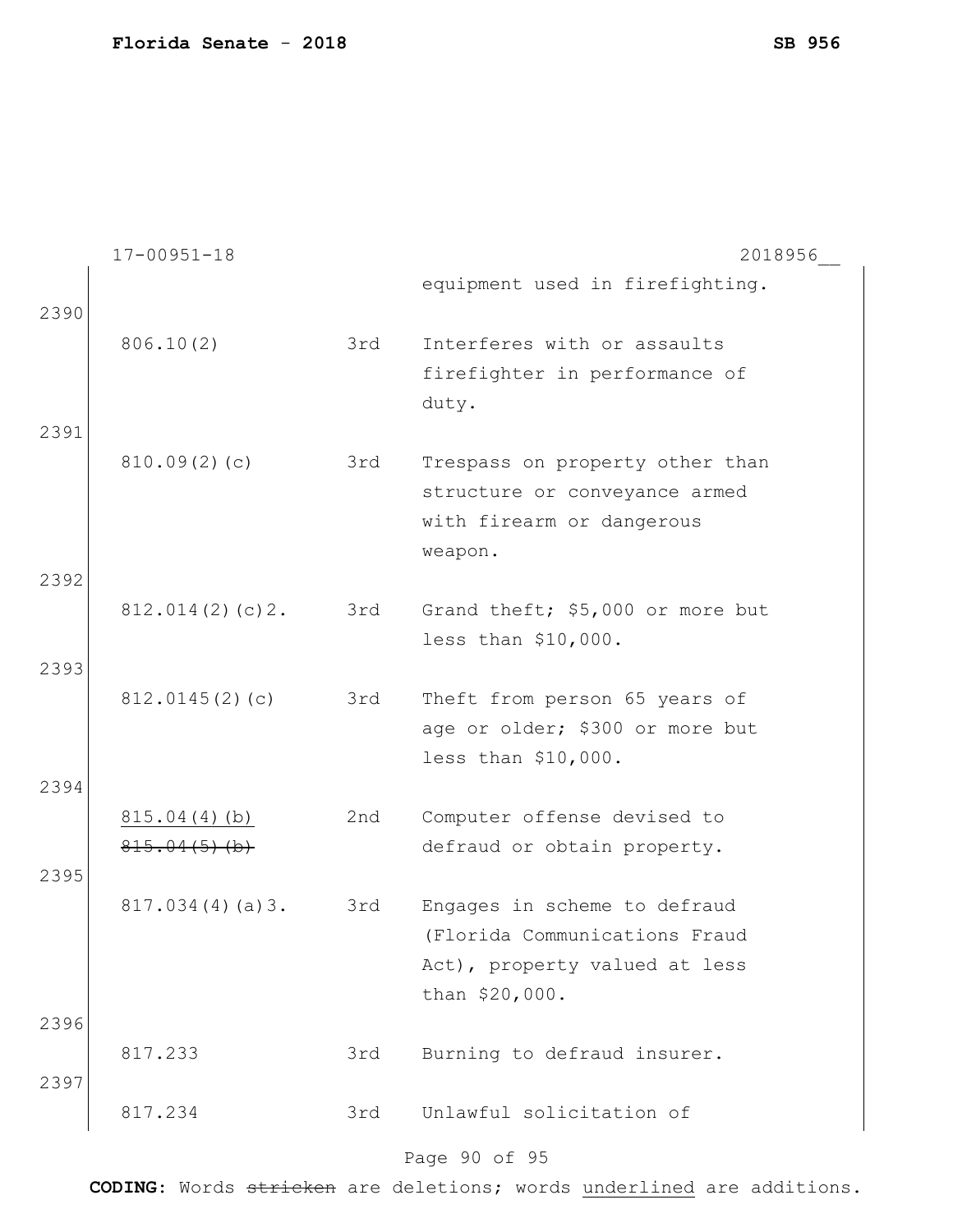17-00951-18 2018956__

| | | | |
|---|---|---|---|
| | | | equipment used in firefighting. |
| 2390 | 806.10(2) | 3rd | Interferes with or assaults firefighter in performance of duty. |
| 2391 | 810.09(2)(c) | 3rd | Trespass on property other than structure or conveyance armed with firearm or dangerous weapon. |
| 2392 | 812.014(2)(c)2. | 3rd | Grand theft; $5,000 or more but less than $10,000. |
| 2393 | 812.0145(2)(c) | 3rd | Theft from person 65 years of age or older; $300 or more but less than $10,000. |
| 2394 | <u>815.04(4)(b)</u> ~~815.04(5)(b)~~ | 2nd | Computer offense devised to defraud or obtain property. |
| 2395 | 817.034(4)(a)3. | 3rd | Engages in scheme to defraud (Florida Communications Fraud Act), property valued at less than $20,000. |
| 2396 | 817.233 | 3rd | Burning to defraud insurer. |
| 2397 | 817.234 | 3rd | Unlawful solicitation of |

**CODING:** Words ~~stricken~~ are deletions; words <u>underlined</u> are additions.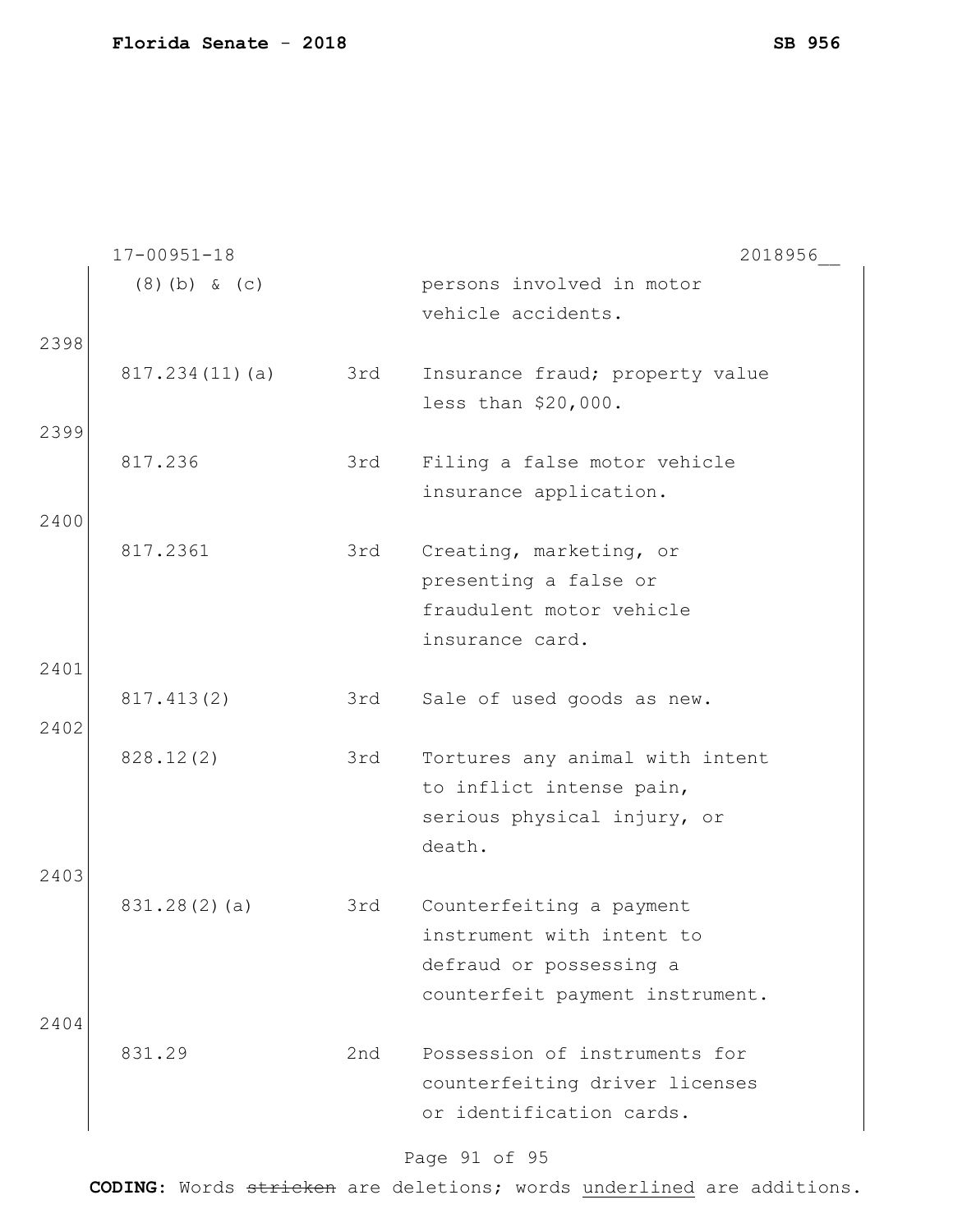17-00951-18 2018956__

| | | | |
|---|---|---|---|
| | (8)(b) & (c) | | persons involved in motor vehicle accidents. |
| 2398 | 817.234(11)(a) | 3rd | Insurance fraud; property value less than $20,000. |
| 2399 | 817.236 | 3rd | Filing a false motor vehicle insurance application. |
| 2400 | 817.2361 | 3rd | Creating, marketing, or presenting a false or fraudulent motor vehicle insurance card. |
| 2401 | 817.413(2) | 3rd | Sale of used goods as new. |
| 2402 | 828.12(2) | 3rd | Tortures any animal with intent to inflict intense pain, serious physical injury, or death. |
| 2403 | 831.28(2)(a) | 3rd | Counterfeiting a payment instrument with intent to defraud or possessing a counterfeit payment instrument. |
| 2404 | 831.29 | 2nd | Possession of instruments for counterfeiting driver licenses or identification cards. |

**CODING:** Words ~~stricken~~ are deletions; words underlined are additions.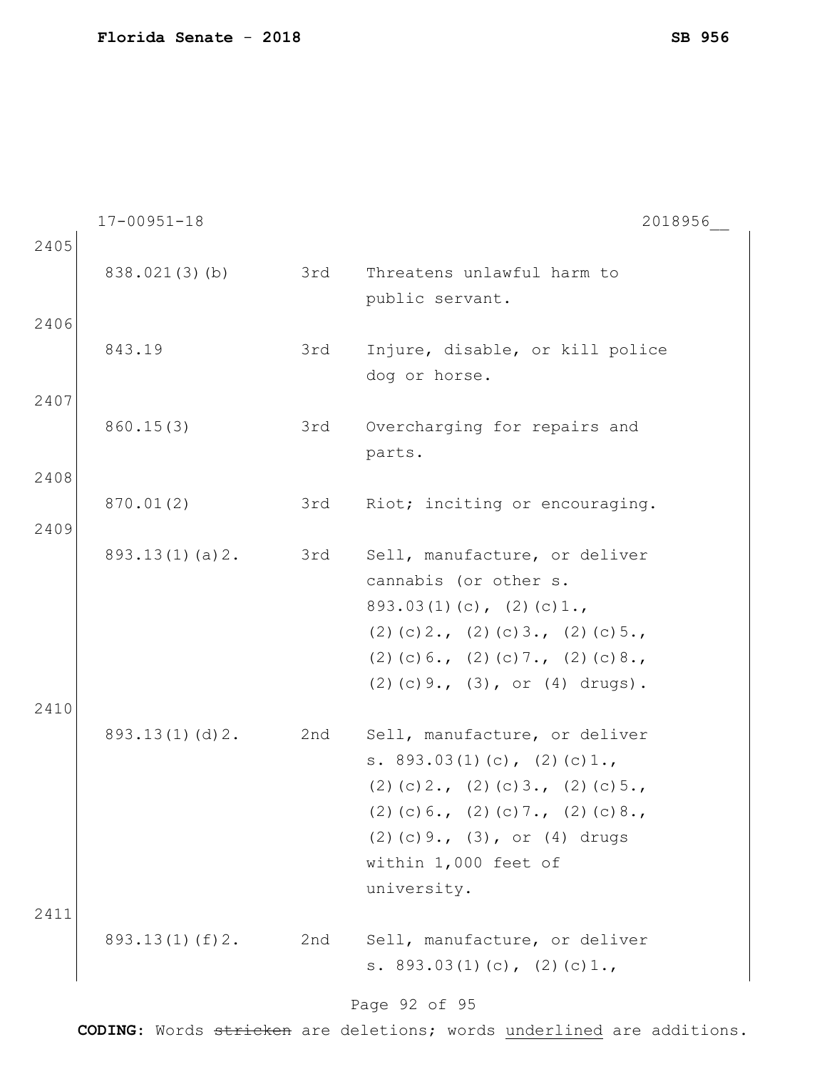17-00951-18 2018956__

2405

| | | |
|---|---|---|
| 838.021(3)(b) | 3rd | Threatens unlawful harm to public servant. |

2406

| | | |
|---|---|---|
| 843.19 | 3rd | Injure, disable, or kill police dog or horse. |

2407

| | | |
|---|---|---|
| 860.15(3) | 3rd | Overcharging for repairs and parts. |

2408

| | | |
|---|---|---|
| 870.01(2) | 3rd | Riot; inciting or encouraging. |

2409

| | | |
|---|---|---|
| 893.13(1)(a)2. | 3rd | Sell, manufacture, or deliver cannabis (or other s. 893.03(1)(c), (2)(c)1., (2)(c)2., (2)(c)3., (2)(c)5., (2)(c)6., (2)(c)7., (2)(c)8., (2)(c)9., (3), or (4) drugs). |

2410

| | | |
|---|---|---|
| 893.13(1)(d)2. | 2nd | Sell, manufacture, or deliver s. 893.03(1)(c), (2)(c)1., (2)(c)2., (2)(c)3., (2)(c)5., (2)(c)6., (2)(c)7., (2)(c)8., (2)(c)9., (3), or (4) drugs within 1,000 feet of university. |

2411

| | | |
|---|---|---|
| 893.13(1)(f)2. | 2nd | Sell, manufacture, or deliver s. 893.03(1)(c), (2)(c)1., |

**CODING:** Words ~~stricken~~ are deletions; words <u>underlined</u> are additions.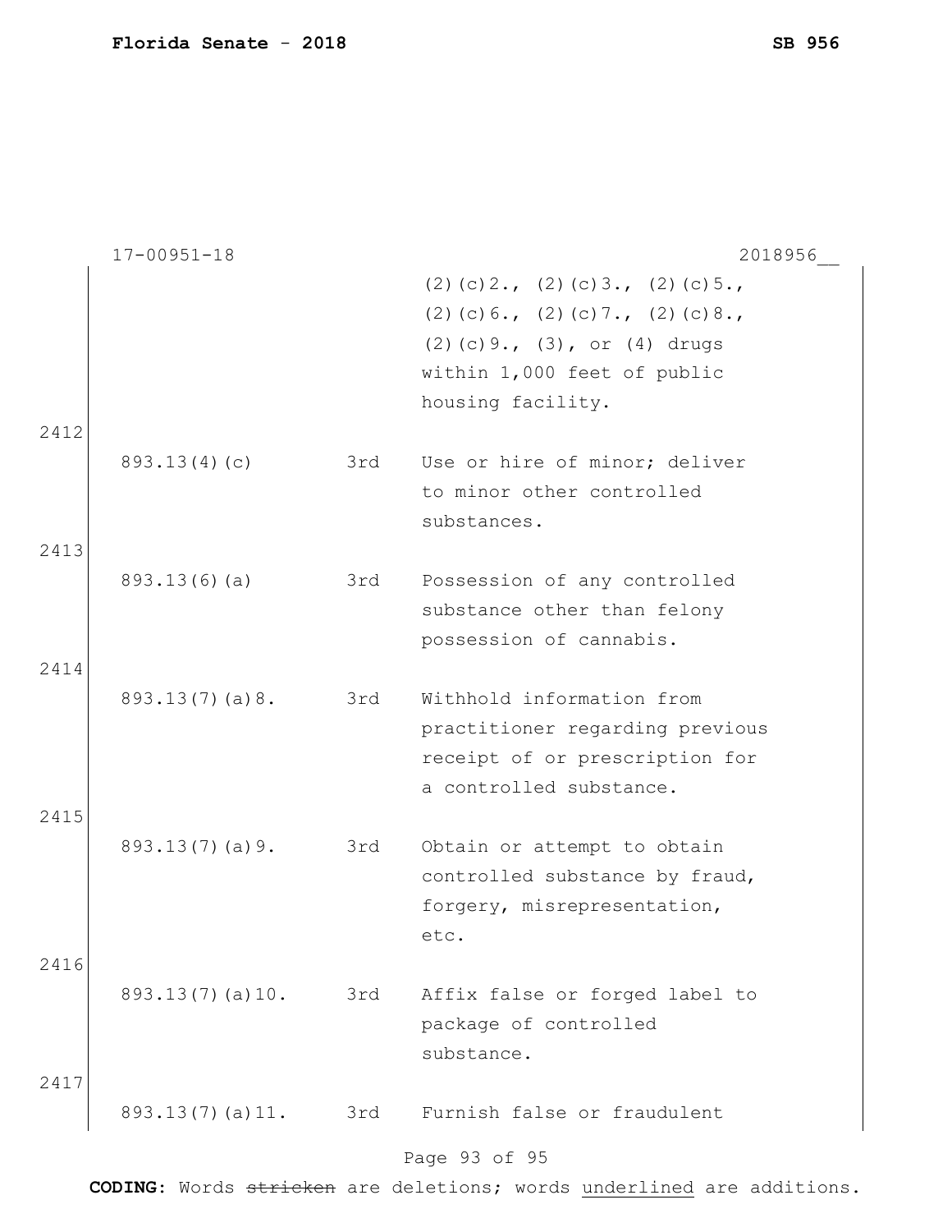17-00951-18 2018956__

| | | |
|---|---|---|
| | | (2)(c)2., (2)(c)3., (2)(c)5., (2)(c)6., (2)(c)7., (2)(c)8., (2)(c)9., (3), or (4) drugs within 1,000 feet of public housing facility. |

2412

| | | |
|---|---|---|
| 893.13(4)(c) | 3rd | Use or hire of minor; deliver to minor other controlled substances. |

2413

| | | |
|---|---|---|
| 893.13(6)(a) | 3rd | Possession of any controlled substance other than felony possession of cannabis. |

2414

| | | |
|---|---|---|
| 893.13(7)(a)8. | 3rd | Withhold information from practitioner regarding previous receipt of or prescription for a controlled substance. |

2415

| | | |
|---|---|---|
| 893.13(7)(a)9. | 3rd | Obtain or attempt to obtain controlled substance by fraud, forgery, misrepresentation, etc. |

2416

| | | |
|---|---|---|
| 893.13(7)(a)10. | 3rd | Affix false or forged label to package of controlled substance. |

2417

| | | |
|---|---|---|
| 893.13(7)(a)11. | 3rd | Furnish false or fraudulent |

**CODING:** Words ~~stricken~~ are deletions; words underlined are additions.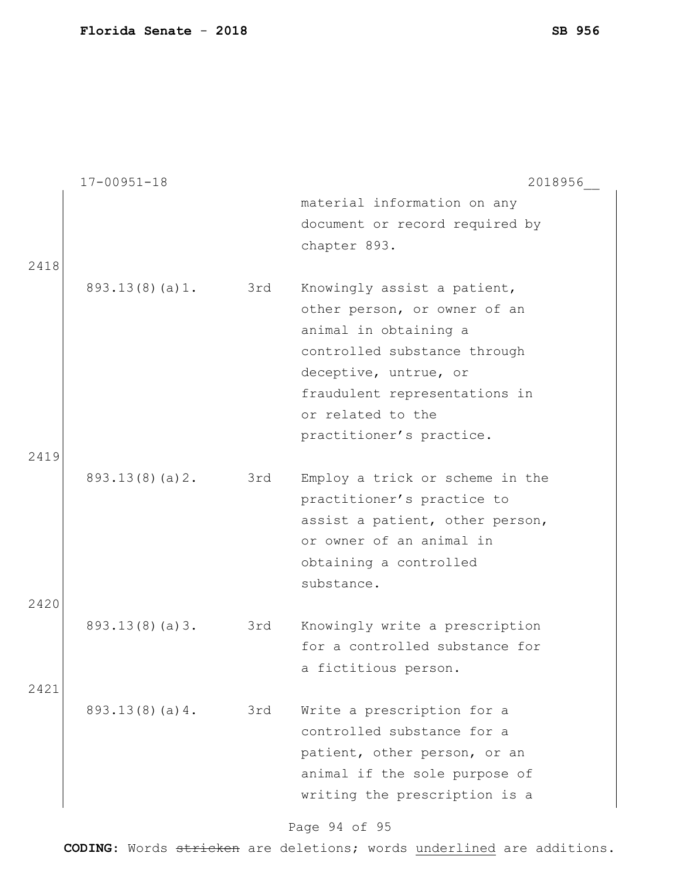| | | |
|---|---|---|
| | | material information on any document or record required by chapter 893. |
| 893.13(8)(a)1. | 3rd | Knowingly assist a patient, other person, or owner of an animal in obtaining a controlled substance through deceptive, untrue, or fraudulent representations in or related to the practitioner’s practice. |
| 893.13(8)(a)2. | 3rd | Employ a trick or scheme in the practitioner’s practice to assist a patient, other person, or owner of an animal in obtaining a controlled substance. |
| 893.13(8)(a)3. | 3rd | Knowingly write a prescription for a controlled substance for a fictitious person. |
| 893.13(8)(a)4. | 3rd | Write a prescription for a controlled substance for a patient, other person, or an animal if the sole purpose of writing the prescription is a |

**CODING:** Words ~~stricken~~ are deletions; words <u>underlined</u> are additions.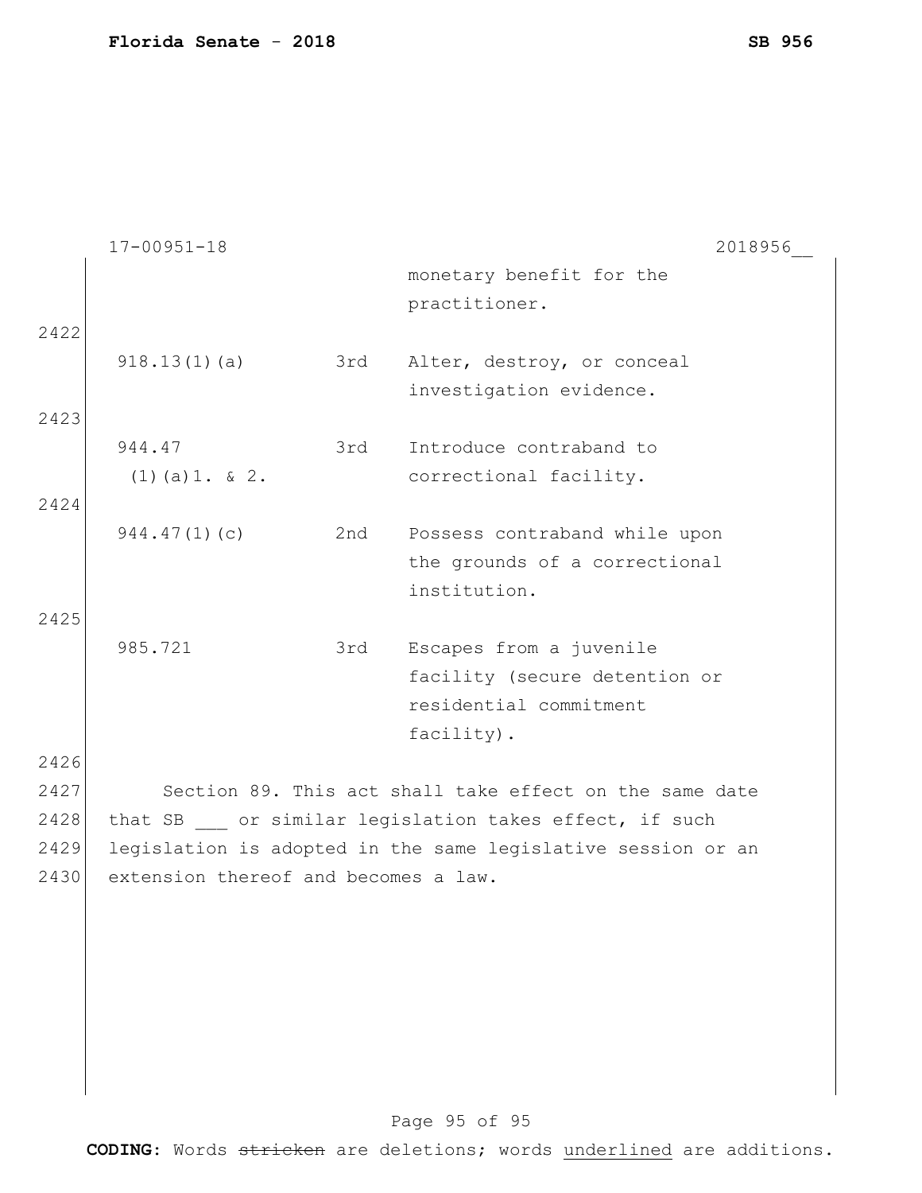| | | |
|---|---|---|
| | | monetary benefit for the practitioner. |
| 918.13(1)(a) | 3rd | Alter, destroy, or conceal investigation evidence. |
| 944.47 (1)(a)1. & 2. | 3rd | Introduce contraband to correctional facility. |
| 944.47(1)(c) | 2nd | Possess contraband while upon the grounds of a correctional institution. |
| 985.721 | 3rd | Escapes from a juvenile facility (secure detention or residential commitment facility). |

Section 89. This act shall take effect on the same date that SB ___ or similar legislation takes effect, if such legislation is adopted in the same legislative session or an extension thereof and becomes a law.